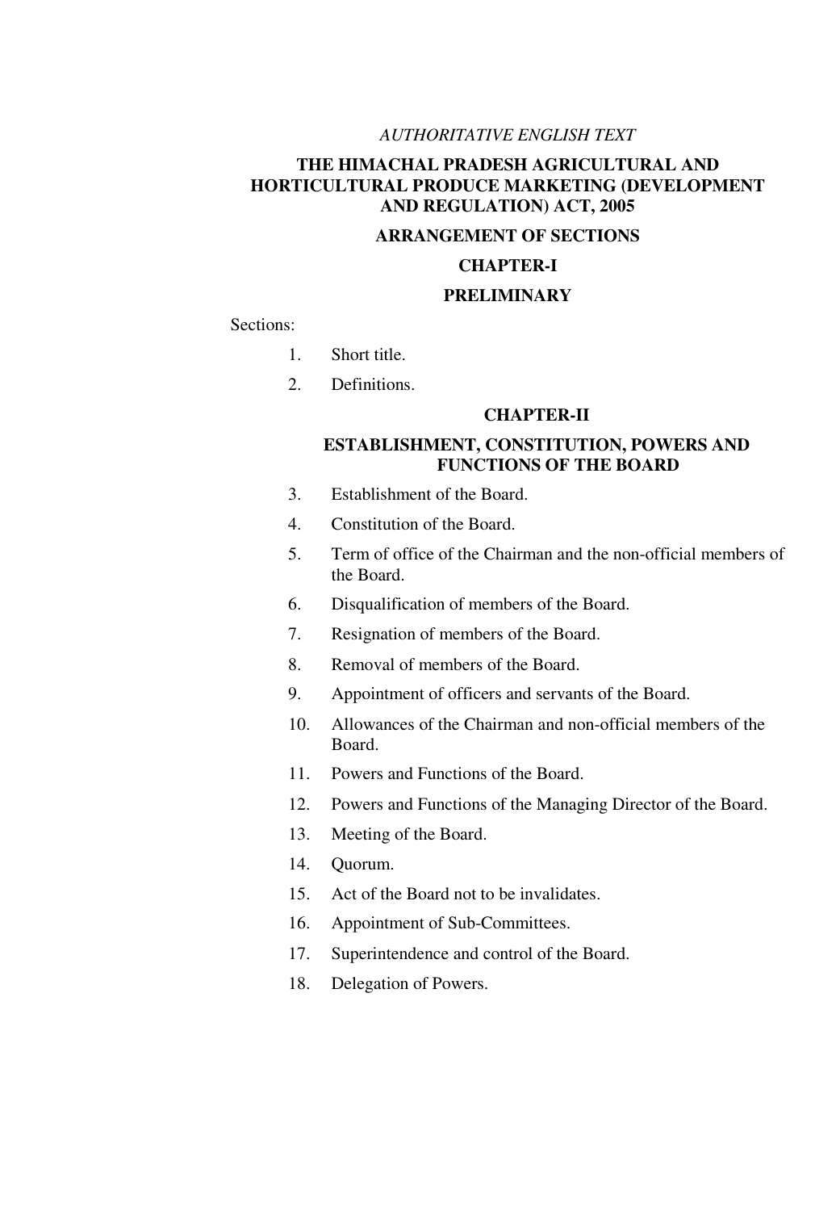*AUTHORITATIVE ENGLISH TEXT*

# THE HIMACHAL PRADESH AGRICULTURAL AND HORTICULTURAL PRODUCE MARKETING (DEVELOPMENT AND REGULATION) ACT, 2005

## ARRANGEMENT OF SECTIONS

## CHAPTER-I

## PRELIMINARY

Sections:

1. Short title.
2. Definitions.

## CHAPTER-II

## ESTABLISHMENT, CONSTITUTION, POWERS AND FUNCTIONS OF THE BOARD

3. Establishment of the Board.
4. Constitution of the Board.
5. Term of office of the Chairman and the non-official members of the Board.
6. Disqualification of members of the Board.
7. Resignation of members of the Board.
8. Removal of members of the Board.
9. Appointment of officers and servants of the Board.
10. Allowances of the Chairman and non-official members of the Board.
11. Powers and Functions of the Board.
12. Powers and Functions of the Managing Director of the Board.
13. Meeting of the Board.
14. Quorum.
15. Act of the Board not to be invalidates.
16. Appointment of Sub-Committees.
17. Superintendence and control of the Board.
18. Delegation of Powers.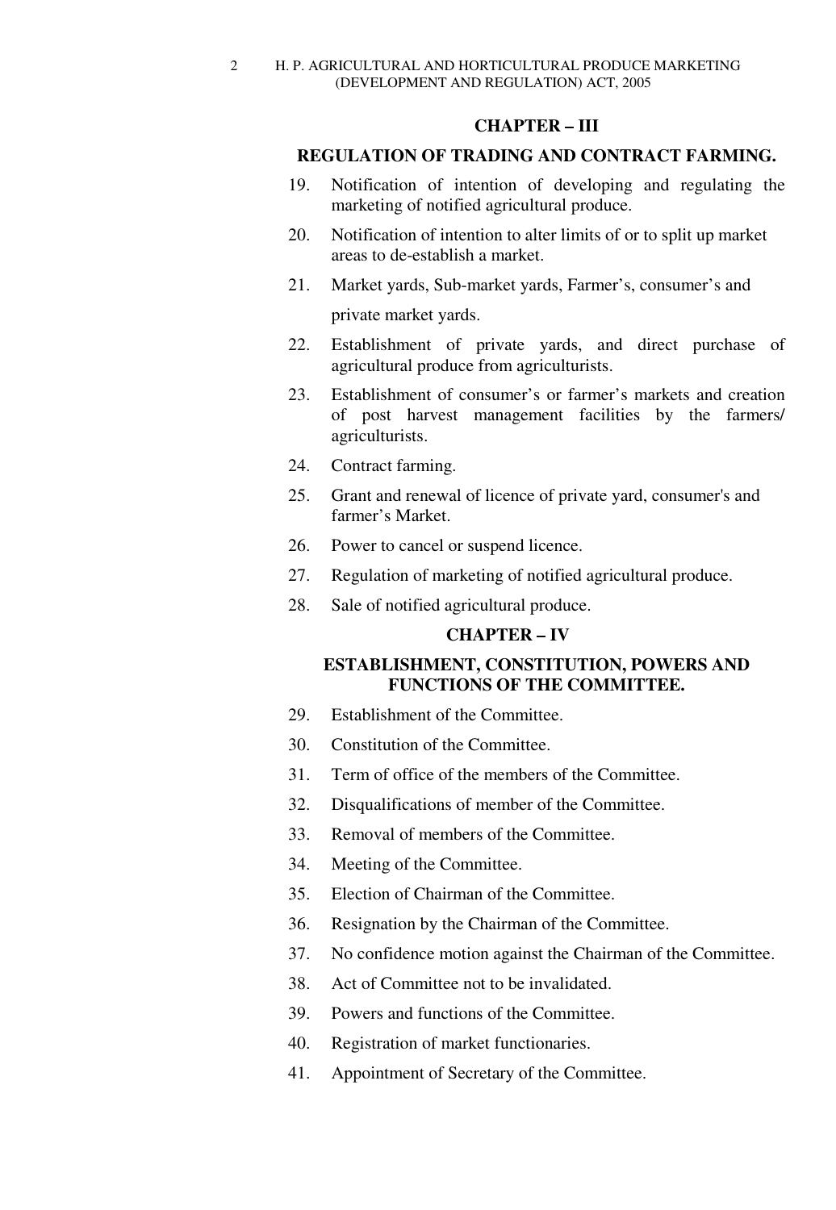## CHAPTER – III

### REGULATION OF TRADING AND CONTRACT FARMING.

19. Notification of intention of developing and regulating the marketing of notified agricultural produce.
20. Notification of intention to alter limits of or to split up market areas to de-establish a market.
21. Market yards, Sub-market yards, Farmer's, consumer's and private market yards.
22. Establishment of private yards, and direct purchase of agricultural produce from agriculturists.
23. Establishment of consumer's or farmer's markets and creation of post harvest management facilities by the farmers/ agriculturists.
24. Contract farming.
25. Grant and renewal of licence of private yard, consumer's and farmer's Market.
26. Power to cancel or suspend licence.
27. Regulation of marketing of notified agricultural produce.
28. Sale of notified agricultural produce.

## CHAPTER – IV

### ESTABLISHMENT, CONSTITUTION, POWERS AND FUNCTIONS OF THE COMMITTEE.

29. Establishment of the Committee.
30. Constitution of the Committee.
31. Term of office of the members of the Committee.
32. Disqualifications of member of the Committee.
33. Removal of members of the Committee.
34. Meeting of the Committee.
35. Election of Chairman of the Committee.
36. Resignation by the Chairman of the Committee.
37. No confidence motion against the Chairman of the Committee.
38. Act of Committee not to be invalidated.
39. Powers and functions of the Committee.
40. Registration of market functionaries.
41. Appointment of Secretary of the Committee.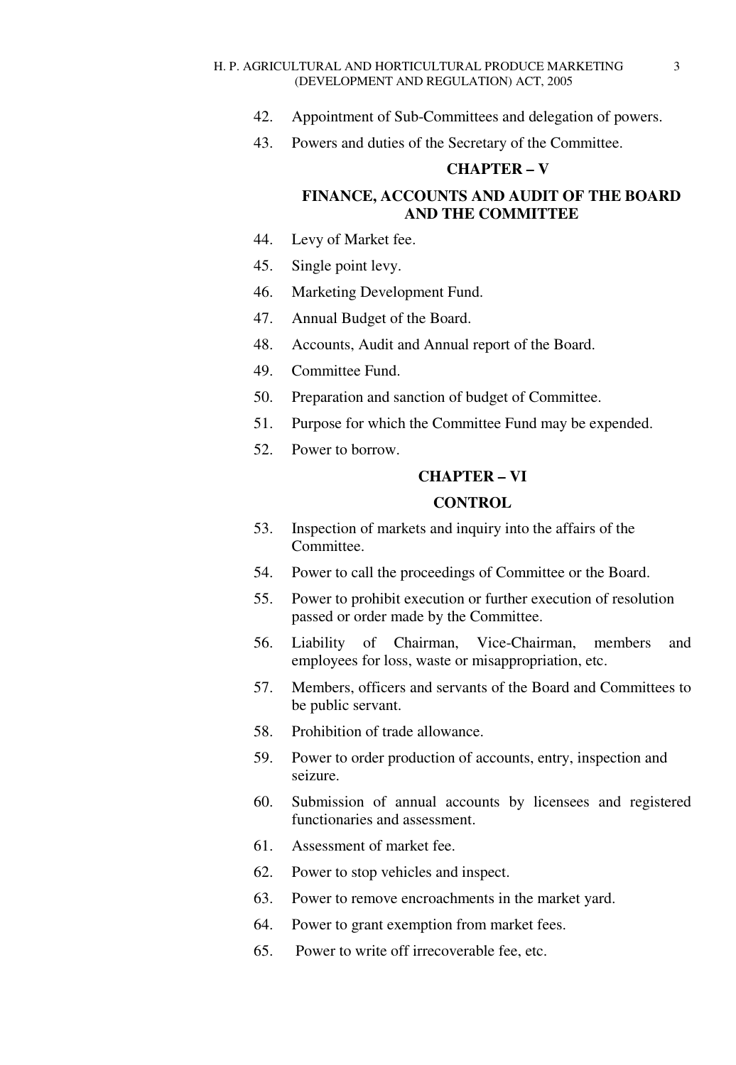42. Appointment of Sub-Committees and delegation of powers.

43. Powers and duties of the Secretary of the Committee.

## CHAPTER – V

## FINANCE, ACCOUNTS AND AUDIT OF THE BOARD AND THE COMMITTEE

44. Levy of Market fee.

45. Single point levy.

46. Marketing Development Fund.

47. Annual Budget of the Board.

48. Accounts, Audit and Annual report of the Board.

49. Committee Fund.

50. Preparation and sanction of budget of Committee.

51. Purpose for which the Committee Fund may be expended.

52. Power to borrow.

## CHAPTER – VI

## CONTROL

53. Inspection of markets and inquiry into the affairs of the Committee.

54. Power to call the proceedings of Committee or the Board.

55. Power to prohibit execution or further execution of resolution passed or order made by the Committee.

56. Liability of Chairman, Vice-Chairman, members and employees for loss, waste or misappropriation, etc.

57. Members, officers and servants of the Board and Committees to be public servant.

58. Prohibition of trade allowance.

59. Power to order production of accounts, entry, inspection and seizure.

60. Submission of annual accounts by licensees and registered functionaries and assessment.

61. Assessment of market fee.

62. Power to stop vehicles and inspect.

63. Power to remove encroachments in the market yard.

64. Power to grant exemption from market fees.

65. Power to write off irrecoverable fee, etc.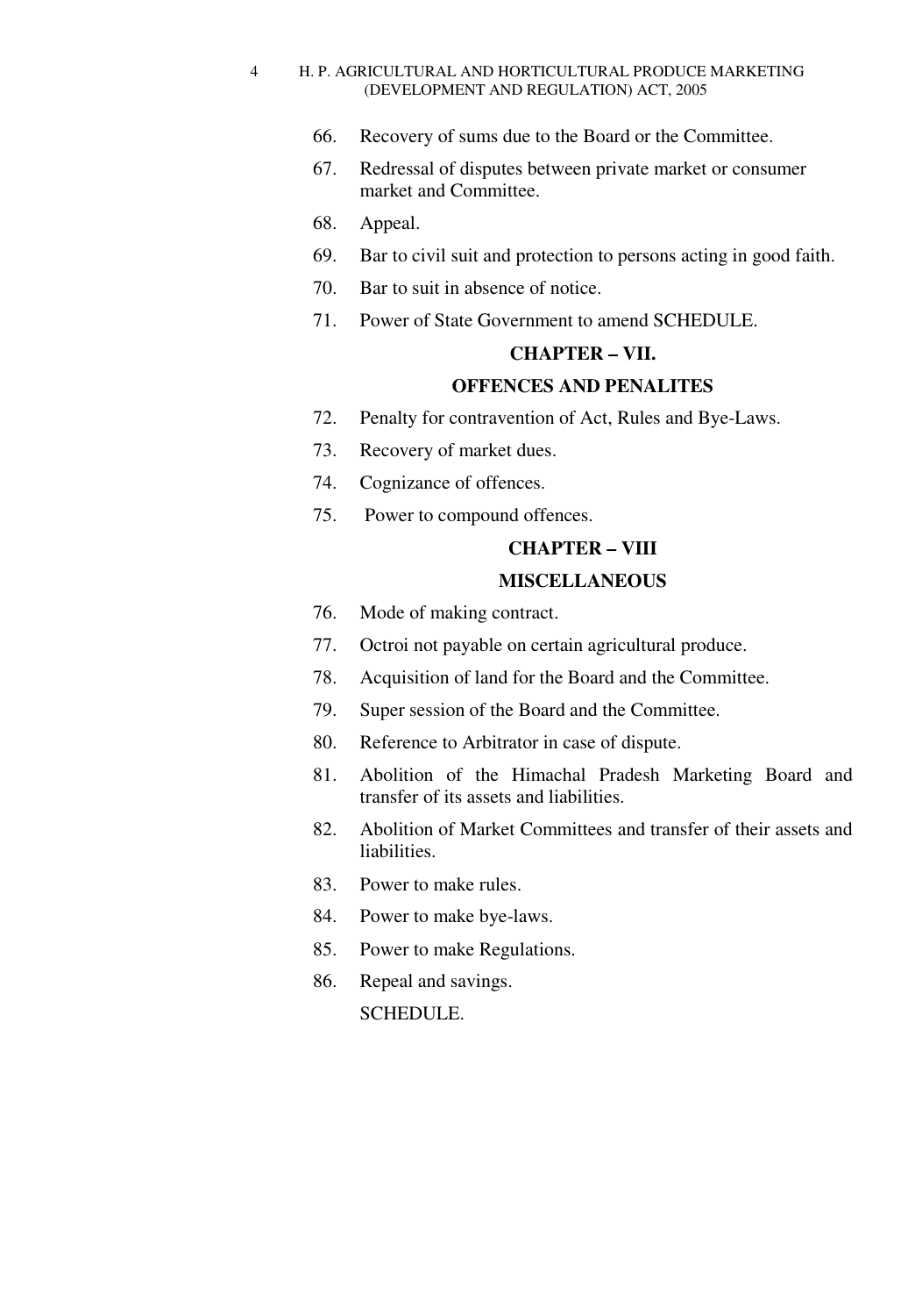66. Recovery of sums due to the Board or the Committee.
67. Redressal of disputes between private market or consumer market and Committee.
68. Appeal.
69. Bar to civil suit and protection to persons acting in good faith.
70. Bar to suit in absence of notice.
71. Power of State Government to amend SCHEDULE.

**CHAPTER – VII.**

**OFFENCES AND PENALITES**

72. Penalty for contravention of Act, Rules and Bye-Laws.
73. Recovery of market dues.
74. Cognizance of offences.
75. Power to compound offences.

**CHAPTER – VIII**

**MISCELLANEOUS**

76. Mode of making contract.
77. Octroi not payable on certain agricultural produce.
78. Acquisition of land for the Board and the Committee.
79. Super session of the Board and the Committee.
80. Reference to Arbitrator in case of dispute.
81. Abolition of the Himachal Pradesh Marketing Board and transfer of its assets and liabilities.
82. Abolition of Market Committees and transfer of their assets and liabilities.
83. Power to make rules.
84. Power to make bye-laws.
85. Power to make Regulations.
86. Repeal and savings.

SCHEDULE.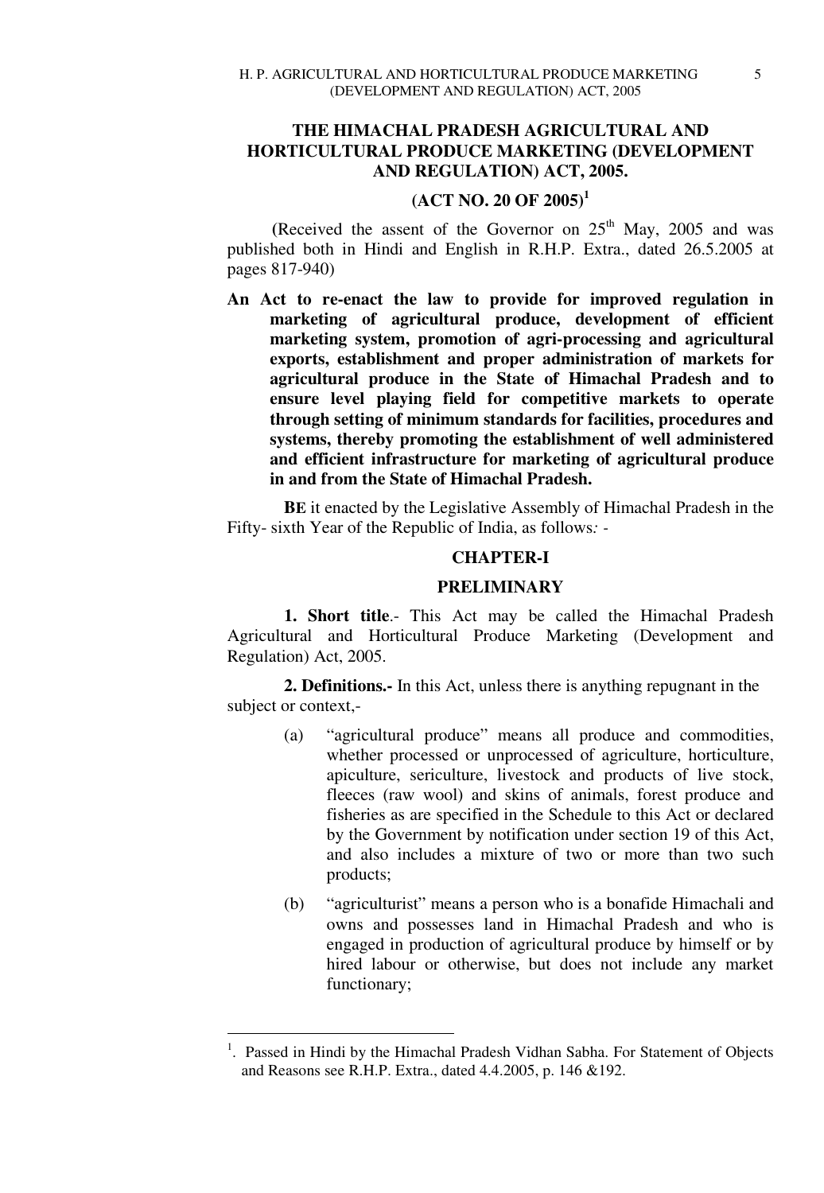# THE HIMACHAL PRADESH AGRICULTURAL AND HORTICULTURAL PRODUCE MARKETING (DEVELOPMENT AND REGULATION) ACT, 2005.

## (ACT NO. 20 OF 2005)[1]

(Received the assent of the Governor on 25th May, 2005 and was published both in Hindi and English in R.H.P. Extra., dated 26.5.2005 at pages 817-940)

**An Act to re-enact the law to provide for improved regulation in marketing of agricultural produce, development of efficient marketing system, promotion of agri-processing and agricultural exports, establishment and proper administration of markets for agricultural produce in the State of Himachal Pradesh and to ensure level playing field for competitive markets to operate through setting of minimum standards for facilities, procedures and systems, thereby promoting the establishment of well administered and efficient infrastructure for marketing of agricultural produce in and from the State of Himachal Pradesh.**

**BE** it enacted by the Legislative Assembly of Himachal Pradesh in the Fifty- sixth Year of the Republic of India, as follows*:* -

## CHAPTER-I

## PRELIMINARY

**1. Short title**.- This Act may be called the Himachal Pradesh Agricultural and Horticultural Produce Marketing (Development and Regulation) Act, 2005.

**2. Definitions.-** In this Act, unless there is anything repugnant in the subject or context,-

(a) "agricultural produce" means all produce and commodities, whether processed or unprocessed of agriculture, horticulture, apiculture, sericulture, livestock and products of live stock, fleeces (raw wool) and skins of animals, forest produce and fisheries as are specified in the Schedule to this Act or declared by the Government by notification under section 19 of this Act, and also includes a mixture of two or more than two such products;

(b) "agriculturist" means a person who is a bonafide Himachali and owns and possesses land in Himachal Pradesh and who is engaged in production of agricultural produce by himself or by hired labour or otherwise, but does not include any market functionary;

---

[1]. Passed in Hindi by the Himachal Pradesh Vidhan Sabha. For Statement of Objects and Reasons see R.H.P. Extra., dated 4.4.2005, p. 146 &192.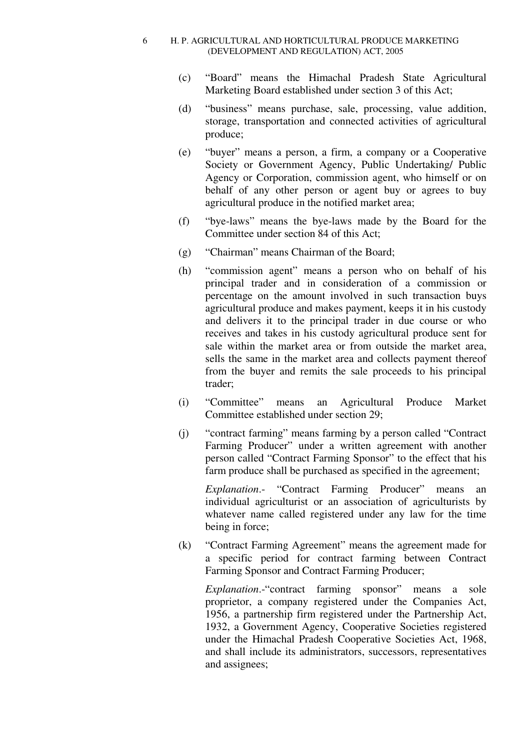(c) "Board" means the Himachal Pradesh State Agricultural Marketing Board established under section 3 of this Act;

(d) "business" means purchase, sale, processing, value addition, storage, transportation and connected activities of agricultural produce;

(e) "buyer" means a person, a firm, a company or a Cooperative Society or Government Agency, Public Undertaking/ Public Agency or Corporation, commission agent, who himself or on behalf of any other person or agent buy or agrees to buy agricultural produce in the notified market area;

(f) "bye-laws" means the bye-laws made by the Board for the Committee under section 84 of this Act;

(g) "Chairman" means Chairman of the Board;

(h) "commission agent" means a person who on behalf of his principal trader and in consideration of a commission or percentage on the amount involved in such transaction buys agricultural produce and makes payment, keeps it in his custody and delivers it to the principal trader in due course or who receives and takes in his custody agricultural produce sent for sale within the market area or from outside the market area, sells the same in the market area and collects payment thereof from the buyer and remits the sale proceeds to his principal trader;

(i) "Committee" means an Agricultural Produce Market Committee established under section 29;

(j) "contract farming" means farming by a person called "Contract Farming Producer" under a written agreement with another person called "Contract Farming Sponsor" to the effect that his farm produce shall be purchased as specified in the agreement;

*Explanation*.- "Contract Farming Producer" means an individual agriculturist or an association of agriculturists by whatever name called registered under any law for the time being in force;

(k) "Contract Farming Agreement" means the agreement made for a specific period for contract farming between Contract Farming Sponsor and Contract Farming Producer;

*Explanation*.-"contract farming sponsor" means a sole proprietor, a company registered under the Companies Act, 1956, a partnership firm registered under the Partnership Act, 1932, a Government Agency, Cooperative Societies registered under the Himachal Pradesh Cooperative Societies Act, 1968, and shall include its administrators, successors, representatives and assignees;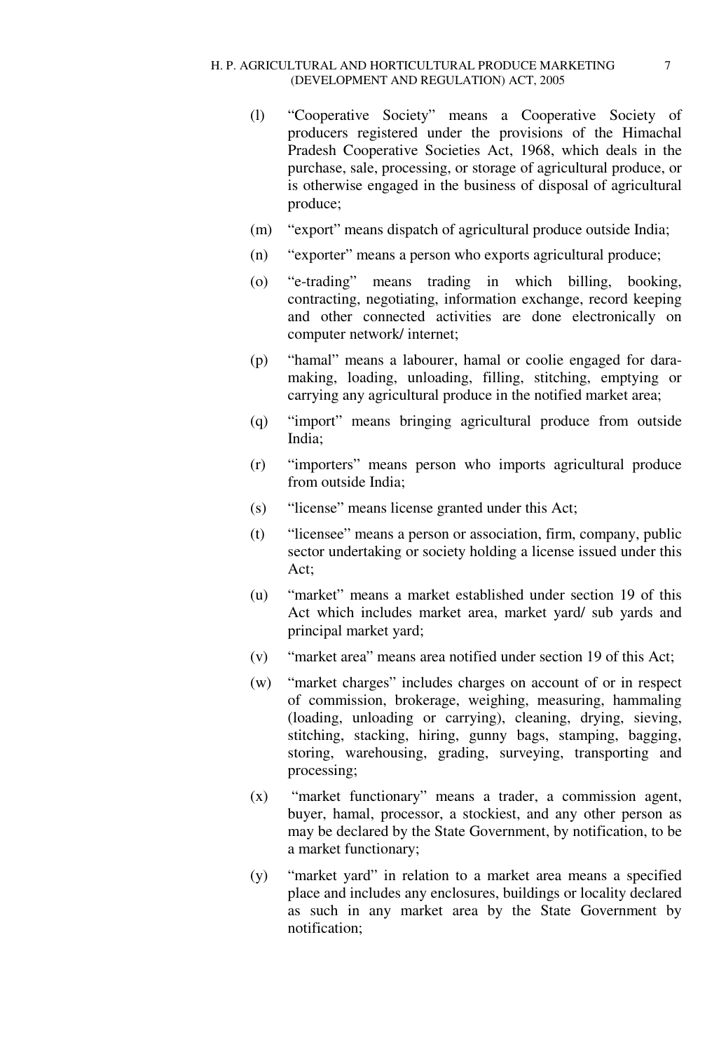(l) "Cooperative Society" means a Cooperative Society of producers registered under the provisions of the Himachal Pradesh Cooperative Societies Act, 1968, which deals in the purchase, sale, processing, or storage of agricultural produce, or is otherwise engaged in the business of disposal of agricultural produce;

(m) "export" means dispatch of agricultural produce outside India;

(n) "exporter" means a person who exports agricultural produce;

(o) "e-trading" means trading in which billing, booking, contracting, negotiating, information exchange, record keeping and other connected activities are done electronically on computer network/ internet;

(p) "hamal" means a labourer, hamal or coolie engaged for dara-making, loading, unloading, filling, stitching, emptying or carrying any agricultural produce in the notified market area;

(q) "import" means bringing agricultural produce from outside India;

(r) "importers" means person who imports agricultural produce from outside India;

(s) "license" means license granted under this Act;

(t) "licensee" means a person or association, firm, company, public sector undertaking or society holding a license issued under this Act;

(u) "market" means a market established under section 19 of this Act which includes market area, market yard/ sub yards and principal market yard;

(v) "market area" means area notified under section 19 of this Act;

(w) "market charges" includes charges on account of or in respect of commission, brokerage, weighing, measuring, hammaling (loading, unloading or carrying), cleaning, drying, sieving, stitching, stacking, hiring, gunny bags, stamping, bagging, storing, warehousing, grading, surveying, transporting and processing;

(x) "market functionary" means a trader, a commission agent, buyer, hamal, processor, a stockiest, and any other person as may be declared by the State Government, by notification, to be a market functionary;

(y) "market yard" in relation to a market area means a specified place and includes any enclosures, buildings or locality declared as such in any market area by the State Government by notification;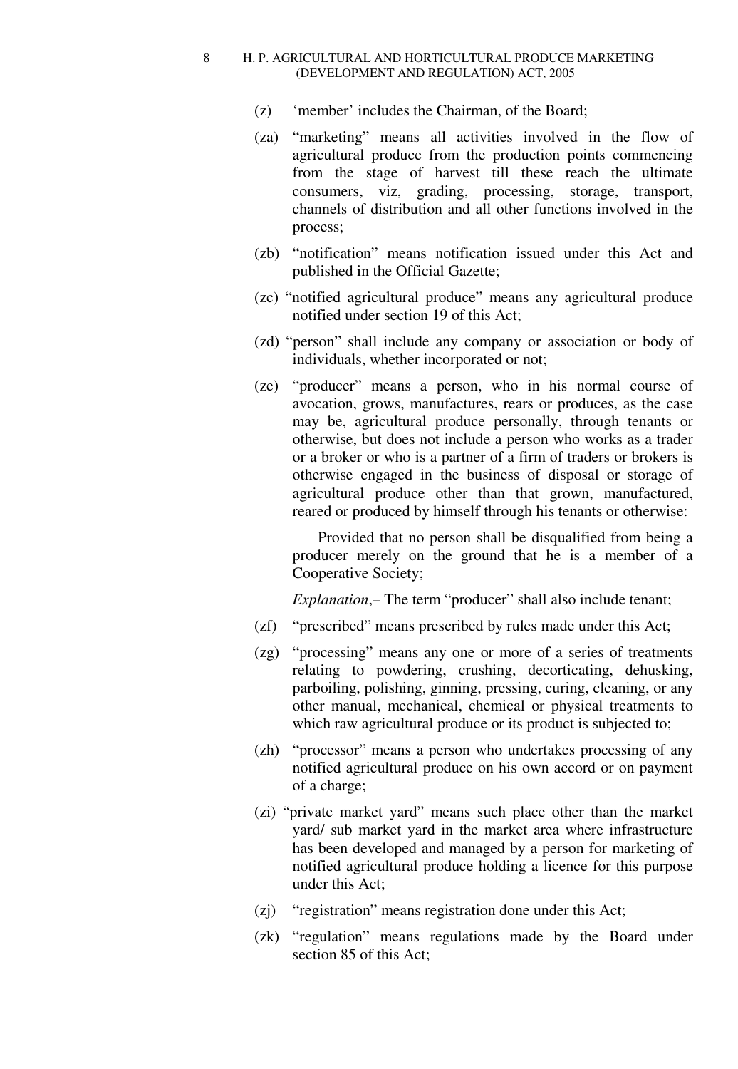(z) 'member' includes the Chairman, of the Board;

(za) "marketing" means all activities involved in the flow of agricultural produce from the production points commencing from the stage of harvest till these reach the ultimate consumers, viz, grading, processing, storage, transport, channels of distribution and all other functions involved in the process;

(zb) "notification" means notification issued under this Act and published in the Official Gazette;

(zc) "notified agricultural produce" means any agricultural produce notified under section 19 of this Act;

(zd) "person" shall include any company or association or body of individuals, whether incorporated or not;

(ze) "producer" means a person, who in his normal course of avocation, grows, manufactures, rears or produces, as the case may be, agricultural produce personally, through tenants or otherwise, but does not include a person who works as a trader or a broker or who is a partner of a firm of traders or brokers is otherwise engaged in the business of disposal or storage of agricultural produce other than that grown, manufactured, reared or produced by himself through his tenants or otherwise:

Provided that no person shall be disqualified from being a producer merely on the ground that he is a member of a Cooperative Society;

*Explanation*,– The term "producer" shall also include tenant;

(zf) "prescribed" means prescribed by rules made under this Act;

(zg) "processing" means any one or more of a series of treatments relating to powdering, crushing, decorticating, dehusking, parboiling, polishing, ginning, pressing, curing, cleaning, or any other manual, mechanical, chemical or physical treatments to which raw agricultural produce or its product is subjected to;

(zh) "processor" means a person who undertakes processing of any notified agricultural produce on his own accord or on payment of a charge;

(zi) "private market yard" means such place other than the market yard/ sub market yard in the market area where infrastructure has been developed and managed by a person for marketing of notified agricultural produce holding a licence for this purpose under this Act;

(zj) "registration" means registration done under this Act;

(zk) "regulation" means regulations made by the Board under section 85 of this Act;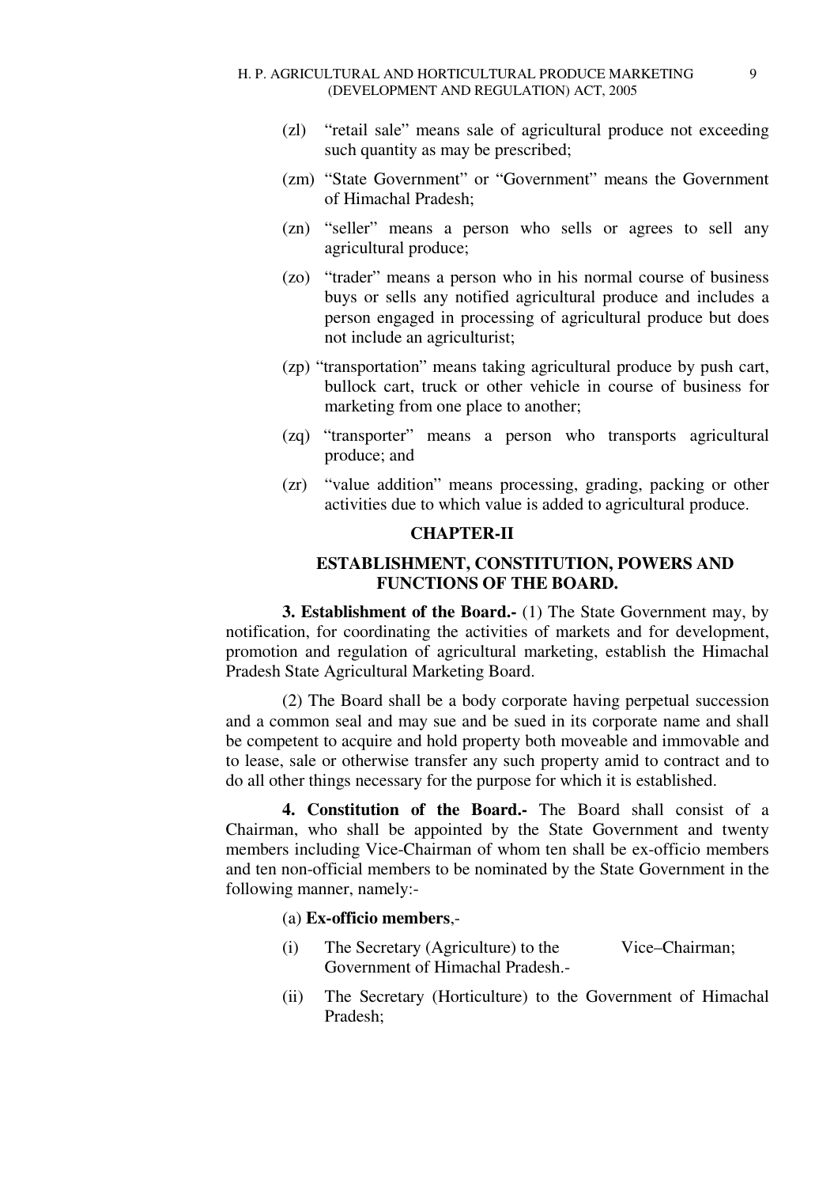(zl) "retail sale" means sale of agricultural produce not exceeding such quantity as may be prescribed;

(zm) "State Government" or "Government" means the Government of Himachal Pradesh;

(zn) "seller" means a person who sells or agrees to sell any agricultural produce;

(zo) "trader" means a person who in his normal course of business buys or sells any notified agricultural produce and includes a person engaged in processing of agricultural produce but does not include an agriculturist;

(zp) "transportation" means taking agricultural produce by push cart, bullock cart, truck or other vehicle in course of business for marketing from one place to another;

(zq) "transporter" means a person who transports agricultural produce; and

(zr) "value addition" means processing, grading, packing or other activities due to which value is added to agricultural produce.

## CHAPTER-II

## ESTABLISHMENT, CONSTITUTION, POWERS AND FUNCTIONS OF THE BOARD.

**3. Establishment of the Board.-** (1) The State Government may, by notification, for coordinating the activities of markets and for development, promotion and regulation of agricultural marketing, establish the Himachal Pradesh State Agricultural Marketing Board.

(2) The Board shall be a body corporate having perpetual succession and a common seal and may sue and be sued in its corporate name and shall be competent to acquire and hold property both moveable and immovable and to lease, sale or otherwise transfer any such property amid to contract and to do all other things necessary for the purpose for which it is established.

**4. Constitution of the Board.-** The Board shall consist of a Chairman, who shall be appointed by the State Government and twenty members including Vice-Chairman of whom ten shall be ex-officio members and ten non-official members to be nominated by the State Government in the following manner, namely:-

(a) **Ex-officio members**,-

(i) The Secretary (Agriculture) to the Government of Himachal Pradesh.- Vice–Chairman;

(ii) The Secretary (Horticulture) to the Government of Himachal Pradesh;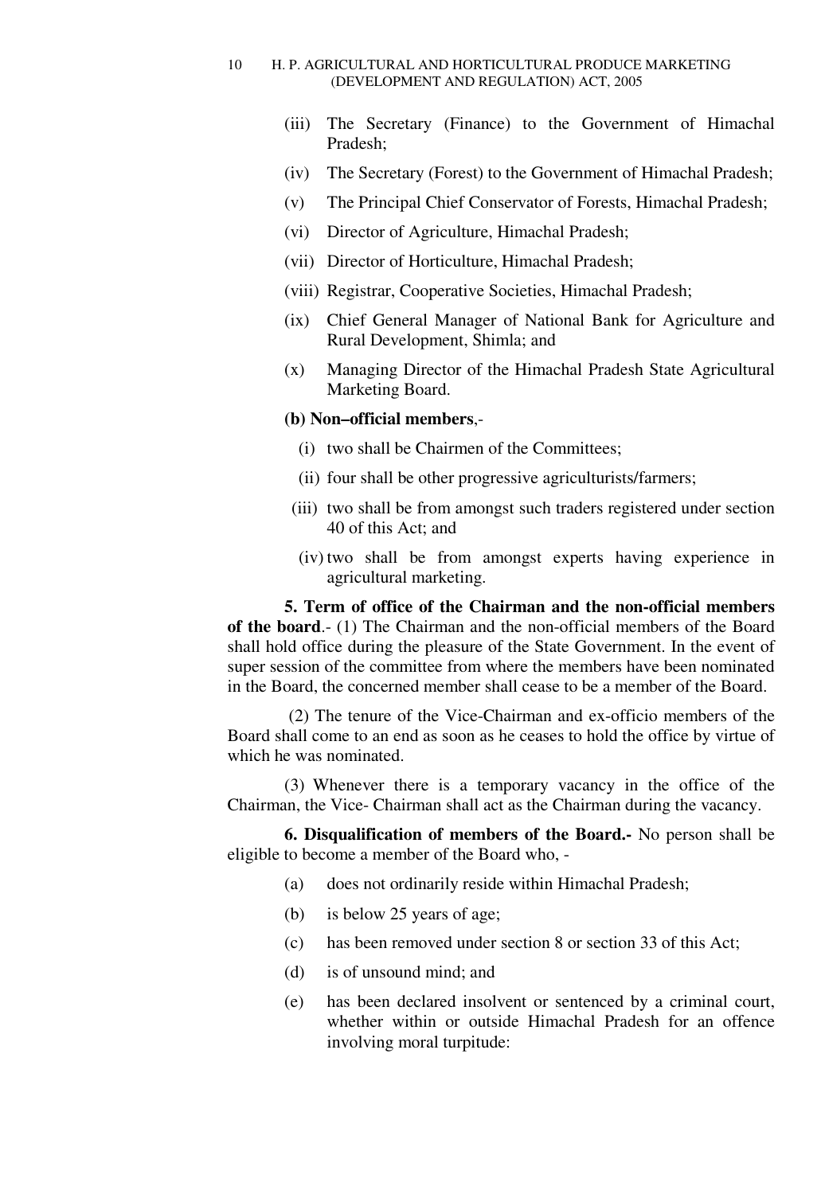(iii) The Secretary (Finance) to the Government of Himachal Pradesh;

(iv) The Secretary (Forest) to the Government of Himachal Pradesh;

(v) The Principal Chief Conservator of Forests, Himachal Pradesh;

(vi) Director of Agriculture, Himachal Pradesh;

(vii) Director of Horticulture, Himachal Pradesh;

(viii) Registrar, Cooperative Societies, Himachal Pradesh;

(ix) Chief General Manager of National Bank for Agriculture and Rural Development, Shimla; and

(x) Managing Director of the Himachal Pradesh State Agricultural Marketing Board.

**(b) Non–official members**,-

(i) two shall be Chairmen of the Committees;

(ii) four shall be other progressive agriculturists/farmers;

(iii) two shall be from amongst such traders registered under section 40 of this Act; and

(iv) two shall be from amongst experts having experience in agricultural marketing.

**5. Term of office of the Chairman and the non-official members of the board**.- (1) The Chairman and the non-official members of the Board shall hold office during the pleasure of the State Government. In the event of super session of the committee from where the members have been nominated in the Board, the concerned member shall cease to be a member of the Board.

(2) The tenure of the Vice-Chairman and ex-officio members of the Board shall come to an end as soon as he ceases to hold the office by virtue of which he was nominated.

(3) Whenever there is a temporary vacancy in the office of the Chairman, the Vice- Chairman shall act as the Chairman during the vacancy.

**6. Disqualification of members of the Board.-** No person shall be eligible to become a member of the Board who, -

(a) does not ordinarily reside within Himachal Pradesh;

(b) is below 25 years of age;

(c) has been removed under section 8 or section 33 of this Act;

(d) is of unsound mind; and

(e) has been declared insolvent or sentenced by a criminal court, whether within or outside Himachal Pradesh for an offence involving moral turpitude: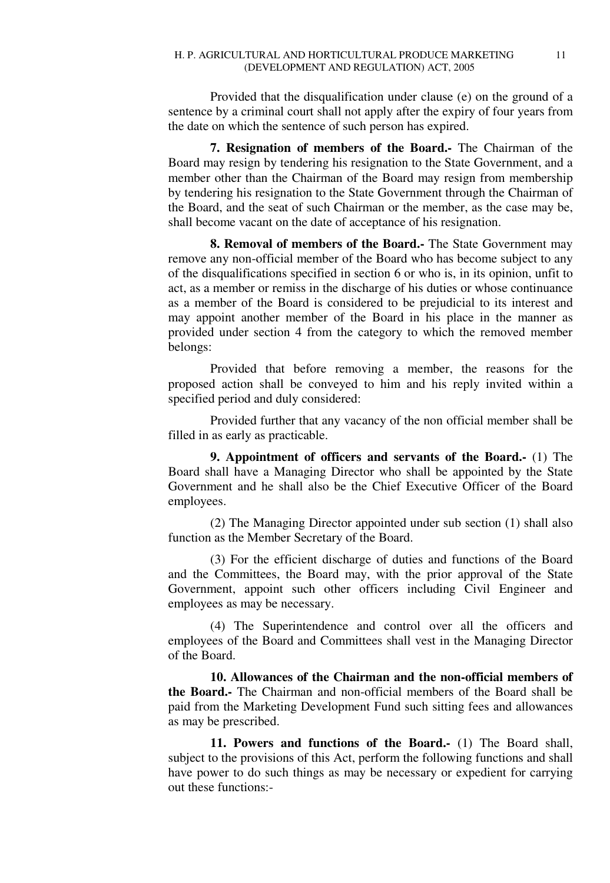Provided that the disqualification under clause (e) on the ground of a sentence by a criminal court shall not apply after the expiry of four years from the date on which the sentence of such person has expired.

**7. Resignation of members of the Board.-** The Chairman of the Board may resign by tendering his resignation to the State Government, and a member other than the Chairman of the Board may resign from membership by tendering his resignation to the State Government through the Chairman of the Board, and the seat of such Chairman or the member, as the case may be, shall become vacant on the date of acceptance of his resignation.

**8. Removal of members of the Board.-** The State Government may remove any non-official member of the Board who has become subject to any of the disqualifications specified in section 6 or who is, in its opinion, unfit to act, as a member or remiss in the discharge of his duties or whose continuance as a member of the Board is considered to be prejudicial to its interest and may appoint another member of the Board in his place in the manner as provided under section 4 from the category to which the removed member belongs:

Provided that before removing a member, the reasons for the proposed action shall be conveyed to him and his reply invited within a specified period and duly considered:

Provided further that any vacancy of the non official member shall be filled in as early as practicable.

**9. Appointment of officers and servants of the Board.-** (1) The Board shall have a Managing Director who shall be appointed by the State Government and he shall also be the Chief Executive Officer of the Board employees.

(2) The Managing Director appointed under sub section (1) shall also function as the Member Secretary of the Board.

(3) For the efficient discharge of duties and functions of the Board and the Committees, the Board may, with the prior approval of the State Government, appoint such other officers including Civil Engineer and employees as may be necessary.

(4) The Superintendence and control over all the officers and employees of the Board and Committees shall vest in the Managing Director of the Board.

**10. Allowances of the Chairman and the non-official members of the Board.-** The Chairman and non-official members of the Board shall be paid from the Marketing Development Fund such sitting fees and allowances as may be prescribed.

**11. Powers and functions of the Board.-** (1) The Board shall, subject to the provisions of this Act, perform the following functions and shall have power to do such things as may be necessary or expedient for carrying out these functions:-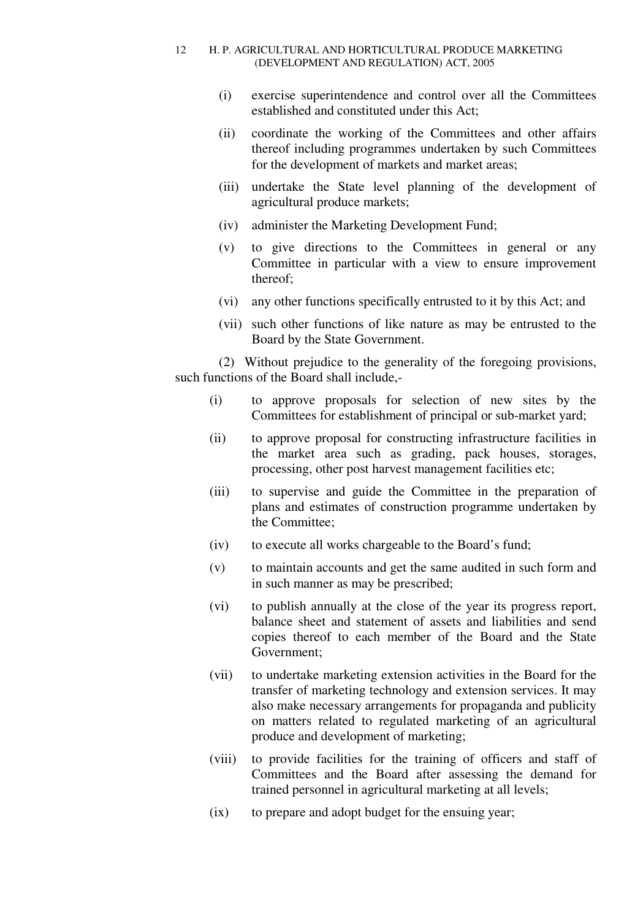(i) exercise superintendence and control over all the Committees established and constituted under this Act;

(ii) coordinate the working of the Committees and other affairs thereof including programmes undertaken by such Committees for the development of markets and market areas;

(iii) undertake the State level planning of the development of agricultural produce markets;

(iv) administer the Marketing Development Fund;

(v) to give directions to the Committees in general or any Committee in particular with a view to ensure improvement thereof;

(vi) any other functions specifically entrusted to it by this Act; and

(vii) such other functions of like nature as may be entrusted to the Board by the State Government.

(2) Without prejudice to the generality of the foregoing provisions, such functions of the Board shall include,-

(i) to approve proposals for selection of new sites by the Committees for establishment of principal or sub-market yard;

(ii) to approve proposal for constructing infrastructure facilities in the market area such as grading, pack houses, storages, processing, other post harvest management facilities etc;

(iii) to supervise and guide the Committee in the preparation of plans and estimates of construction programme undertaken by the Committee;

(iv) to execute all works chargeable to the Board's fund;

(v) to maintain accounts and get the same audited in such form and in such manner as may be prescribed;

(vi) to publish annually at the close of the year its progress report, balance sheet and statement of assets and liabilities and send copies thereof to each member of the Board and the State Government;

(vii) to undertake marketing extension activities in the Board for the transfer of marketing technology and extension services. It may also make necessary arrangements for propaganda and publicity on matters related to regulated marketing of an agricultural produce and development of marketing;

(viii) to provide facilities for the training of officers and staff of Committees and the Board after assessing the demand for trained personnel in agricultural marketing at all levels;

(ix) to prepare and adopt budget for the ensuing year;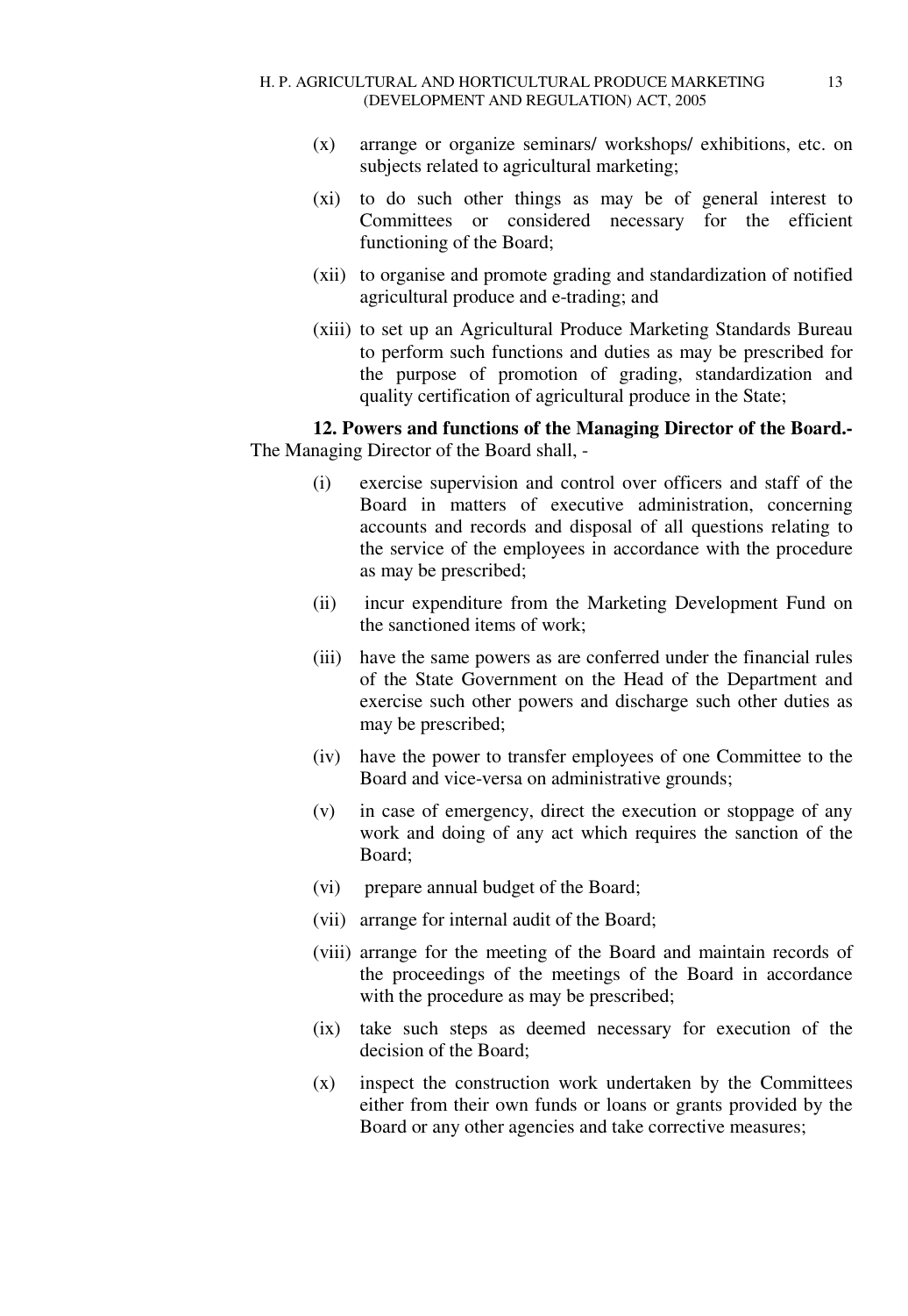(x) arrange or organize seminars/ workshops/ exhibitions, etc. on subjects related to agricultural marketing;

(xi) to do such other things as may be of general interest to Committees or considered necessary for the efficient functioning of the Board;

(xii) to organise and promote grading and standardization of notified agricultural produce and e-trading; and

(xiii) to set up an Agricultural Produce Marketing Standards Bureau to perform such functions and duties as may be prescribed for the purpose of promotion of grading, standardization and quality certification of agricultural produce in the State;

**12. Powers and functions of the Managing Director of the Board.-** The Managing Director of the Board shall, -

(i) exercise supervision and control over officers and staff of the Board in matters of executive administration, concerning accounts and records and disposal of all questions relating to the service of the employees in accordance with the procedure as may be prescribed;

(ii) incur expenditure from the Marketing Development Fund on the sanctioned items of work;

(iii) have the same powers as are conferred under the financial rules of the State Government on the Head of the Department and exercise such other powers and discharge such other duties as may be prescribed;

(iv) have the power to transfer employees of one Committee to the Board and vice-versa on administrative grounds;

(v) in case of emergency, direct the execution or stoppage of any work and doing of any act which requires the sanction of the Board;

(vi) prepare annual budget of the Board;

(vii) arrange for internal audit of the Board;

(viii) arrange for the meeting of the Board and maintain records of the proceedings of the meetings of the Board in accordance with the procedure as may be prescribed;

(ix) take such steps as deemed necessary for execution of the decision of the Board;

(x) inspect the construction work undertaken by the Committees either from their own funds or loans or grants provided by the Board or any other agencies and take corrective measures;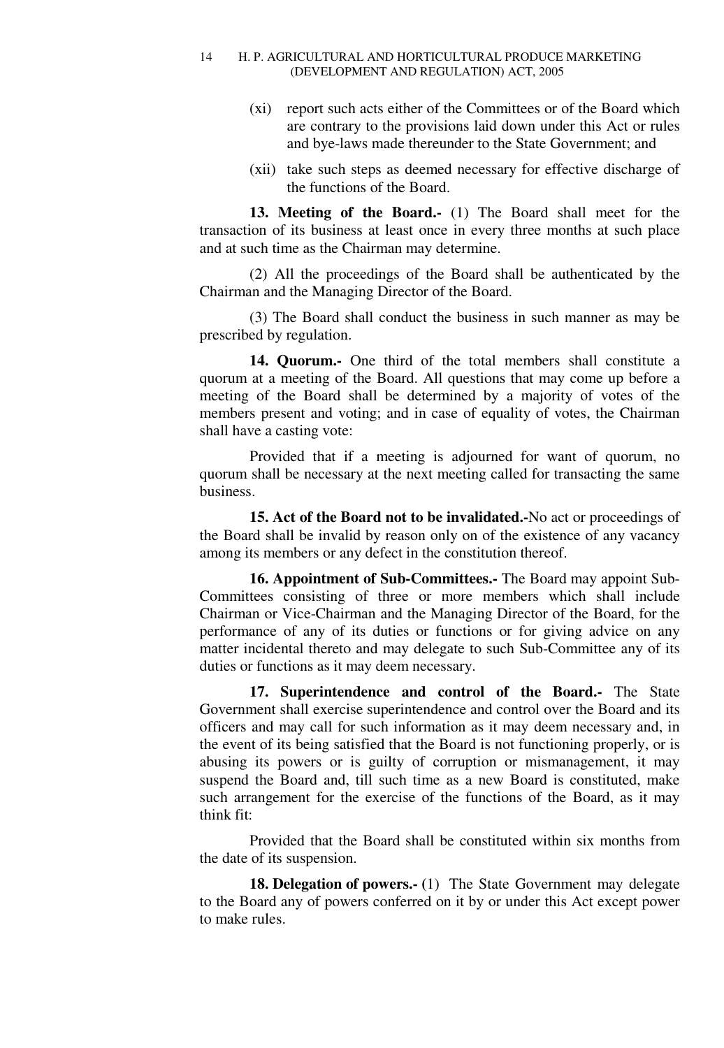(xi) report such acts either of the Committees or of the Board which are contrary to the provisions laid down under this Act or rules and bye-laws made thereunder to the State Government; and

(xii) take such steps as deemed necessary for effective discharge of the functions of the Board.

**13. Meeting of the Board.-** (1) The Board shall meet for the transaction of its business at least once in every three months at such place and at such time as the Chairman may determine.

(2) All the proceedings of the Board shall be authenticated by the Chairman and the Managing Director of the Board.

(3) The Board shall conduct the business in such manner as may be prescribed by regulation.

**14. Quorum.-** One third of the total members shall constitute a quorum at a meeting of the Board. All questions that may come up before a meeting of the Board shall be determined by a majority of votes of the members present and voting; and in case of equality of votes, the Chairman shall have a casting vote:

Provided that if a meeting is adjourned for want of quorum, no quorum shall be necessary at the next meeting called for transacting the same business.

**15. Act of the Board not to be invalidated.-**No act or proceedings of the Board shall be invalid by reason only on of the existence of any vacancy among its members or any defect in the constitution thereof.

**16. Appointment of Sub-Committees.-** The Board may appoint Sub-Committees consisting of three or more members which shall include Chairman or Vice-Chairman and the Managing Director of the Board, for the performance of any of its duties or functions or for giving advice on any matter incidental thereto and may delegate to such Sub-Committee any of its duties or functions as it may deem necessary.

**17. Superintendence and control of the Board.-** The State Government shall exercise superintendence and control over the Board and its officers and may call for such information as it may deem necessary and, in the event of its being satisfied that the Board is not functioning properly, or is abusing its powers or is guilty of corruption or mismanagement, it may suspend the Board and, till such time as a new Board is constituted, make such arrangement for the exercise of the functions of the Board, as it may think fit:

Provided that the Board shall be constituted within six months from the date of its suspension.

**18. Delegation of powers.-** (1) The State Government may delegate to the Board any of powers conferred on it by or under this Act except power to make rules.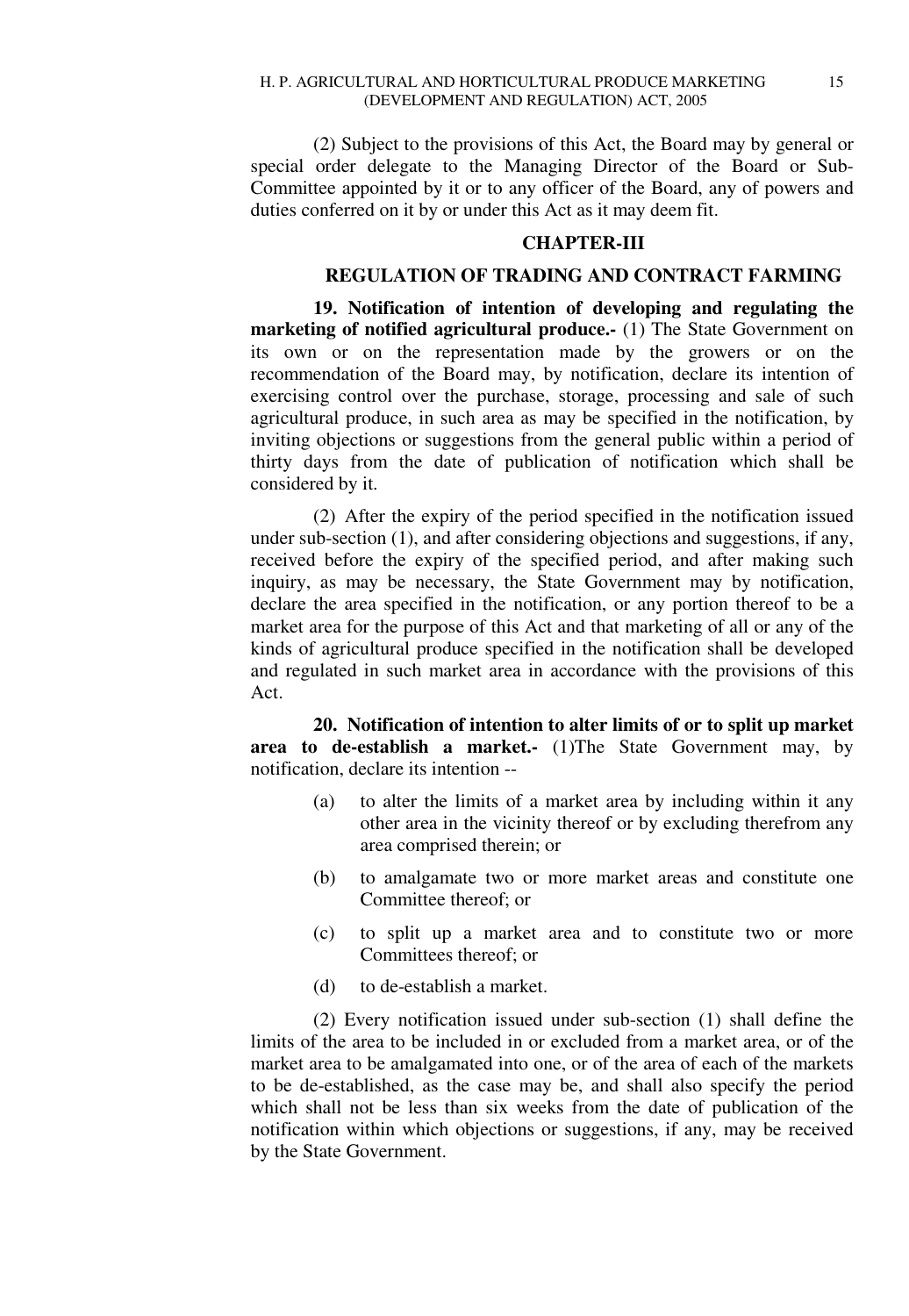(2) Subject to the provisions of this Act, the Board may by general or special order delegate to the Managing Director of the Board or Sub-Committee appointed by it or to any officer of the Board, any of powers and duties conferred on it by or under this Act as it may deem fit.

## CHAPTER-III

## REGULATION OF TRADING AND CONTRACT FARMING

**19. Notification of intention of developing and regulating the marketing of notified agricultural produce.-** (1) The State Government on its own or on the representation made by the growers or on the recommendation of the Board may, by notification, declare its intention of exercising control over the purchase, storage, processing and sale of such agricultural produce, in such area as may be specified in the notification, by inviting objections or suggestions from the general public within a period of thirty days from the date of publication of notification which shall be considered by it.

(2) After the expiry of the period specified in the notification issued under sub-section (1), and after considering objections and suggestions, if any, received before the expiry of the specified period, and after making such inquiry, as may be necessary, the State Government may by notification, declare the area specified in the notification, or any portion thereof to be a market area for the purpose of this Act and that marketing of all or any of the kinds of agricultural produce specified in the notification shall be developed and regulated in such market area in accordance with the provisions of this Act.

**20. Notification of intention to alter limits of or to split up market area to de-establish a market.-** (1)The State Government may, by notification, declare its intention --

(a) to alter the limits of a market area by including within it any other area in the vicinity thereof or by excluding therefrom any area comprised therein; or

(b) to amalgamate two or more market areas and constitute one Committee thereof; or

(c) to split up a market area and to constitute two or more Committees thereof; or

(d) to de-establish a market.

(2) Every notification issued under sub-section (1) shall define the limits of the area to be included in or excluded from a market area, or of the market area to be amalgamated into one, or of the area of each of the markets to be de-established, as the case may be, and shall also specify the period which shall not be less than six weeks from the date of publication of the notification within which objections or suggestions, if any, may be received by the State Government.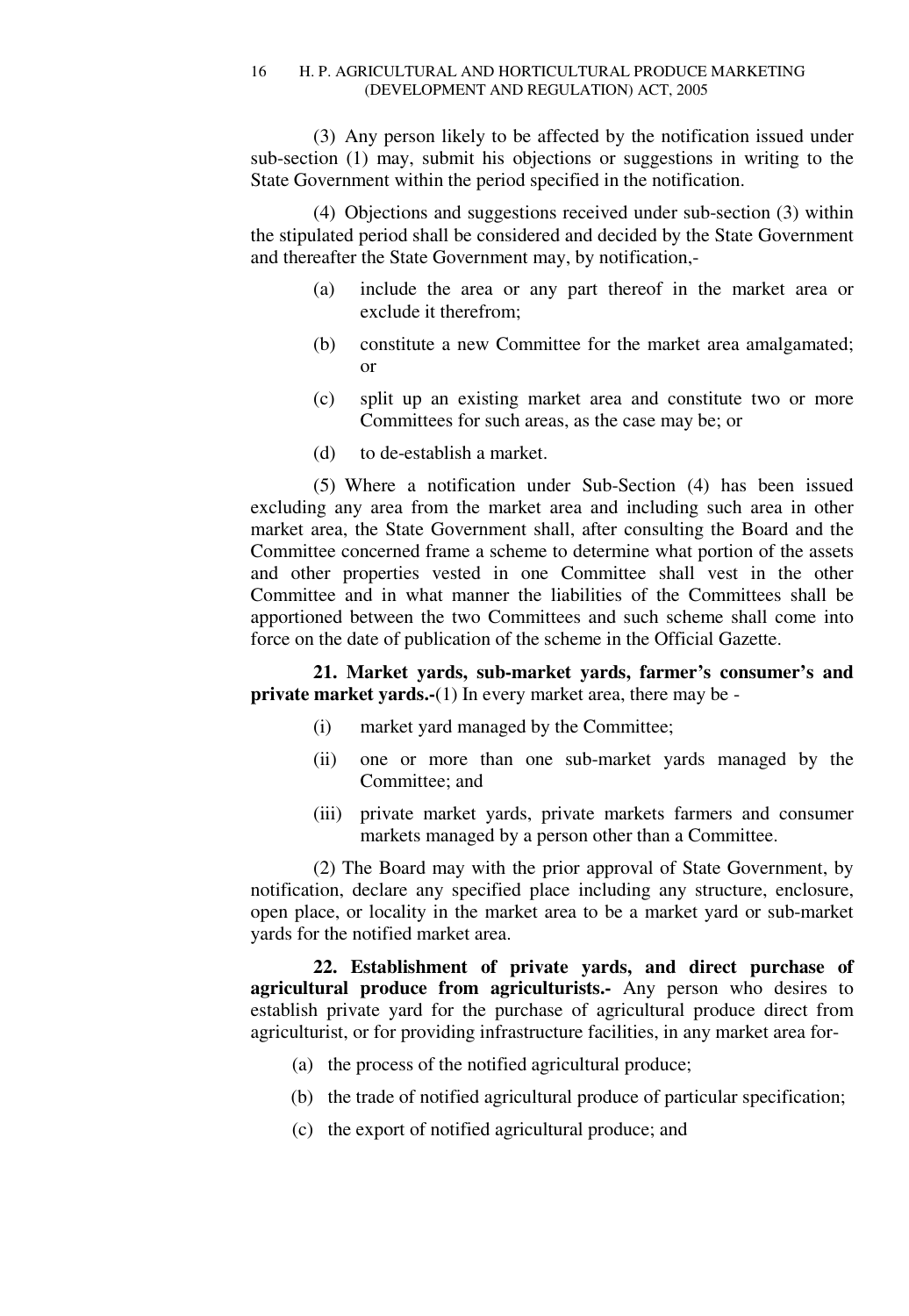(3) Any person likely to be affected by the notification issued under sub-section (1) may, submit his objections or suggestions in writing to the State Government within the period specified in the notification.

(4) Objections and suggestions received under sub-section (3) within the stipulated period shall be considered and decided by the State Government and thereafter the State Government may, by notification,-

- (a) include the area or any part thereof in the market area or exclude it therefrom;
- (b) constitute a new Committee for the market area amalgamated; or
- (c) split up an existing market area and constitute two or more Committees for such areas, as the case may be; or
- (d) to de-establish a market.

(5) Where a notification under Sub-Section (4) has been issued excluding any area from the market area and including such area in other market area, the State Government shall, after consulting the Board and the Committee concerned frame a scheme to determine what portion of the assets and other properties vested in one Committee shall vest in the other Committee and in what manner the liabilities of the Committees shall be apportioned between the two Committees and such scheme shall come into force on the date of publication of the scheme in the Official Gazette.

**21. Market yards, sub-market yards, farmer's consumer's and private market yards.-**(1) In every market area, there may be -

- (i) market yard managed by the Committee;
- (ii) one or more than one sub-market yards managed by the Committee; and
- (iii) private market yards, private markets farmers and consumer markets managed by a person other than a Committee.

(2) The Board may with the prior approval of State Government, by notification, declare any specified place including any structure, enclosure, open place, or locality in the market area to be a market yard or sub-market yards for the notified market area.

**22. Establishment of private yards, and direct purchase of agricultural produce from agriculturists.-** Any person who desires to establish private yard for the purchase of agricultural produce direct from agriculturist, or for providing infrastructure facilities, in any market area for-

- (a) the process of the notified agricultural produce;
- (b) the trade of notified agricultural produce of particular specification;
- (c) the export of notified agricultural produce; and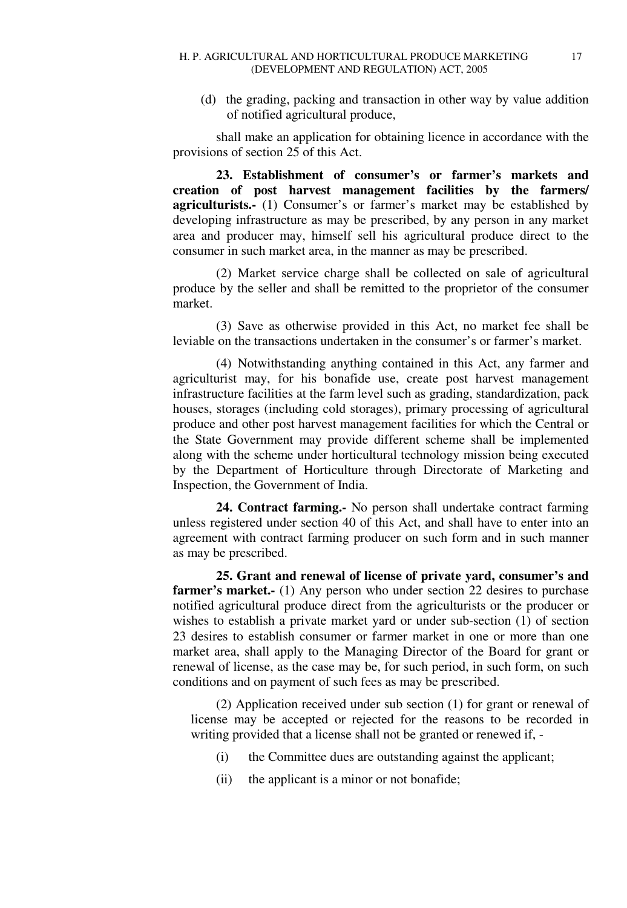(d) the grading, packing and transaction in other way by value addition of notified agricultural produce,

shall make an application for obtaining licence in accordance with the provisions of section 25 of this Act.

**23. Establishment of consumer's or farmer's markets and creation of post harvest management facilities by the farmers/ agriculturists.-** (1) Consumer's or farmer's market may be established by developing infrastructure as may be prescribed, by any person in any market area and producer may, himself sell his agricultural produce direct to the consumer in such market area, in the manner as may be prescribed.

(2) Market service charge shall be collected on sale of agricultural produce by the seller and shall be remitted to the proprietor of the consumer market.

(3) Save as otherwise provided in this Act, no market fee shall be leviable on the transactions undertaken in the consumer's or farmer's market.

(4) Notwithstanding anything contained in this Act, any farmer and agriculturist may, for his bonafide use, create post harvest management infrastructure facilities at the farm level such as grading, standardization, pack houses, storages (including cold storages), primary processing of agricultural produce and other post harvest management facilities for which the Central or the State Government may provide different scheme shall be implemented along with the scheme under horticultural technology mission being executed by the Department of Horticulture through Directorate of Marketing and Inspection, the Government of India.

**24. Contract farming.-** No person shall undertake contract farming unless registered under section 40 of this Act, and shall have to enter into an agreement with contract farming producer on such form and in such manner as may be prescribed.

**25. Grant and renewal of license of private yard, consumer's and farmer's market.-** (1) Any person who under section 22 desires to purchase notified agricultural produce direct from the agriculturists or the producer or wishes to establish a private market yard or under sub-section (1) of section 23 desires to establish consumer or farmer market in one or more than one market area, shall apply to the Managing Director of the Board for grant or renewal of license, as the case may be, for such period, in such form, on such conditions and on payment of such fees as may be prescribed.

(2) Application received under sub section (1) for grant or renewal of license may be accepted or rejected for the reasons to be recorded in writing provided that a license shall not be granted or renewed if, -

(i) the Committee dues are outstanding against the applicant;

(ii) the applicant is a minor or not bonafide;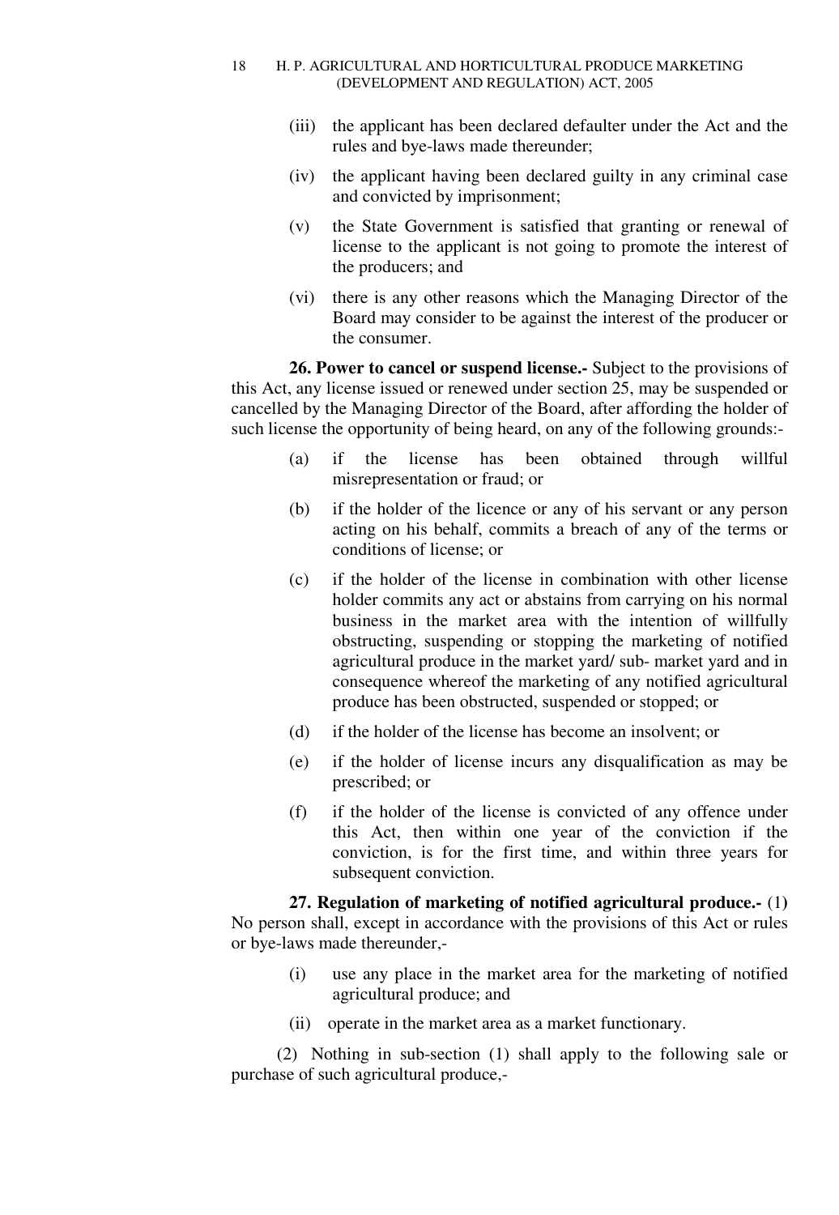(iii) the applicant has been declared defaulter under the Act and the rules and bye-laws made thereunder;

(iv) the applicant having been declared guilty in any criminal case and convicted by imprisonment;

(v) the State Government is satisfied that granting or renewal of license to the applicant is not going to promote the interest of the producers; and

(vi) there is any other reasons which the Managing Director of the Board may consider to be against the interest of the producer or the consumer.

**26. Power to cancel or suspend license.-** Subject to the provisions of this Act, any license issued or renewed under section 25, may be suspended or cancelled by the Managing Director of the Board, after affording the holder of such license the opportunity of being heard, on any of the following grounds:-

(a) if the license has been obtained through willful misrepresentation or fraud; or

(b) if the holder of the licence or any of his servant or any person acting on his behalf, commits a breach of any of the terms or conditions of license; or

(c) if the holder of the license in combination with other license holder commits any act or abstains from carrying on his normal business in the market area with the intention of willfully obstructing, suspending or stopping the marketing of notified agricultural produce in the market yard/ sub- market yard and in consequence whereof the marketing of any notified agricultural produce has been obstructed, suspended or stopped; or

(d) if the holder of the license has become an insolvent; or

(e) if the holder of license incurs any disqualification as may be prescribed; or

(f) if the holder of the license is convicted of any offence under this Act, then within one year of the conviction if the conviction, is for the first time, and within three years for subsequent conviction.

**27. Regulation of marketing of notified agricultural produce.-** (1) No person shall, except in accordance with the provisions of this Act or rules or bye-laws made thereunder,-

(i) use any place in the market area for the marketing of notified agricultural produce; and

(ii) operate in the market area as a market functionary.

(2) Nothing in sub-section (1) shall apply to the following sale or purchase of such agricultural produce,-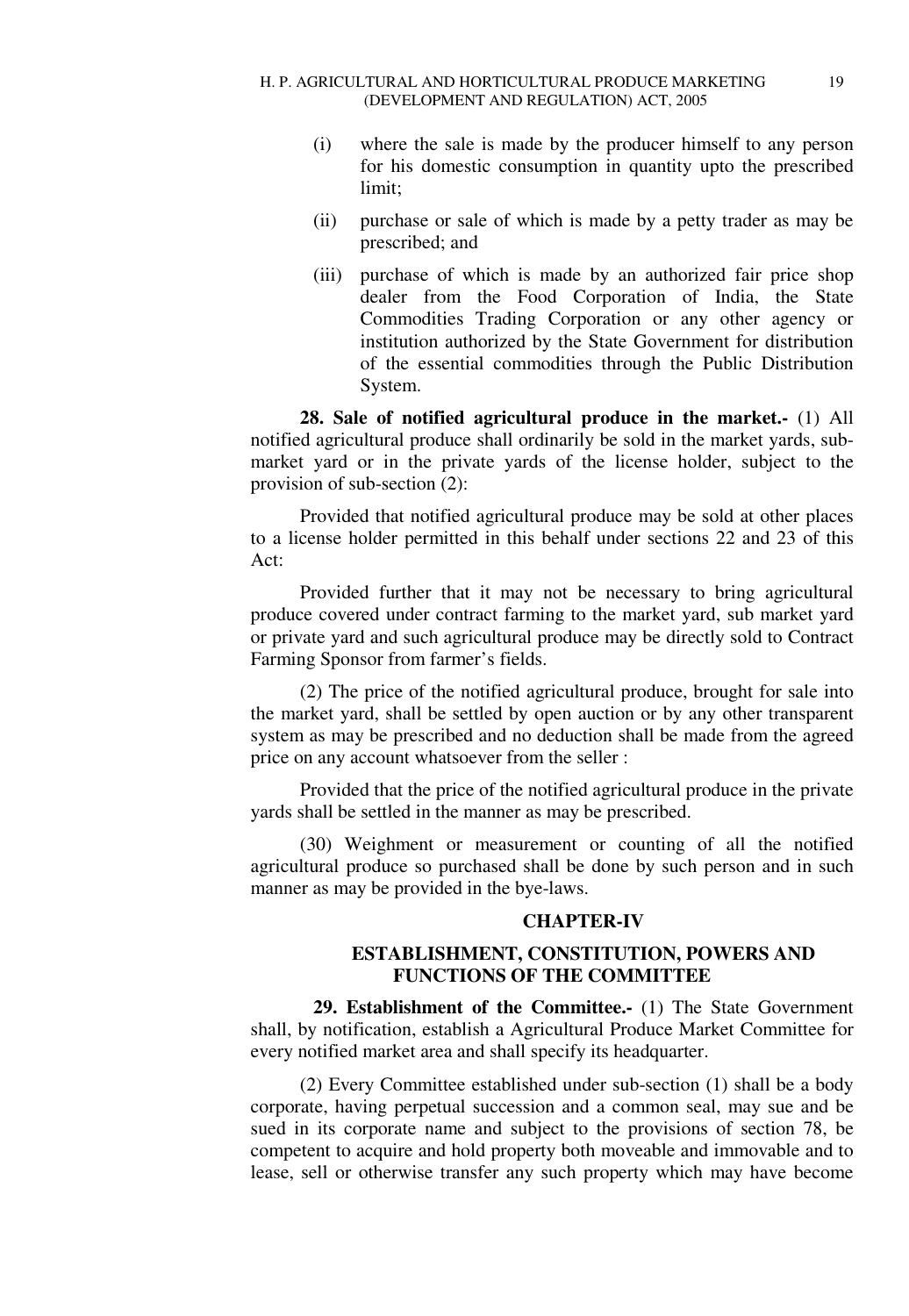(i) where the sale is made by the producer himself to any person for his domestic consumption in quantity upto the prescribed limit;

(ii) purchase or sale of which is made by a petty trader as may be prescribed; and

(iii) purchase of which is made by an authorized fair price shop dealer from the Food Corporation of India, the State Commodities Trading Corporation or any other agency or institution authorized by the State Government for distribution of the essential commodities through the Public Distribution System.

**28. Sale of notified agricultural produce in the market.-** (1) All notified agricultural produce shall ordinarily be sold in the market yards, sub-market yard or in the private yards of the license holder, subject to the provision of sub-section (2):

Provided that notified agricultural produce may be sold at other places to a license holder permitted in this behalf under sections 22 and 23 of this Act:

Provided further that it may not be necessary to bring agricultural produce covered under contract farming to the market yard, sub market yard or private yard and such agricultural produce may be directly sold to Contract Farming Sponsor from farmer's fields.

(2) The price of the notified agricultural produce, brought for sale into the market yard, shall be settled by open auction or by any other transparent system as may be prescribed and no deduction shall be made from the agreed price on any account whatsoever from the seller :

Provided that the price of the notified agricultural produce in the private yards shall be settled in the manner as may be prescribed.

(30) Weighment or measurement or counting of all the notified agricultural produce so purchased shall be done by such person and in such manner as may be provided in the bye-laws.

## CHAPTER-IV

### ESTABLISHMENT, CONSTITUTION, POWERS AND FUNCTIONS OF THE COMMITTEE

**29. Establishment of the Committee.-** (1) The State Government shall, by notification, establish a Agricultural Produce Market Committee for every notified market area and shall specify its headquarter.

(2) Every Committee established under sub-section (1) shall be a body corporate, having perpetual succession and a common seal, may sue and be sued in its corporate name and subject to the provisions of section 78, be competent to acquire and hold property both moveable and immovable and to lease, sell or otherwise transfer any such property which may have become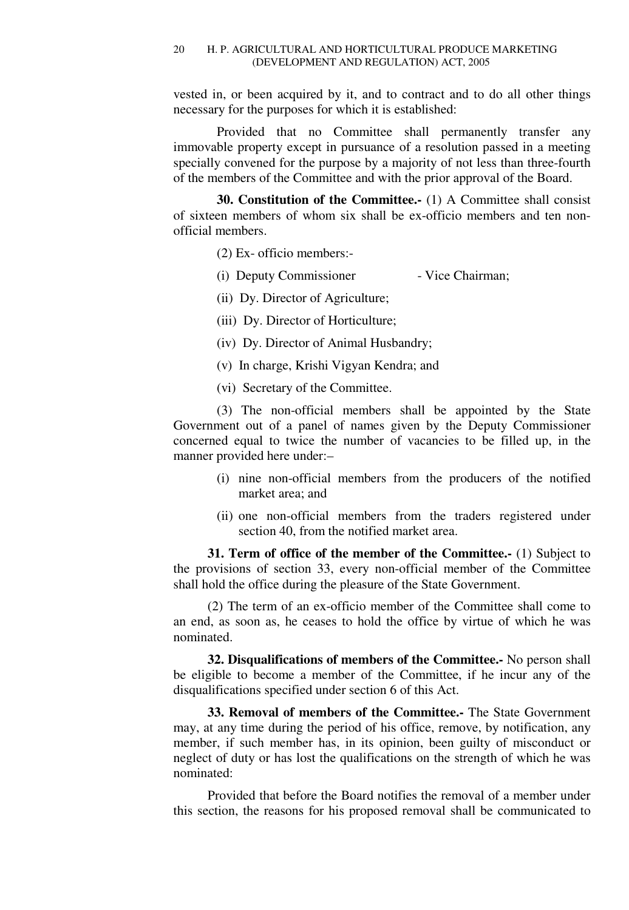vested in, or been acquired by it, and to contract and to do all other things necessary for the purposes for which it is established:

Provided that no Committee shall permanently transfer any immovable property except in pursuance of a resolution passed in a meeting specially convened for the purpose by a majority of not less than three-fourth of the members of the Committee and with the prior approval of the Board.

**30. Constitution of the Committee.-** (1) A Committee shall consist of sixteen members of whom six shall be ex-officio members and ten non-official members.

(2) Ex- officio members:-

(i) Deputy Commissioner - Vice Chairman;

(ii) Dy. Director of Agriculture;

(iii) Dy. Director of Horticulture;

(iv) Dy. Director of Animal Husbandry;

(v) In charge, Krishi Vigyan Kendra; and

(vi) Secretary of the Committee.

(3) The non-official members shall be appointed by the State Government out of a panel of names given by the Deputy Commissioner concerned equal to twice the number of vacancies to be filled up, in the manner provided here under:–

(i) nine non-official members from the producers of the notified market area; and

(ii) one non-official members from the traders registered under section 40, from the notified market area.

**31. Term of office of the member of the Committee.-** (1) Subject to the provisions of section 33, every non-official member of the Committee shall hold the office during the pleasure of the State Government.

(2) The term of an ex-officio member of the Committee shall come to an end, as soon as, he ceases to hold the office by virtue of which he was nominated.

**32. Disqualifications of members of the Committee.-** No person shall be eligible to become a member of the Committee, if he incur any of the disqualifications specified under section 6 of this Act.

**33. Removal of members of the Committee.-** The State Government may, at any time during the period of his office, remove, by notification, any member, if such member has, in its opinion, been guilty of misconduct or neglect of duty or has lost the qualifications on the strength of which he was nominated:

Provided that before the Board notifies the removal of a member under this section, the reasons for his proposed removal shall be communicated to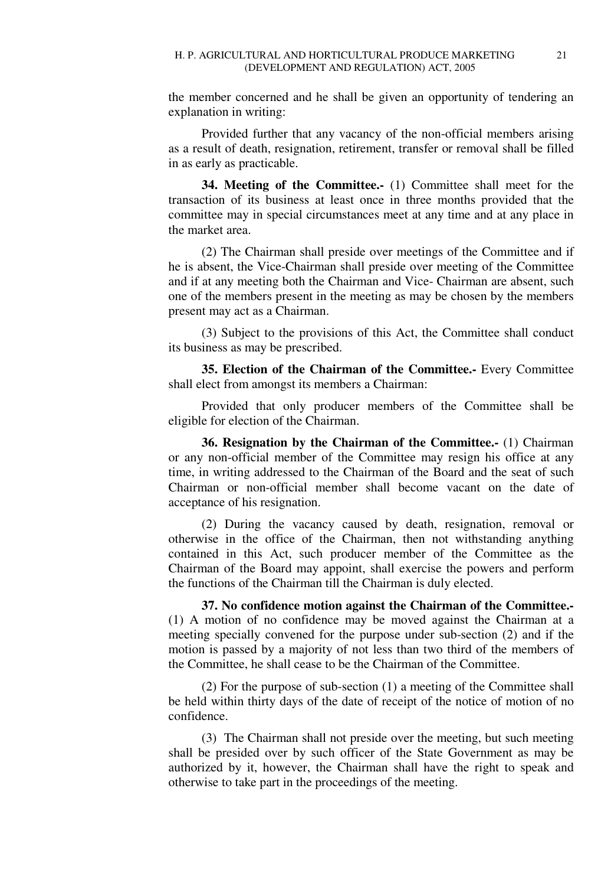the member concerned and he shall be given an opportunity of tendering an explanation in writing:

Provided further that any vacancy of the non-official members arising as a result of death, resignation, retirement, transfer or removal shall be filled in as early as practicable.

**34. Meeting of the Committee.-** (1) Committee shall meet for the transaction of its business at least once in three months provided that the committee may in special circumstances meet at any time and at any place in the market area.

(2) The Chairman shall preside over meetings of the Committee and if he is absent, the Vice-Chairman shall preside over meeting of the Committee and if at any meeting both the Chairman and Vice- Chairman are absent, such one of the members present in the meeting as may be chosen by the members present may act as a Chairman.

(3) Subject to the provisions of this Act, the Committee shall conduct its business as may be prescribed.

**35. Election of the Chairman of the Committee.-** Every Committee shall elect from amongst its members a Chairman:

Provided that only producer members of the Committee shall be eligible for election of the Chairman.

**36. Resignation by the Chairman of the Committee.-** (1) Chairman or any non-official member of the Committee may resign his office at any time, in writing addressed to the Chairman of the Board and the seat of such Chairman or non-official member shall become vacant on the date of acceptance of his resignation.

(2) During the vacancy caused by death, resignation, removal or otherwise in the office of the Chairman, then not withstanding anything contained in this Act, such producer member of the Committee as the Chairman of the Board may appoint, shall exercise the powers and perform the functions of the Chairman till the Chairman is duly elected.

**37. No confidence motion against the Chairman of the Committee.-** (1) A motion of no confidence may be moved against the Chairman at a meeting specially convened for the purpose under sub-section (2) and if the motion is passed by a majority of not less than two third of the members of the Committee, he shall cease to be the Chairman of the Committee.

(2) For the purpose of sub-section (1) a meeting of the Committee shall be held within thirty days of the date of receipt of the notice of motion of no confidence.

(3) The Chairman shall not preside over the meeting, but such meeting shall be presided over by such officer of the State Government as may be authorized by it, however, the Chairman shall have the right to speak and otherwise to take part in the proceedings of the meeting.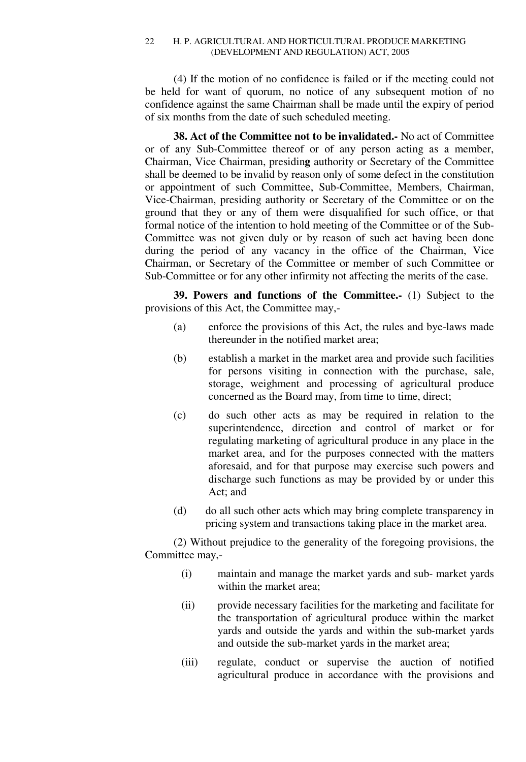(4) If the motion of no confidence is failed or if the meeting could not be held for want of quorum, no notice of any subsequent motion of no confidence against the same Chairman shall be made until the expiry of period of six months from the date of such scheduled meeting.

**38. Act of the Committee not to be invalidated.-** No act of Committee or of any Sub-Committee thereof or of any person acting as a member, Chairman, Vice Chairman, presiding authority or Secretary of the Committee shall be deemed to be invalid by reason only of some defect in the constitution or appointment of such Committee, Sub-Committee, Members, Chairman, Vice-Chairman, presiding authority or Secretary of the Committee or on the ground that they or any of them were disqualified for such office, or that formal notice of the intention to hold meeting of the Committee or of the Sub-Committee was not given duly or by reason of such act having been done during the period of any vacancy in the office of the Chairman, Vice Chairman, or Secretary of the Committee or member of such Committee or Sub-Committee or for any other infirmity not affecting the merits of the case.

**39. Powers and functions of the Committee.-** (1) Subject to the provisions of this Act, the Committee may,-

(a) enforce the provisions of this Act, the rules and bye-laws made thereunder in the notified market area;

(b) establish a market in the market area and provide such facilities for persons visiting in connection with the purchase, sale, storage, weighment and processing of agricultural produce concerned as the Board may, from time to time, direct;

(c) do such other acts as may be required in relation to the superintendence, direction and control of market or for regulating marketing of agricultural produce in any place in the market area, and for the purposes connected with the matters aforesaid, and for that purpose may exercise such powers and discharge such functions as may be provided by or under this Act; and

(d) do all such other acts which may bring complete transparency in pricing system and transactions taking place in the market area.

(2) Without prejudice to the generality of the foregoing provisions, the Committee may,-

(i) maintain and manage the market yards and sub- market yards within the market area;

(ii) provide necessary facilities for the marketing and facilitate for the transportation of agricultural produce within the market yards and outside the yards and within the sub-market yards and outside the sub-market yards in the market area;

(iii) regulate, conduct or supervise the auction of notified agricultural produce in accordance with the provisions and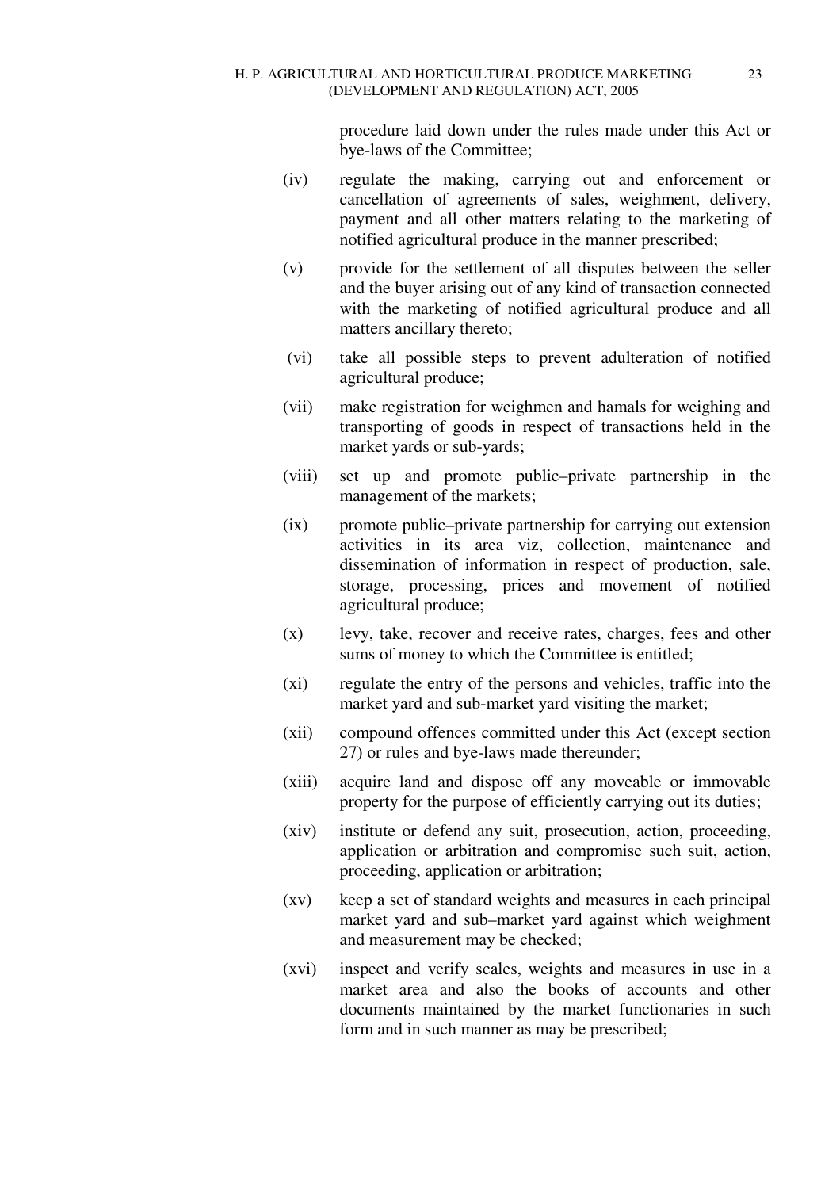procedure laid down under the rules made under this Act or bye-laws of the Committee;

(iv) regulate the making, carrying out and enforcement or cancellation of agreements of sales, weighment, delivery, payment and all other matters relating to the marketing of notified agricultural produce in the manner prescribed;

(v) provide for the settlement of all disputes between the seller and the buyer arising out of any kind of transaction connected with the marketing of notified agricultural produce and all matters ancillary thereto;

(vi) take all possible steps to prevent adulteration of notified agricultural produce;

(vii) make registration for weighmen and hamals for weighing and transporting of goods in respect of transactions held in the market yards or sub-yards;

(viii) set up and promote public–private partnership in the management of the markets;

(ix) promote public–private partnership for carrying out extension activities in its area viz, collection, maintenance and dissemination of information in respect of production, sale, storage, processing, prices and movement of notified agricultural produce;

(x) levy, take, recover and receive rates, charges, fees and other sums of money to which the Committee is entitled;

(xi) regulate the entry of the persons and vehicles, traffic into the market yard and sub-market yard visiting the market;

(xii) compound offences committed under this Act (except section 27) or rules and bye-laws made thereunder;

(xiii) acquire land and dispose off any moveable or immovable property for the purpose of efficiently carrying out its duties;

(xiv) institute or defend any suit, prosecution, action, proceeding, application or arbitration and compromise such suit, action, proceeding, application or arbitration;

(xv) keep a set of standard weights and measures in each principal market yard and sub–market yard against which weighment and measurement may be checked;

(xvi) inspect and verify scales, weights and measures in use in a market area and also the books of accounts and other documents maintained by the market functionaries in such form and in such manner as may be prescribed;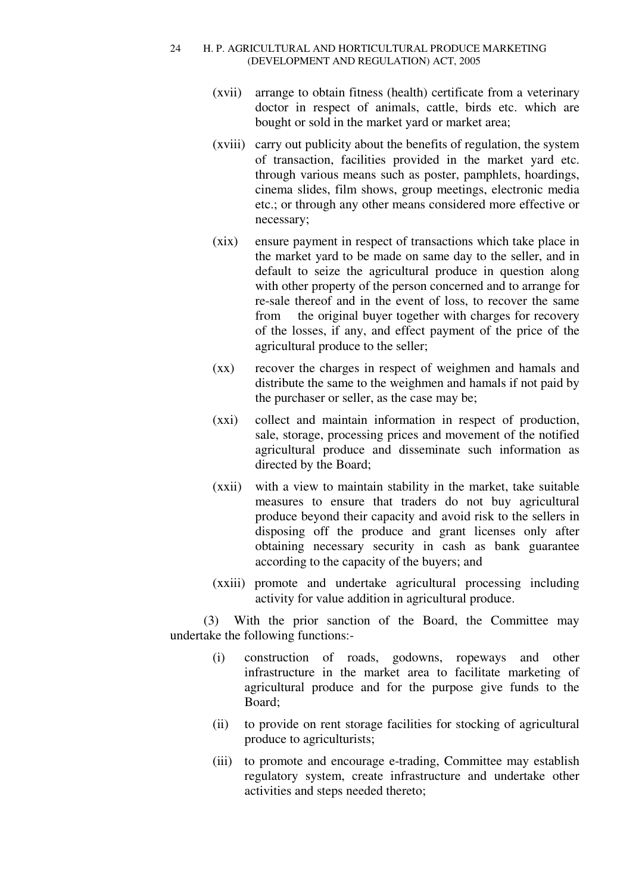(xvii) arrange to obtain fitness (health) certificate from a veterinary doctor in respect of animals, cattle, birds etc. which are bought or sold in the market yard or market area;

(xviii) carry out publicity about the benefits of regulation, the system of transaction, facilities provided in the market yard etc. through various means such as poster, pamphlets, hoardings, cinema slides, film shows, group meetings, electronic media etc.; or through any other means considered more effective or necessary;

(xix) ensure payment in respect of transactions which take place in the market yard to be made on same day to the seller, and in default to seize the agricultural produce in question along with other property of the person concerned and to arrange for re-sale thereof and in the event of loss, to recover the same from the original buyer together with charges for recovery of the losses, if any, and effect payment of the price of the agricultural produce to the seller;

(xx) recover the charges in respect of weighmen and hamals and distribute the same to the weighmen and hamals if not paid by the purchaser or seller, as the case may be;

(xxi) collect and maintain information in respect of production, sale, storage, processing prices and movement of the notified agricultural produce and disseminate such information as directed by the Board;

(xxii) with a view to maintain stability in the market, take suitable measures to ensure that traders do not buy agricultural produce beyond their capacity and avoid risk to the sellers in disposing off the produce and grant licenses only after obtaining necessary security in cash as bank guarantee according to the capacity of the buyers; and

(xxiii) promote and undertake agricultural processing including activity for value addition in agricultural produce.

(3) With the prior sanction of the Board, the Committee may undertake the following functions:-

(i) construction of roads, godowns, ropeways and other infrastructure in the market area to facilitate marketing of agricultural produce and for the purpose give funds to the Board;

(ii) to provide on rent storage facilities for stocking of agricultural produce to agriculturists;

(iii) to promote and encourage e-trading, Committee may establish regulatory system, create infrastructure and undertake other activities and steps needed thereto;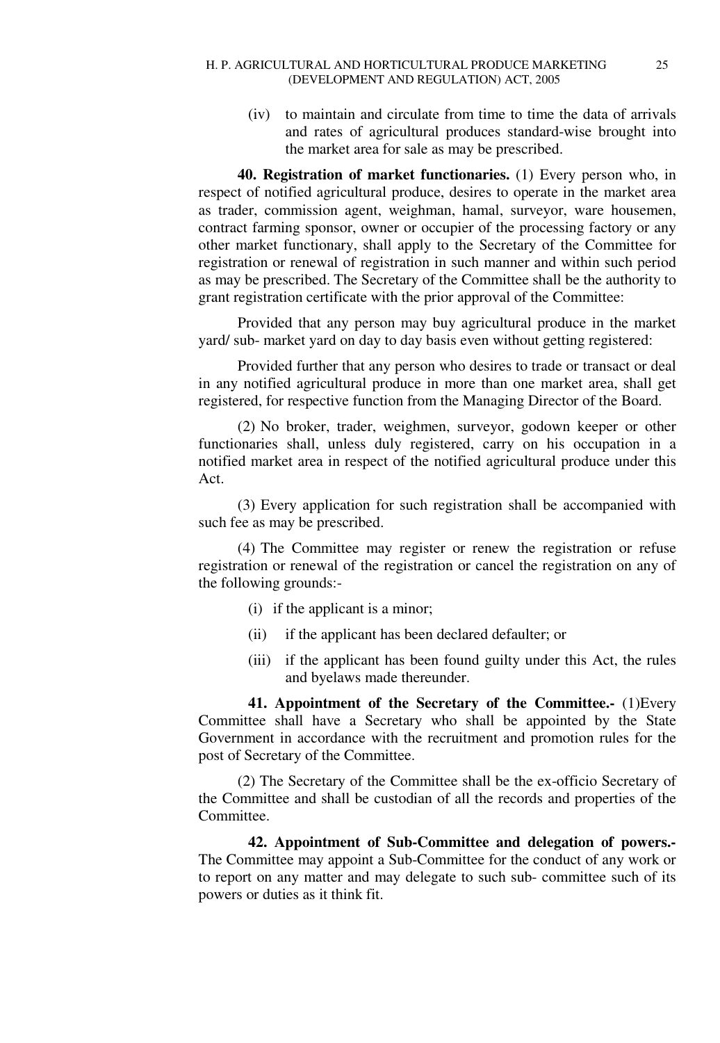(iv) to maintain and circulate from time to time the data of arrivals and rates of agricultural produces standard-wise brought into the market area for sale as may be prescribed.

**40. Registration of market functionaries.** (1) Every person who, in respect of notified agricultural produce, desires to operate in the market area as trader, commission agent, weighman, hamal, surveyor, ware housemen, contract farming sponsor, owner or occupier of the processing factory or any other market functionary, shall apply to the Secretary of the Committee for registration or renewal of registration in such manner and within such period as may be prescribed. The Secretary of the Committee shall be the authority to grant registration certificate with the prior approval of the Committee:

Provided that any person may buy agricultural produce in the market yard/ sub- market yard on day to day basis even without getting registered:

Provided further that any person who desires to trade or transact or deal in any notified agricultural produce in more than one market area, shall get registered, for respective function from the Managing Director of the Board.

(2) No broker, trader, weighmen, surveyor, godown keeper or other functionaries shall, unless duly registered, carry on his occupation in a notified market area in respect of the notified agricultural produce under this Act.

(3) Every application for such registration shall be accompanied with such fee as may be prescribed.

(4) The Committee may register or renew the registration or refuse registration or renewal of the registration or cancel the registration on any of the following grounds:-

(i) if the applicant is a minor;

(ii) if the applicant has been declared defaulter; or

(iii) if the applicant has been found guilty under this Act, the rules and byelaws made thereunder.

**41. Appointment of the Secretary of the Committee.-** (1)Every Committee shall have a Secretary who shall be appointed by the State Government in accordance with the recruitment and promotion rules for the post of Secretary of the Committee.

(2) The Secretary of the Committee shall be the ex-officio Secretary of the Committee and shall be custodian of all the records and properties of the Committee.

**42. Appointment of Sub-Committee and delegation of powers.-** The Committee may appoint a Sub-Committee for the conduct of any work or to report on any matter and may delegate to such sub- committee such of its powers or duties as it think fit.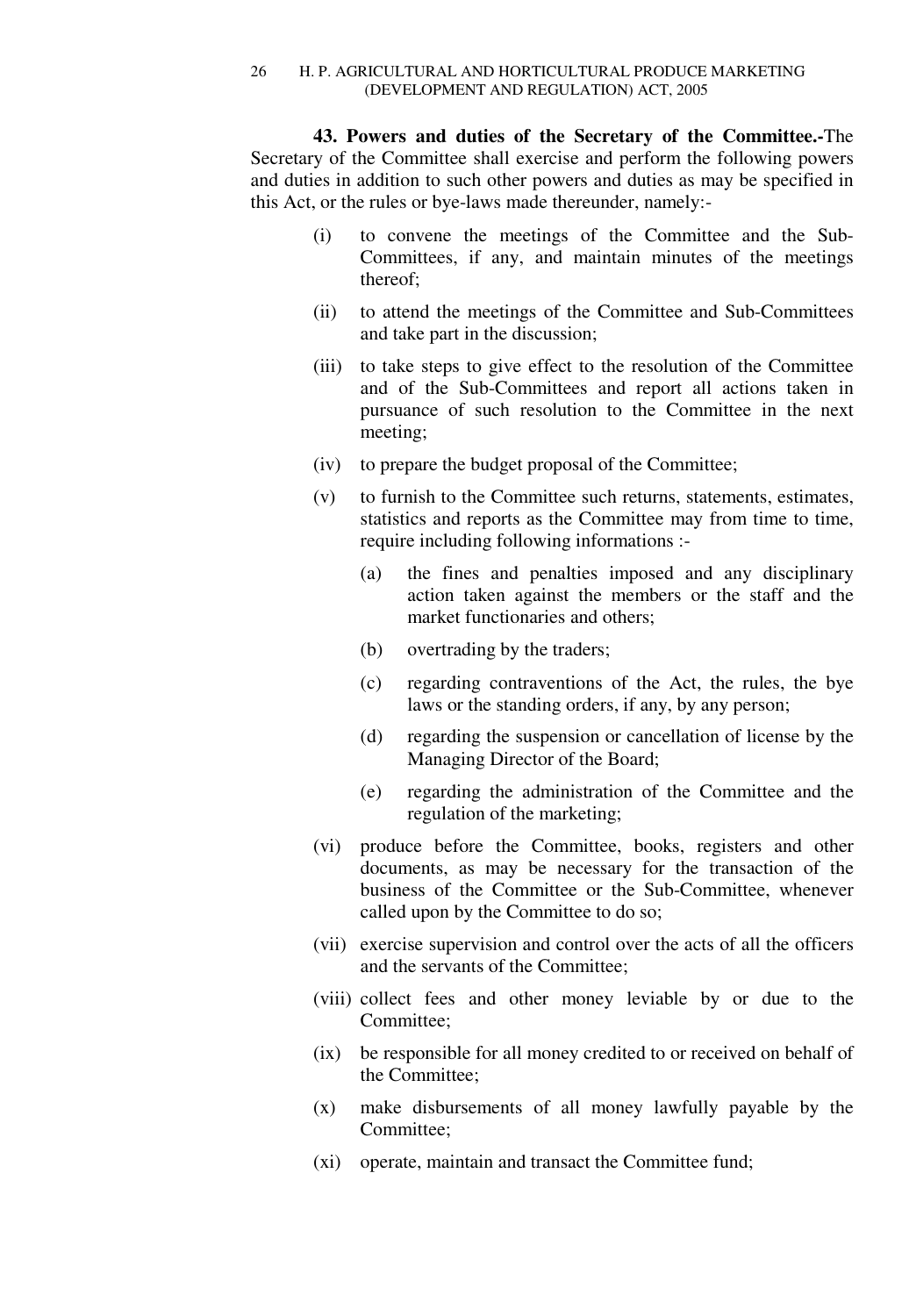**43. Powers and duties of the Secretary of the Committee.-**The Secretary of the Committee shall exercise and perform the following powers and duties in addition to such other powers and duties as may be specified in this Act, or the rules or bye-laws made thereunder, namely:-

(i) to convene the meetings of the Committee and the Sub-Committees, if any, and maintain minutes of the meetings thereof;

(ii) to attend the meetings of the Committee and Sub-Committees and take part in the discussion;

(iii) to take steps to give effect to the resolution of the Committee and of the Sub-Committees and report all actions taken in pursuance of such resolution to the Committee in the next meeting;

(iv) to prepare the budget proposal of the Committee;

(v) to furnish to the Committee such returns, statements, estimates, statistics and reports as the Committee may from time to time, require including following informations :-

(a) the fines and penalties imposed and any disciplinary action taken against the members or the staff and the market functionaries and others;

(b) overtrading by the traders;

(c) regarding contraventions of the Act, the rules, the bye laws or the standing orders, if any, by any person;

(d) regarding the suspension or cancellation of license by the Managing Director of the Board;

(e) regarding the administration of the Committee and the regulation of the marketing;

(vi) produce before the Committee, books, registers and other documents, as may be necessary for the transaction of the business of the Committee or the Sub-Committee, whenever called upon by the Committee to do so;

(vii) exercise supervision and control over the acts of all the officers and the servants of the Committee;

(viii) collect fees and other money leviable by or due to the Committee;

(ix) be responsible for all money credited to or received on behalf of the Committee;

(x) make disbursements of all money lawfully payable by the Committee;

(xi) operate, maintain and transact the Committee fund;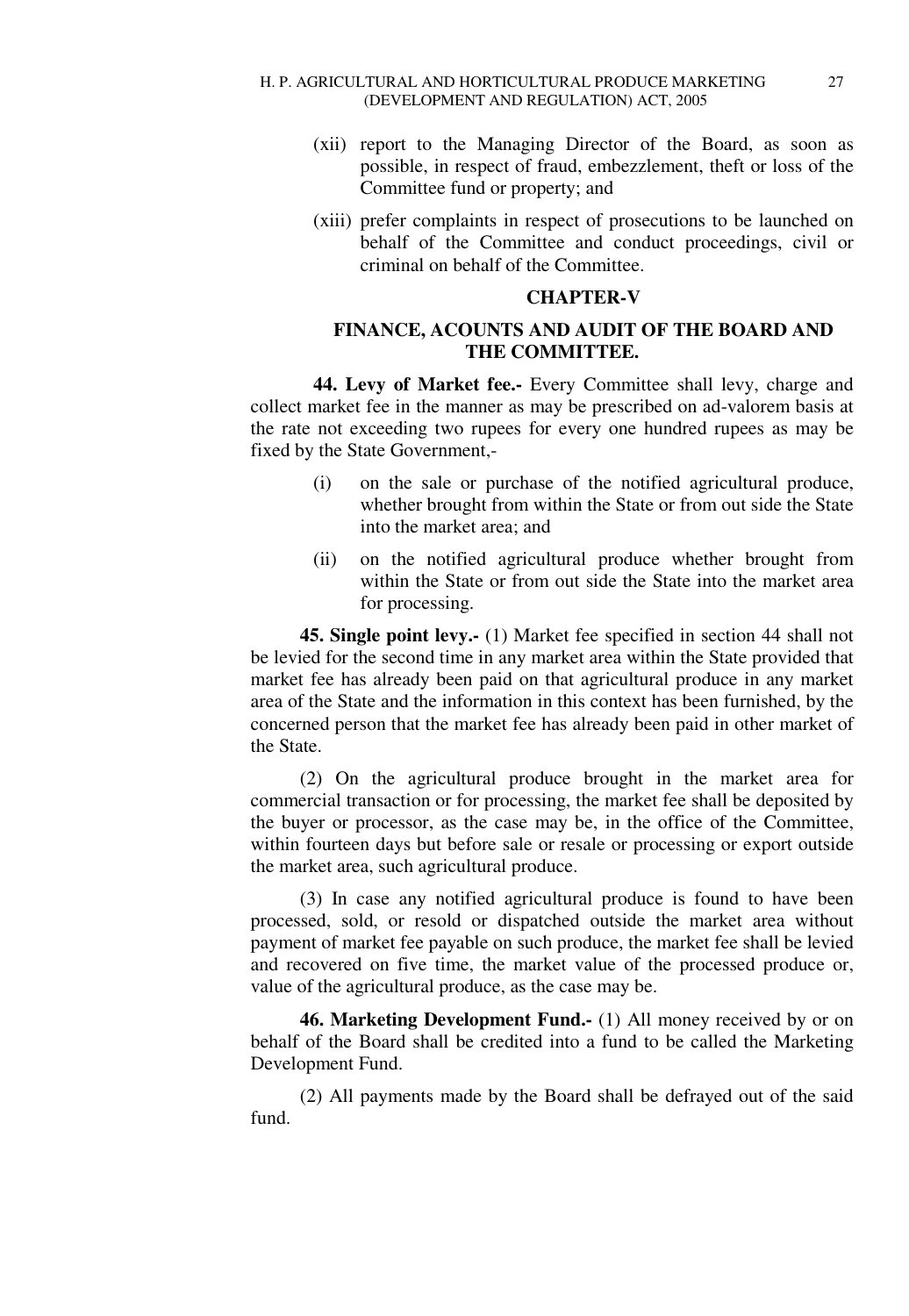(xii) report to the Managing Director of the Board, as soon as possible, in respect of fraud, embezzlement, theft or loss of the Committee fund or property; and

(xiii) prefer complaints in respect of prosecutions to be launched on behalf of the Committee and conduct proceedings, civil or criminal on behalf of the Committee.

## CHAPTER-V

## FINANCE, ACOUNTS AND AUDIT OF THE BOARD AND THE COMMITTEE.

**44. Levy of Market fee.-** Every Committee shall levy, charge and collect market fee in the manner as may be prescribed on ad-valorem basis at the rate not exceeding two rupees for every one hundred rupees as may be fixed by the State Government,-

(i) on the sale or purchase of the notified agricultural produce, whether brought from within the State or from out side the State into the market area; and

(ii) on the notified agricultural produce whether brought from within the State or from out side the State into the market area for processing.

**45. Single point levy.-** (1) Market fee specified in section 44 shall not be levied for the second time in any market area within the State provided that market fee has already been paid on that agricultural produce in any market area of the State and the information in this context has been furnished, by the concerned person that the market fee has already been paid in other market of the State.

(2) On the agricultural produce brought in the market area for commercial transaction or for processing, the market fee shall be deposited by the buyer or processor, as the case may be, in the office of the Committee, within fourteen days but before sale or resale or processing or export outside the market area, such agricultural produce.

(3) In case any notified agricultural produce is found to have been processed, sold, or resold or dispatched outside the market area without payment of market fee payable on such produce, the market fee shall be levied and recovered on five time, the market value of the processed produce or, value of the agricultural produce, as the case may be.

**46. Marketing Development Fund.-** (1) All money received by or on behalf of the Board shall be credited into a fund to be called the Marketing Development Fund.

(2) All payments made by the Board shall be defrayed out of the said fund.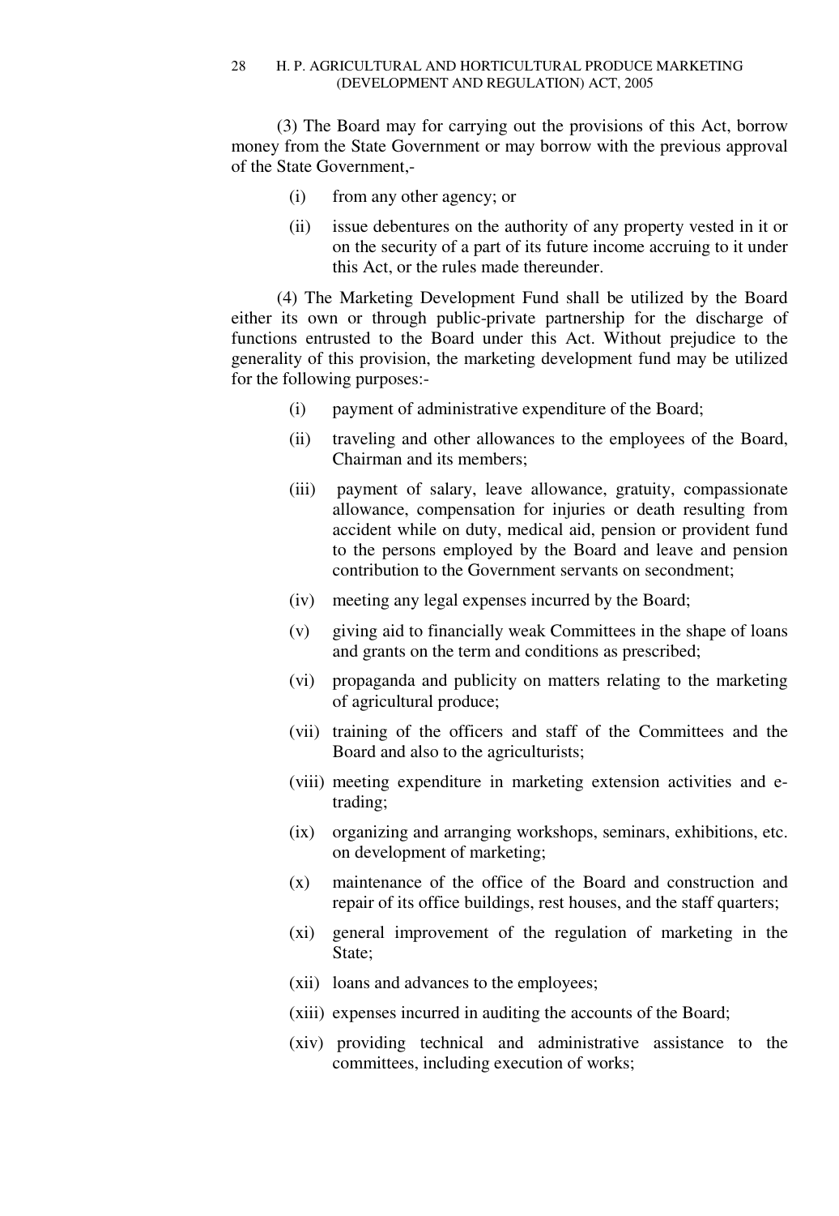(3) The Board may for carrying out the provisions of this Act, borrow money from the State Government or may borrow with the previous approval of the State Government,-

(i) from any other agency; or

(ii) issue debentures on the authority of any property vested in it or on the security of a part of its future income accruing to it under this Act, or the rules made thereunder.

(4) The Marketing Development Fund shall be utilized by the Board either its own or through public-private partnership for the discharge of functions entrusted to the Board under this Act. Without prejudice to the generality of this provision, the marketing development fund may be utilized for the following purposes:-

(i) payment of administrative expenditure of the Board;

(ii) traveling and other allowances to the employees of the Board, Chairman and its members;

(iii) payment of salary, leave allowance, gratuity, compassionate allowance, compensation for injuries or death resulting from accident while on duty, medical aid, pension or provident fund to the persons employed by the Board and leave and pension contribution to the Government servants on secondment;

(iv) meeting any legal expenses incurred by the Board;

(v) giving aid to financially weak Committees in the shape of loans and grants on the term and conditions as prescribed;

(vi) propaganda and publicity on matters relating to the marketing of agricultural produce;

(vii) training of the officers and staff of the Committees and the Board and also to the agriculturists;

(viii) meeting expenditure in marketing extension activities and e-trading;

(ix) organizing and arranging workshops, seminars, exhibitions, etc. on development of marketing;

(x) maintenance of the office of the Board and construction and repair of its office buildings, rest houses, and the staff quarters;

(xi) general improvement of the regulation of marketing in the State;

(xii) loans and advances to the employees;

(xiii) expenses incurred in auditing the accounts of the Board;

(xiv) providing technical and administrative assistance to the committees, including execution of works;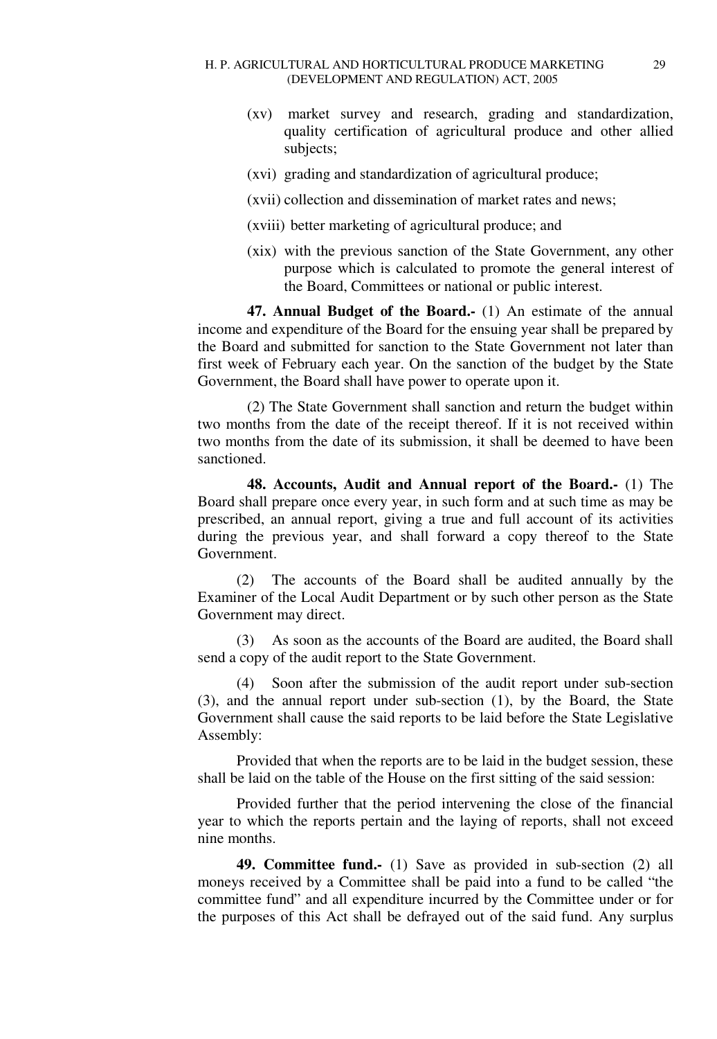(xv) market survey and research, grading and standardization, quality certification of agricultural produce and other allied subjects;

(xvi) grading and standardization of agricultural produce;

(xvii) collection and dissemination of market rates and news;

(xviii) better marketing of agricultural produce; and

(xix) with the previous sanction of the State Government, any other purpose which is calculated to promote the general interest of the Board, Committees or national or public interest.

**47. Annual Budget of the Board.-** (1) An estimate of the annual income and expenditure of the Board for the ensuing year shall be prepared by the Board and submitted for sanction to the State Government not later than first week of February each year. On the sanction of the budget by the State Government, the Board shall have power to operate upon it.

(2) The State Government shall sanction and return the budget within two months from the date of the receipt thereof. If it is not received within two months from the date of its submission, it shall be deemed to have been sanctioned.

**48. Accounts, Audit and Annual report of the Board.-** (1) The Board shall prepare once every year, in such form and at such time as may be prescribed, an annual report, giving a true and full account of its activities during the previous year, and shall forward a copy thereof to the State Government.

(2) The accounts of the Board shall be audited annually by the Examiner of the Local Audit Department or by such other person as the State Government may direct.

(3) As soon as the accounts of the Board are audited, the Board shall send a copy of the audit report to the State Government.

(4) Soon after the submission of the audit report under sub-section (3), and the annual report under sub-section (1), by the Board, the State Government shall cause the said reports to be laid before the State Legislative Assembly:

Provided that when the reports are to be laid in the budget session, these shall be laid on the table of the House on the first sitting of the said session:

Provided further that the period intervening the close of the financial year to which the reports pertain and the laying of reports, shall not exceed nine months.

**49. Committee fund.-** (1) Save as provided in sub-section (2) all moneys received by a Committee shall be paid into a fund to be called "the committee fund" and all expenditure incurred by the Committee under or for the purposes of this Act shall be defrayed out of the said fund. Any surplus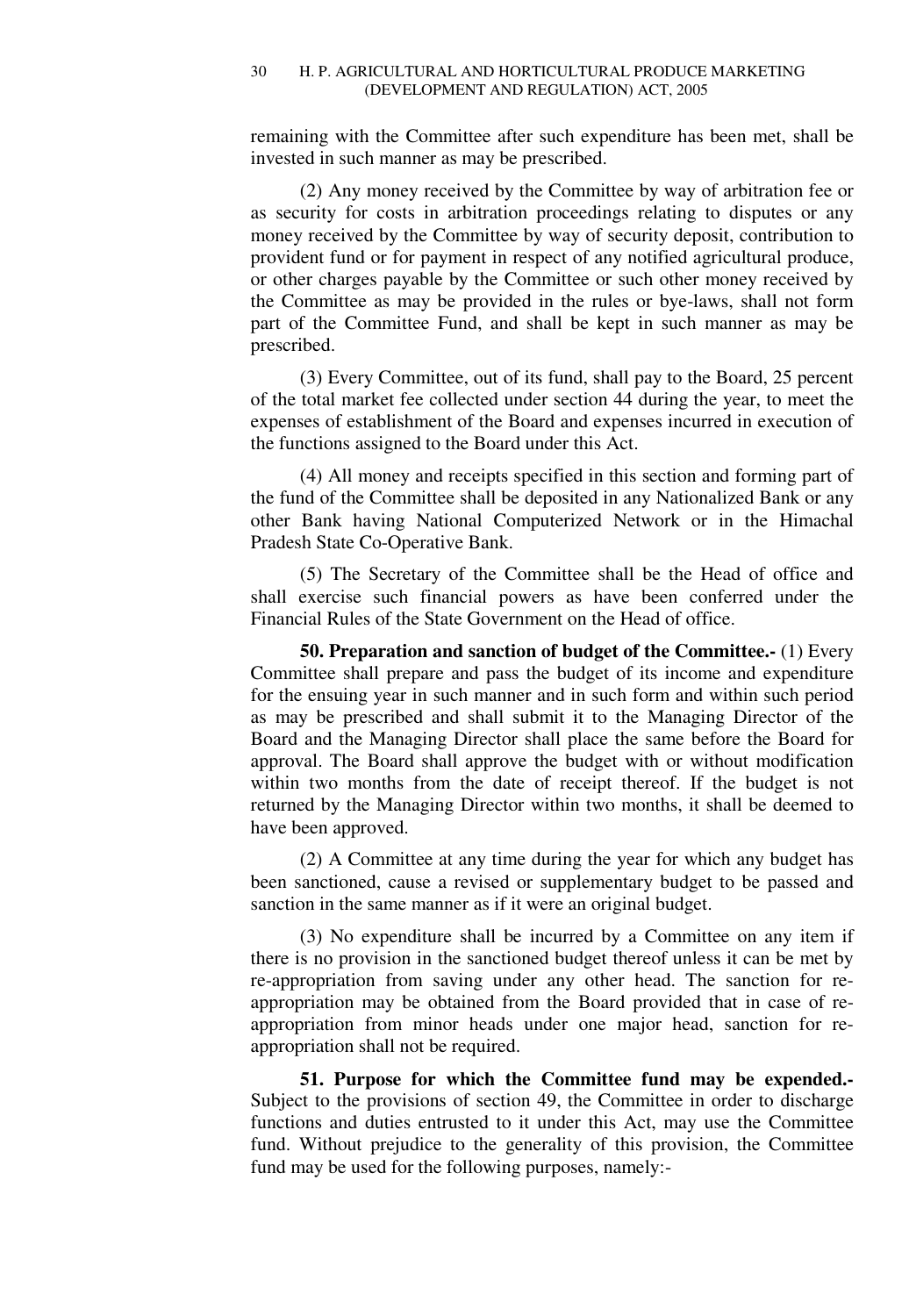remaining with the Committee after such expenditure has been met, shall be invested in such manner as may be prescribed.

(2) Any money received by the Committee by way of arbitration fee or as security for costs in arbitration proceedings relating to disputes or any money received by the Committee by way of security deposit, contribution to provident fund or for payment in respect of any notified agricultural produce, or other charges payable by the Committee or such other money received by the Committee as may be provided in the rules or bye-laws, shall not form part of the Committee Fund, and shall be kept in such manner as may be prescribed.

(3) Every Committee, out of its fund, shall pay to the Board, 25 percent of the total market fee collected under section 44 during the year, to meet the expenses of establishment of the Board and expenses incurred in execution of the functions assigned to the Board under this Act.

(4) All money and receipts specified in this section and forming part of the fund of the Committee shall be deposited in any Nationalized Bank or any other Bank having National Computerized Network or in the Himachal Pradesh State Co-Operative Bank.

(5) The Secretary of the Committee shall be the Head of office and shall exercise such financial powers as have been conferred under the Financial Rules of the State Government on the Head of office.

**50. Preparation and sanction of budget of the Committee.-** (1) Every Committee shall prepare and pass the budget of its income and expenditure for the ensuing year in such manner and in such form and within such period as may be prescribed and shall submit it to the Managing Director of the Board and the Managing Director shall place the same before the Board for approval. The Board shall approve the budget with or without modification within two months from the date of receipt thereof. If the budget is not returned by the Managing Director within two months, it shall be deemed to have been approved.

(2) A Committee at any time during the year for which any budget has been sanctioned, cause a revised or supplementary budget to be passed and sanction in the same manner as if it were an original budget.

(3) No expenditure shall be incurred by a Committee on any item if there is no provision in the sanctioned budget thereof unless it can be met by re-appropriation from saving under any other head. The sanction for re-appropriation may be obtained from the Board provided that in case of re-appropriation from minor heads under one major head, sanction for re-appropriation shall not be required.

**51. Purpose for which the Committee fund may be expended.-** Subject to the provisions of section 49, the Committee in order to discharge functions and duties entrusted to it under this Act, may use the Committee fund. Without prejudice to the generality of this provision, the Committee fund may be used for the following purposes, namely:-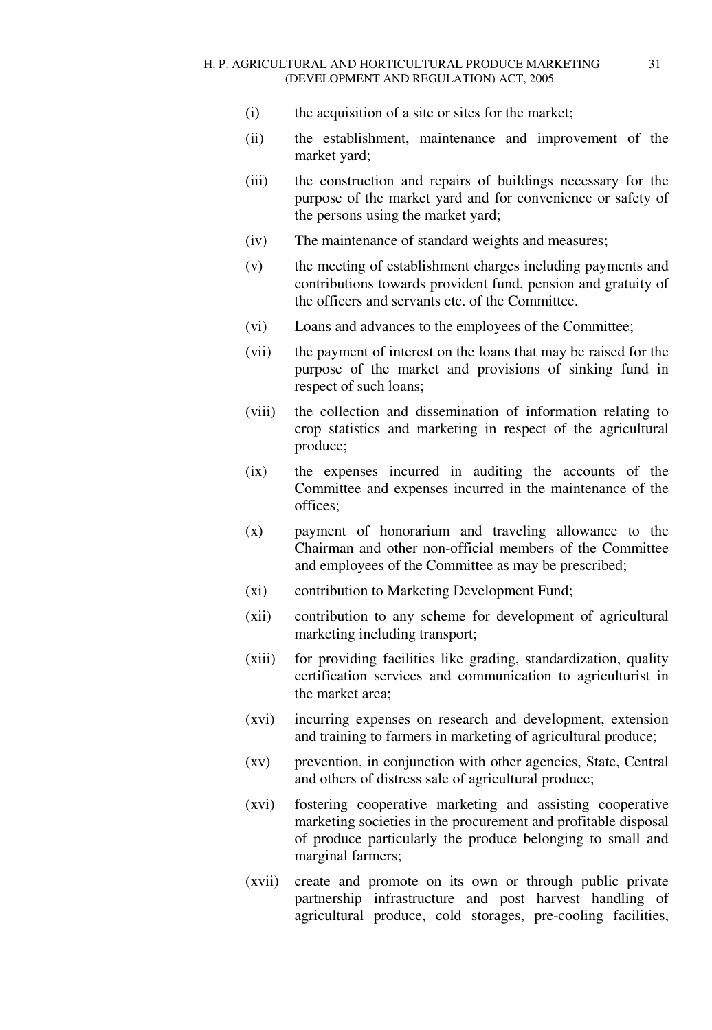(i) the acquisition of a site or sites for the market;

(ii) the establishment, maintenance and improvement of the market yard;

(iii) the construction and repairs of buildings necessary for the purpose of the market yard and for convenience or safety of the persons using the market yard;

(iv) The maintenance of standard weights and measures;

(v) the meeting of establishment charges including payments and contributions towards provident fund, pension and gratuity of the officers and servants etc. of the Committee.

(vi) Loans and advances to the employees of the Committee;

(vii) the payment of interest on the loans that may be raised for the purpose of the market and provisions of sinking fund in respect of such loans;

(viii) the collection and dissemination of information relating to crop statistics and marketing in respect of the agricultural produce;

(ix) the expenses incurred in auditing the accounts of the Committee and expenses incurred in the maintenance of the offices;

(x) payment of honorarium and traveling allowance to the Chairman and other non-official members of the Committee and employees of the Committee as may be prescribed;

(xi) contribution to Marketing Development Fund;

(xii) contribution to any scheme for development of agricultural marketing including transport;

(xiii) for providing facilities like grading, standardization, quality certification services and communication to agriculturist in the market area;

(xvi) incurring expenses on research and development, extension and training to farmers in marketing of agricultural produce;

(xv) prevention, in conjunction with other agencies, State, Central and others of distress sale of agricultural produce;

(xvi) fostering cooperative marketing and assisting cooperative marketing societies in the procurement and profitable disposal of produce particularly the produce belonging to small and marginal farmers;

(xvii) create and promote on its own or through public private partnership infrastructure and post harvest handling of agricultural produce, cold storages, pre-cooling facilities,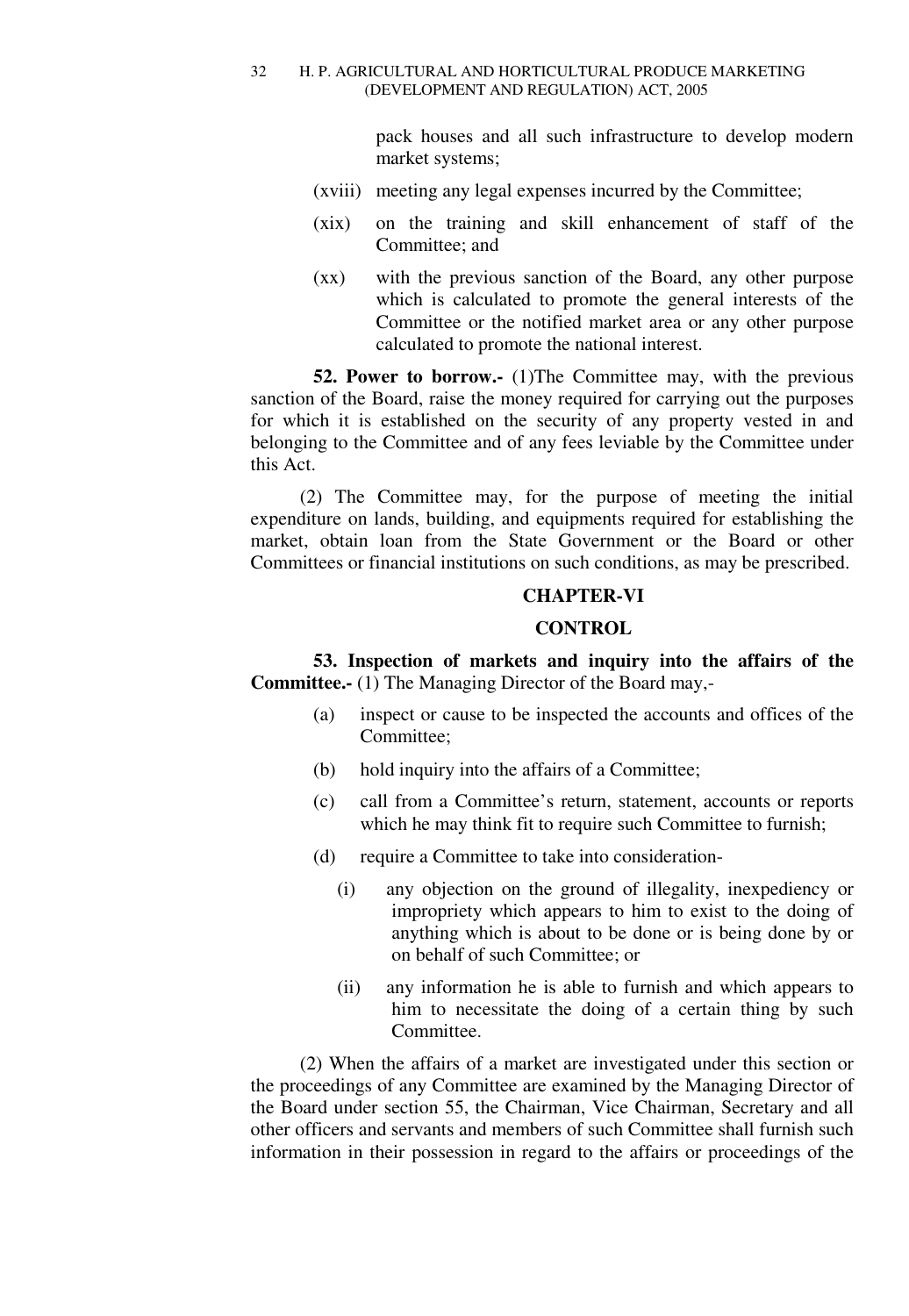pack houses and all such infrastructure to develop modern market systems;

(xviii) meeting any legal expenses incurred by the Committee;

(xix) on the training and skill enhancement of staff of the Committee; and

(xx) with the previous sanction of the Board, any other purpose which is calculated to promote the general interests of the Committee or the notified market area or any other purpose calculated to promote the national interest.

**52. Power to borrow.-** (1)The Committee may, with the previous sanction of the Board, raise the money required for carrying out the purposes for which it is established on the security of any property vested in and belonging to the Committee and of any fees leviable by the Committee under this Act.

(2) The Committee may, for the purpose of meeting the initial expenditure on lands, building, and equipments required for establishing the market, obtain loan from the State Government or the Board or other Committees or financial institutions on such conditions, as may be prescribed.

## CHAPTER-VI

## CONTROL

**53. Inspection of markets and inquiry into the affairs of the Committee.-** (1) The Managing Director of the Board may,-

(a) inspect or cause to be inspected the accounts and offices of the Committee;

(b) hold inquiry into the affairs of a Committee;

(c) call from a Committee's return, statement, accounts or reports which he may think fit to require such Committee to furnish;

(d) require a Committee to take into consideration-

(i) any objection on the ground of illegality, inexpediency or impropriety which appears to him to exist to the doing of anything which is about to be done or is being done by or on behalf of such Committee; or

(ii) any information he is able to furnish and which appears to him to necessitate the doing of a certain thing by such Committee.

(2) When the affairs of a market are investigated under this section or the proceedings of any Committee are examined by the Managing Director of the Board under section 55, the Chairman, Vice Chairman, Secretary and all other officers and servants and members of such Committee shall furnish such information in their possession in regard to the affairs or proceedings of the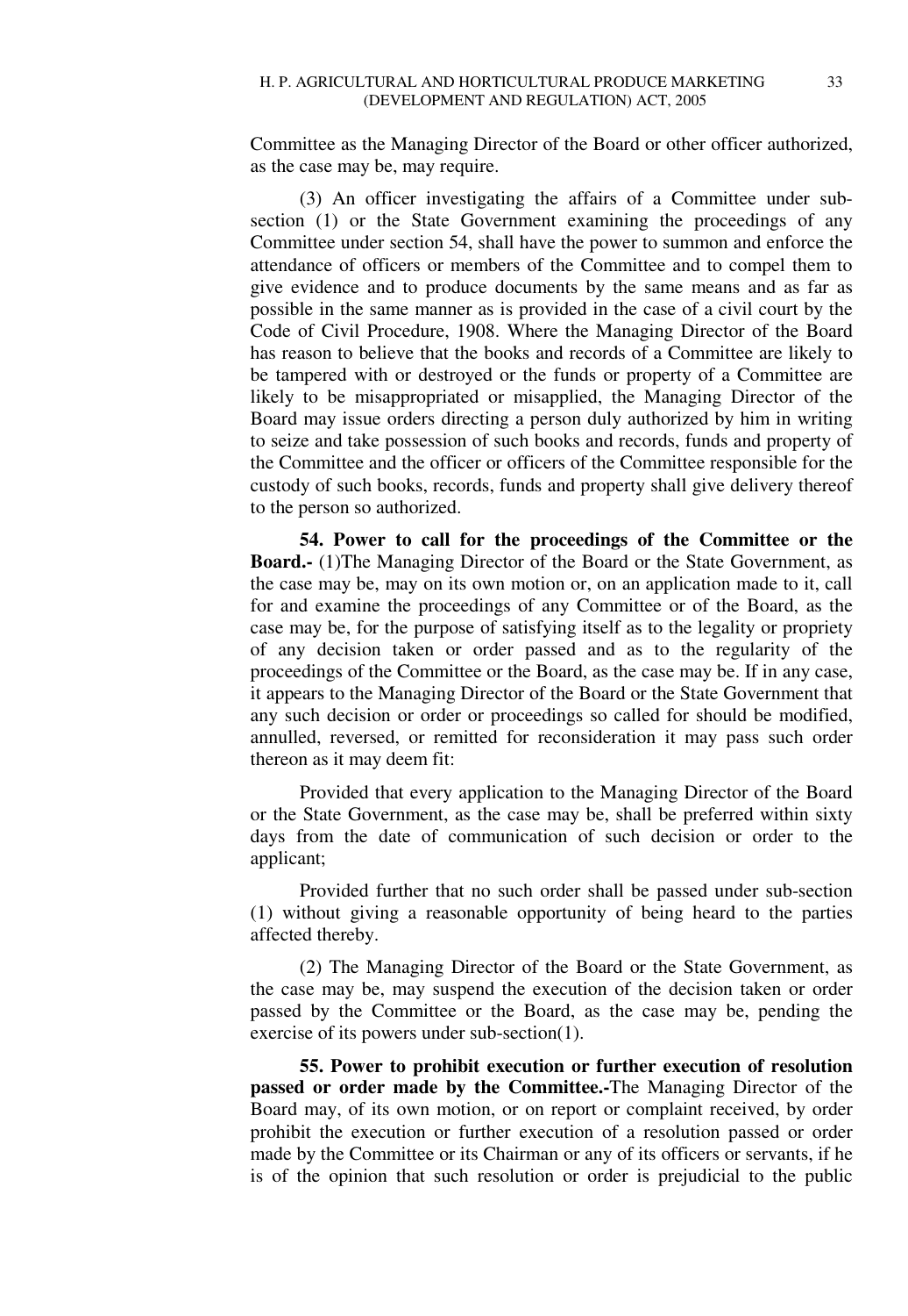Committee as the Managing Director of the Board or other officer authorized, as the case may be, may require.

(3) An officer investigating the affairs of a Committee under sub-section (1) or the State Government examining the proceedings of any Committee under section 54, shall have the power to summon and enforce the attendance of officers or members of the Committee and to compel them to give evidence and to produce documents by the same means and as far as possible in the same manner as is provided in the case of a civil court by the Code of Civil Procedure, 1908. Where the Managing Director of the Board has reason to believe that the books and records of a Committee are likely to be tampered with or destroyed or the funds or property of a Committee are likely to be misappropriated or misapplied, the Managing Director of the Board may issue orders directing a person duly authorized by him in writing to seize and take possession of such books and records, funds and property of the Committee and the officer or officers of the Committee responsible for the custody of such books, records, funds and property shall give delivery thereof to the person so authorized.

**54. Power to call for the proceedings of the Committee or the Board.-** (1)The Managing Director of the Board or the State Government, as the case may be, may on its own motion or, on an application made to it, call for and examine the proceedings of any Committee or of the Board, as the case may be, for the purpose of satisfying itself as to the legality or propriety of any decision taken or order passed and as to the regularity of the proceedings of the Committee or the Board, as the case may be. If in any case, it appears to the Managing Director of the Board or the State Government that any such decision or order or proceedings so called for should be modified, annulled, reversed, or remitted for reconsideration it may pass such order thereon as it may deem fit:

Provided that every application to the Managing Director of the Board or the State Government, as the case may be, shall be preferred within sixty days from the date of communication of such decision or order to the applicant;

Provided further that no such order shall be passed under sub-section (1) without giving a reasonable opportunity of being heard to the parties affected thereby.

(2) The Managing Director of the Board or the State Government, as the case may be, may suspend the execution of the decision taken or order passed by the Committee or the Board, as the case may be, pending the exercise of its powers under sub-section(1).

**55. Power to prohibit execution or further execution of resolution passed or order made by the Committee.-**The Managing Director of the Board may, of its own motion, or on report or complaint received, by order prohibit the execution or further execution of a resolution passed or order made by the Committee or its Chairman or any of its officers or servants, if he is of the opinion that such resolution or order is prejudicial to the public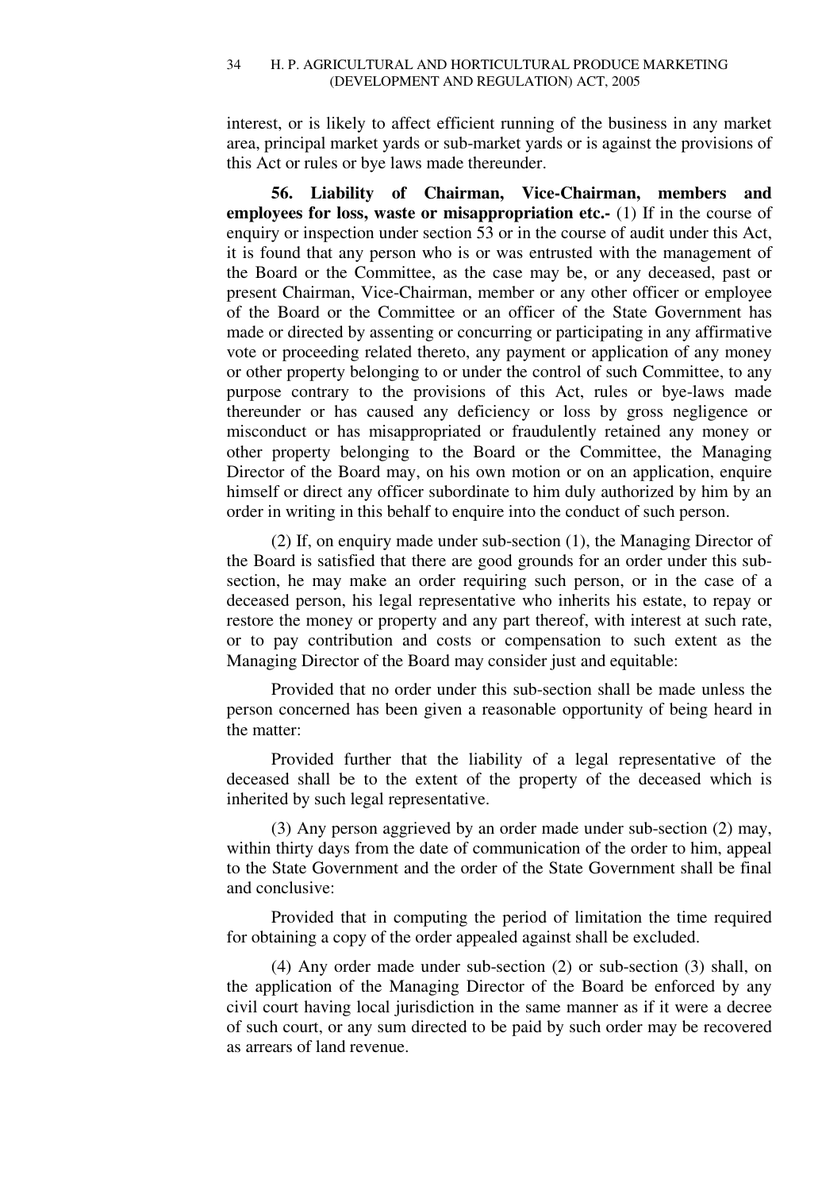interest, or is likely to affect efficient running of the business in any market area, principal market yards or sub-market yards or is against the provisions of this Act or rules or bye laws made thereunder.

**56. Liability of Chairman, Vice-Chairman, members and employees for loss, waste or misappropriation etc.-** (1) If in the course of enquiry or inspection under section 53 or in the course of audit under this Act, it is found that any person who is or was entrusted with the management of the Board or the Committee, as the case may be, or any deceased, past or present Chairman, Vice-Chairman, member or any other officer or employee of the Board or the Committee or an officer of the State Government has made or directed by assenting or concurring or participating in any affirmative vote or proceeding related thereto, any payment or application of any money or other property belonging to or under the control of such Committee, to any purpose contrary to the provisions of this Act, rules or bye-laws made thereunder or has caused any deficiency or loss by gross negligence or misconduct or has misappropriated or fraudulently retained any money or other property belonging to the Board or the Committee, the Managing Director of the Board may, on his own motion or on an application, enquire himself or direct any officer subordinate to him duly authorized by him by an order in writing in this behalf to enquire into the conduct of such person.

(2) If, on enquiry made under sub-section (1), the Managing Director of the Board is satisfied that there are good grounds for an order under this sub-section, he may make an order requiring such person, or in the case of a deceased person, his legal representative who inherits his estate, to repay or restore the money or property and any part thereof, with interest at such rate, or to pay contribution and costs or compensation to such extent as the Managing Director of the Board may consider just and equitable:

Provided that no order under this sub-section shall be made unless the person concerned has been given a reasonable opportunity of being heard in the matter:

Provided further that the liability of a legal representative of the deceased shall be to the extent of the property of the deceased which is inherited by such legal representative.

(3) Any person aggrieved by an order made under sub-section (2) may, within thirty days from the date of communication of the order to him, appeal to the State Government and the order of the State Government shall be final and conclusive:

Provided that in computing the period of limitation the time required for obtaining a copy of the order appealed against shall be excluded.

(4) Any order made under sub-section (2) or sub-section (3) shall, on the application of the Managing Director of the Board be enforced by any civil court having local jurisdiction in the same manner as if it were a decree of such court, or any sum directed to be paid by such order may be recovered as arrears of land revenue.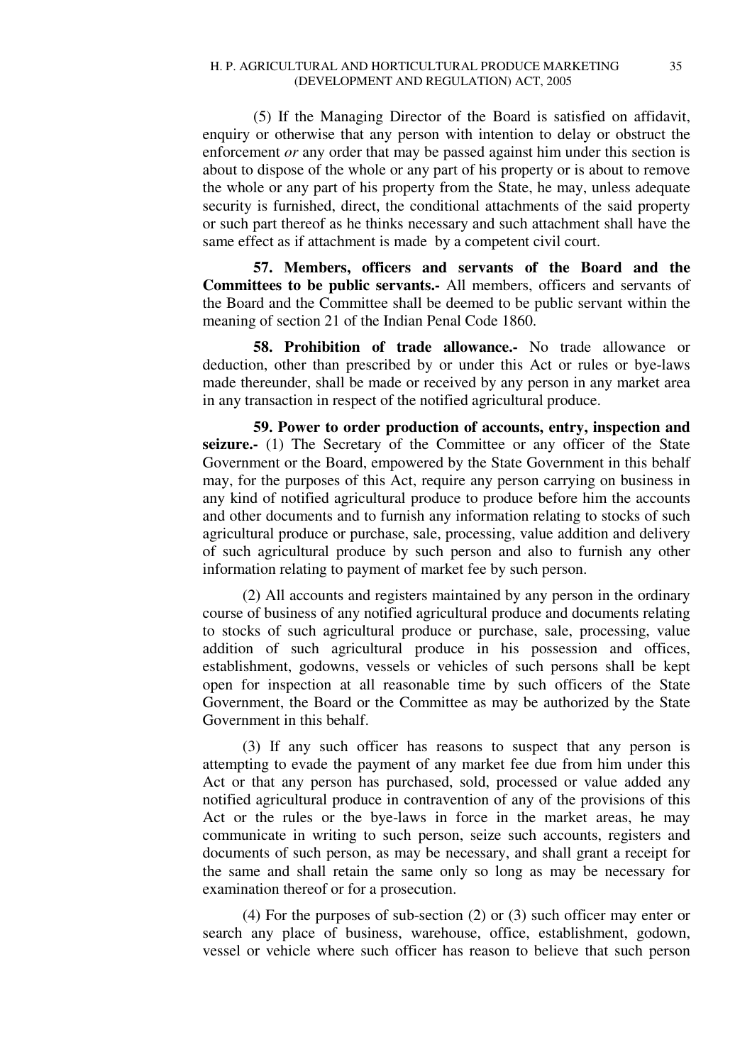(5) If the Managing Director of the Board is satisfied on affidavit, enquiry or otherwise that any person with intention to delay or obstruct the enforcement *or* any order that may be passed against him under this section is about to dispose of the whole or any part of his property or is about to remove the whole or any part of his property from the State, he may, unless adequate security is furnished, direct, the conditional attachments of the said property or such part thereof as he thinks necessary and such attachment shall have the same effect as if attachment is made by a competent civil court.

**57. Members, officers and servants of the Board and the Committees to be public servants.-** All members, officers and servants of the Board and the Committee shall be deemed to be public servant within the meaning of section 21 of the Indian Penal Code 1860.

**58. Prohibition of trade allowance.-** No trade allowance or deduction, other than prescribed by or under this Act or rules or bye-laws made thereunder, shall be made or received by any person in any market area in any transaction in respect of the notified agricultural produce.

**59. Power to order production of accounts, entry, inspection and seizure.-** (1) The Secretary of the Committee or any officer of the State Government or the Board, empowered by the State Government in this behalf may, for the purposes of this Act, require any person carrying on business in any kind of notified agricultural produce to produce before him the accounts and other documents and to furnish any information relating to stocks of such agricultural produce or purchase, sale, processing, value addition and delivery of such agricultural produce by such person and also to furnish any other information relating to payment of market fee by such person.

(2) All accounts and registers maintained by any person in the ordinary course of business of any notified agricultural produce and documents relating to stocks of such agricultural produce or purchase, sale, processing, value addition of such agricultural produce in his possession and offices, establishment, godowns, vessels or vehicles of such persons shall be kept open for inspection at all reasonable time by such officers of the State Government, the Board or the Committee as may be authorized by the State Government in this behalf.

(3) If any such officer has reasons to suspect that any person is attempting to evade the payment of any market fee due from him under this Act or that any person has purchased, sold, processed or value added any notified agricultural produce in contravention of any of the provisions of this Act or the rules or the bye-laws in force in the market areas, he may communicate in writing to such person, seize such accounts, registers and documents of such person, as may be necessary, and shall grant a receipt for the same and shall retain the same only so long as may be necessary for examination thereof or for a prosecution.

(4) For the purposes of sub-section (2) or (3) such officer may enter or search any place of business, warehouse, office, establishment, godown, vessel or vehicle where such officer has reason to believe that such person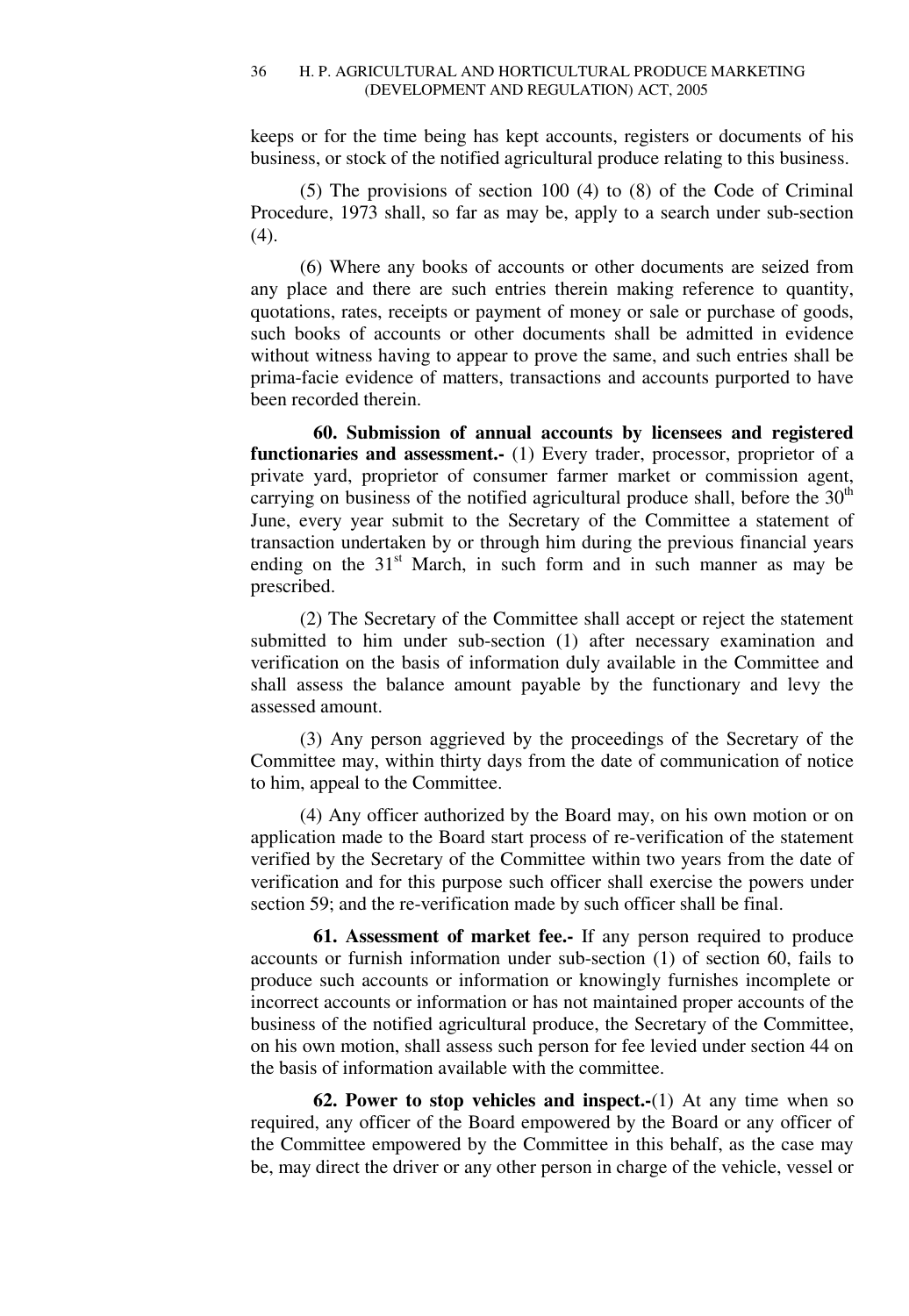keeps or for the time being has kept accounts, registers or documents of his business, or stock of the notified agricultural produce relating to this business.

(5) The provisions of section 100 (4) to (8) of the Code of Criminal Procedure, 1973 shall, so far as may be, apply to a search under sub-section (4).

(6) Where any books of accounts or other documents are seized from any place and there are such entries therein making reference to quantity, quotations, rates, receipts or payment of money or sale or purchase of goods, such books of accounts or other documents shall be admitted in evidence without witness having to appear to prove the same, and such entries shall be prima-facie evidence of matters, transactions and accounts purported to have been recorded therein.

**60. Submission of annual accounts by licensees and registered functionaries and assessment.-** (1) Every trader, processor, proprietor of a private yard, proprietor of consumer farmer market or commission agent, carrying on business of the notified agricultural produce shall, before the 30th June, every year submit to the Secretary of the Committee a statement of transaction undertaken by or through him during the previous financial years ending on the 31st March, in such form and in such manner as may be prescribed.

(2) The Secretary of the Committee shall accept or reject the statement submitted to him under sub-section (1) after necessary examination and verification on the basis of information duly available in the Committee and shall assess the balance amount payable by the functionary and levy the assessed amount.

(3) Any person aggrieved by the proceedings of the Secretary of the Committee may, within thirty days from the date of communication of notice to him, appeal to the Committee.

(4) Any officer authorized by the Board may, on his own motion or on application made to the Board start process of re-verification of the statement verified by the Secretary of the Committee within two years from the date of verification and for this purpose such officer shall exercise the powers under section 59; and the re-verification made by such officer shall be final.

**61. Assessment of market fee.-** If any person required to produce accounts or furnish information under sub-section (1) of section 60, fails to produce such accounts or information or knowingly furnishes incomplete or incorrect accounts or information or has not maintained proper accounts of the business of the notified agricultural produce, the Secretary of the Committee, on his own motion, shall assess such person for fee levied under section 44 on the basis of information available with the committee.

**62. Power to stop vehicles and inspect.-**(1) At any time when so required, any officer of the Board empowered by the Board or any officer of the Committee empowered by the Committee in this behalf, as the case may be, may direct the driver or any other person in charge of the vehicle, vessel or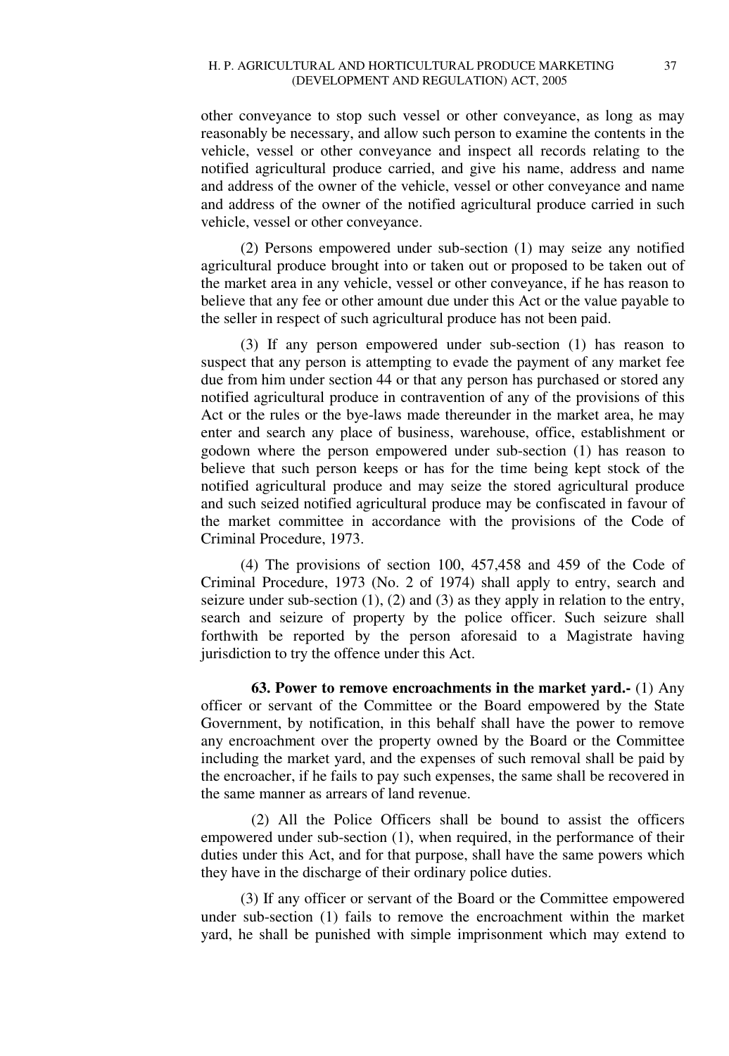other conveyance to stop such vessel or other conveyance, as long as may reasonably be necessary, and allow such person to examine the contents in the vehicle, vessel or other conveyance and inspect all records relating to the notified agricultural produce carried, and give his name, address and name and address of the owner of the vehicle, vessel or other conveyance and name and address of the owner of the notified agricultural produce carried in such vehicle, vessel or other conveyance.

(2) Persons empowered under sub-section (1) may seize any notified agricultural produce brought into or taken out or proposed to be taken out of the market area in any vehicle, vessel or other conveyance, if he has reason to believe that any fee or other amount due under this Act or the value payable to the seller in respect of such agricultural produce has not been paid.

(3) If any person empowered under sub-section (1) has reason to suspect that any person is attempting to evade the payment of any market fee due from him under section 44 or that any person has purchased or stored any notified agricultural produce in contravention of any of the provisions of this Act or the rules or the bye-laws made thereunder in the market area, he may enter and search any place of business, warehouse, office, establishment or godown where the person empowered under sub-section (1) has reason to believe that such person keeps or has for the time being kept stock of the notified agricultural produce and may seize the stored agricultural produce and such seized notified agricultural produce may be confiscated in favour of the market committee in accordance with the provisions of the Code of Criminal Procedure, 1973.

(4) The provisions of section 100, 457,458 and 459 of the Code of Criminal Procedure, 1973 (No. 2 of 1974) shall apply to entry, search and seizure under sub-section (1), (2) and (3) as they apply in relation to the entry, search and seizure of property by the police officer. Such seizure shall forthwith be reported by the person aforesaid to a Magistrate having jurisdiction to try the offence under this Act.

**63. Power to remove encroachments in the market yard.-** (1) Any officer or servant of the Committee or the Board empowered by the State Government, by notification, in this behalf shall have the power to remove any encroachment over the property owned by the Board or the Committee including the market yard, and the expenses of such removal shall be paid by the encroacher, if he fails to pay such expenses, the same shall be recovered in the same manner as arrears of land revenue.

(2) All the Police Officers shall be bound to assist the officers empowered under sub-section (1), when required, in the performance of their duties under this Act, and for that purpose, shall have the same powers which they have in the discharge of their ordinary police duties.

(3) If any officer or servant of the Board or the Committee empowered under sub-section (1) fails to remove the encroachment within the market yard, he shall be punished with simple imprisonment which may extend to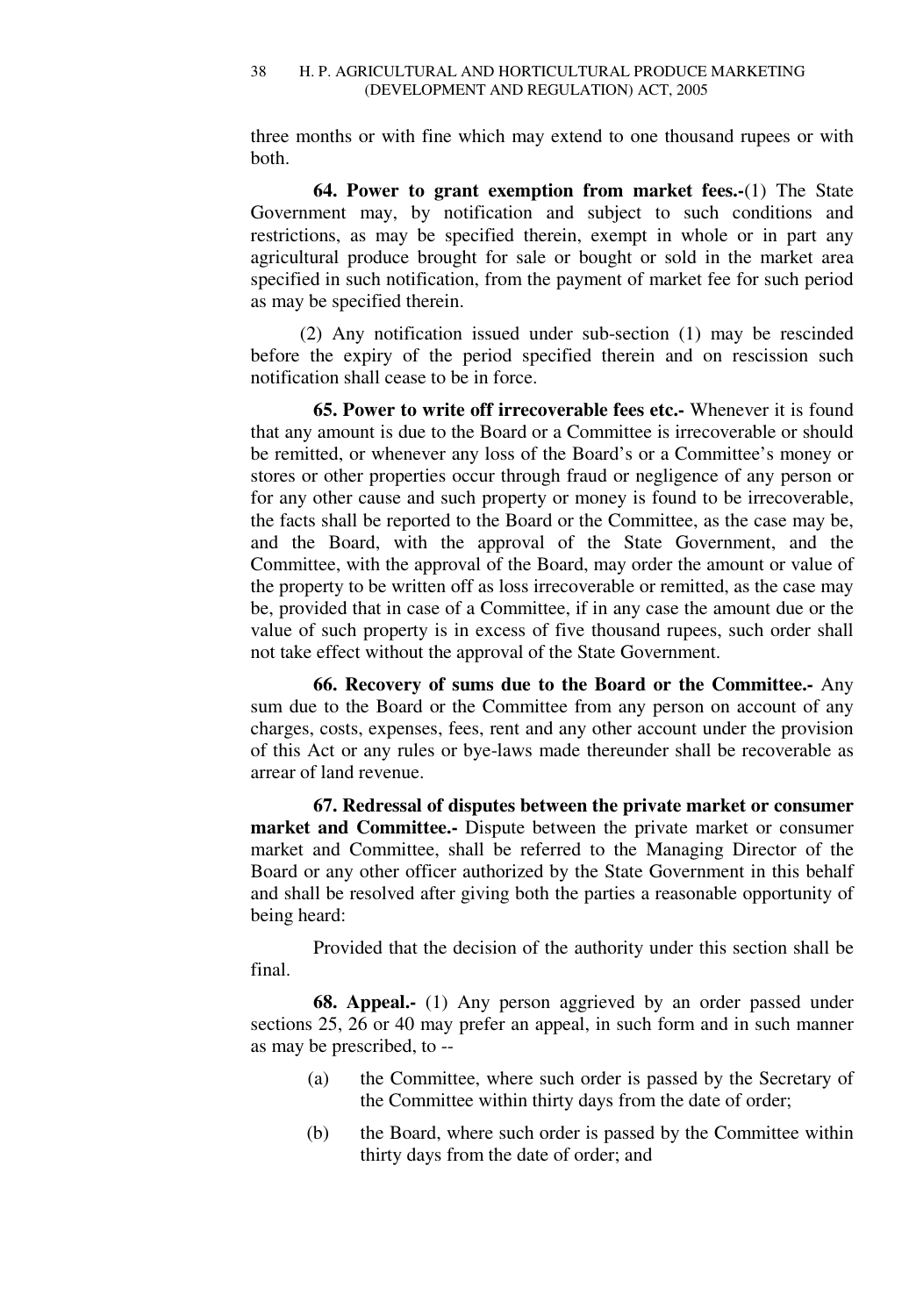three months or with fine which may extend to one thousand rupees or with both.

**64. Power to grant exemption from market fees.-**(1) The State Government may, by notification and subject to such conditions and restrictions, as may be specified therein, exempt in whole or in part any agricultural produce brought for sale or bought or sold in the market area specified in such notification, from the payment of market fee for such period as may be specified therein.

(2) Any notification issued under sub-section (1) may be rescinded before the expiry of the period specified therein and on rescission such notification shall cease to be in force.

**65. Power to write off irrecoverable fees etc.-** Whenever it is found that any amount is due to the Board or a Committee is irrecoverable or should be remitted, or whenever any loss of the Board's or a Committee's money or stores or other properties occur through fraud or negligence of any person or for any other cause and such property or money is found to be irrecoverable, the facts shall be reported to the Board or the Committee, as the case may be, and the Board, with the approval of the State Government, and the Committee, with the approval of the Board, may order the amount or value of the property to be written off as loss irrecoverable or remitted, as the case may be, provided that in case of a Committee, if in any case the amount due or the value of such property is in excess of five thousand rupees, such order shall not take effect without the approval of the State Government.

**66. Recovery of sums due to the Board or the Committee.-** Any sum due to the Board or the Committee from any person on account of any charges, costs, expenses, fees, rent and any other account under the provision of this Act or any rules or bye-laws made thereunder shall be recoverable as arrear of land revenue.

**67. Redressal of disputes between the private market or consumer market and Committee.-** Dispute between the private market or consumer market and Committee, shall be referred to the Managing Director of the Board or any other officer authorized by the State Government in this behalf and shall be resolved after giving both the parties a reasonable opportunity of being heard:

Provided that the decision of the authority under this section shall be final.

**68. Appeal.-** (1) Any person aggrieved by an order passed under sections 25, 26 or 40 may prefer an appeal, in such form and in such manner as may be prescribed, to --

(a) the Committee, where such order is passed by the Secretary of the Committee within thirty days from the date of order;

(b) the Board, where such order is passed by the Committee within thirty days from the date of order; and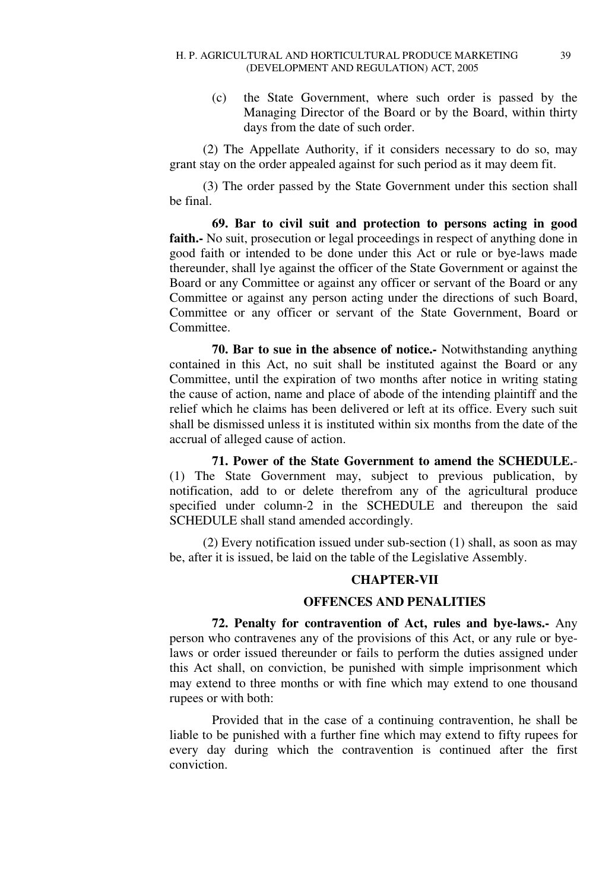(c) the State Government, where such order is passed by the Managing Director of the Board or by the Board, within thirty days from the date of such order.

(2) The Appellate Authority, if it considers necessary to do so, may grant stay on the order appealed against for such period as it may deem fit.

(3) The order passed by the State Government under this section shall be final.

**69. Bar to civil suit and protection to persons acting in good faith.-** No suit, prosecution or legal proceedings in respect of anything done in good faith or intended to be done under this Act or rule or bye-laws made thereunder, shall lye against the officer of the State Government or against the Board or any Committee or against any officer or servant of the Board or any Committee or against any person acting under the directions of such Board, Committee or any officer or servant of the State Government, Board or Committee.

**70. Bar to sue in the absence of notice.-** Notwithstanding anything contained in this Act, no suit shall be instituted against the Board or any Committee, until the expiration of two months after notice in writing stating the cause of action, name and place of abode of the intending plaintiff and the relief which he claims has been delivered or left at its office. Every such suit shall be dismissed unless it is instituted within six months from the date of the accrual of alleged cause of action.

**71. Power of the State Government to amend the SCHEDULE.**- (1) The State Government may, subject to previous publication, by notification, add to or delete therefrom any of the agricultural produce specified under column-2 in the SCHEDULE and thereupon the said SCHEDULE shall stand amended accordingly.

(2) Every notification issued under sub-section (1) shall, as soon as may be, after it is issued, be laid on the table of the Legislative Assembly.

## CHAPTER-VII

## OFFENCES AND PENALITIES

**72. Penalty for contravention of Act, rules and bye-laws.-** Any person who contravenes any of the provisions of this Act, or any rule or bye-laws or order issued thereunder or fails to perform the duties assigned under this Act shall, on conviction, be punished with simple imprisonment which may extend to three months or with fine which may extend to one thousand rupees or with both:

Provided that in the case of a continuing contravention, he shall be liable to be punished with a further fine which may extend to fifty rupees for every day during which the contravention is continued after the first conviction.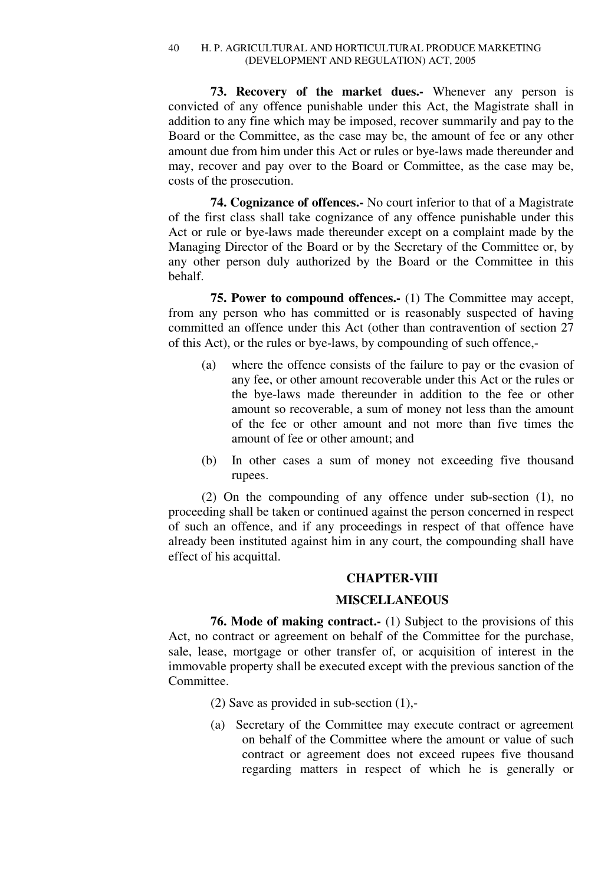**73. Recovery of the market dues.-** Whenever any person is convicted of any offence punishable under this Act, the Magistrate shall in addition to any fine which may be imposed, recover summarily and pay to the Board or the Committee, as the case may be, the amount of fee or any other amount due from him under this Act or rules or bye-laws made thereunder and may, recover and pay over to the Board or Committee, as the case may be, costs of the prosecution.

**74. Cognizance of offences.-** No court inferior to that of a Magistrate of the first class shall take cognizance of any offence punishable under this Act or rule or bye-laws made thereunder except on a complaint made by the Managing Director of the Board or by the Secretary of the Committee or, by any other person duly authorized by the Board or the Committee in this behalf.

**75. Power to compound offences.-** (1) The Committee may accept, from any person who has committed or is reasonably suspected of having committed an offence under this Act (other than contravention of section 27 of this Act), or the rules or bye-laws, by compounding of such offence,-

(a) where the offence consists of the failure to pay or the evasion of any fee, or other amount recoverable under this Act or the rules or the bye-laws made thereunder in addition to the fee or other amount so recoverable, a sum of money not less than the amount of the fee or other amount and not more than five times the amount of fee or other amount; and

(b) In other cases a sum of money not exceeding five thousand rupees.

(2) On the compounding of any offence under sub-section (1), no proceeding shall be taken or continued against the person concerned in respect of such an offence, and if any proceedings in respect of that offence have already been instituted against him in any court, the compounding shall have effect of his acquittal.

## CHAPTER-VIII

## MISCELLANEOUS

**76. Mode of making contract.-** (1) Subject to the provisions of this Act, no contract or agreement on behalf of the Committee for the purchase, sale, lease, mortgage or other transfer of, or acquisition of interest in the immovable property shall be executed except with the previous sanction of the Committee.

(2) Save as provided in sub-section (1),-

(a) Secretary of the Committee may execute contract or agreement on behalf of the Committee where the amount or value of such contract or agreement does not exceed rupees five thousand regarding matters in respect of which he is generally or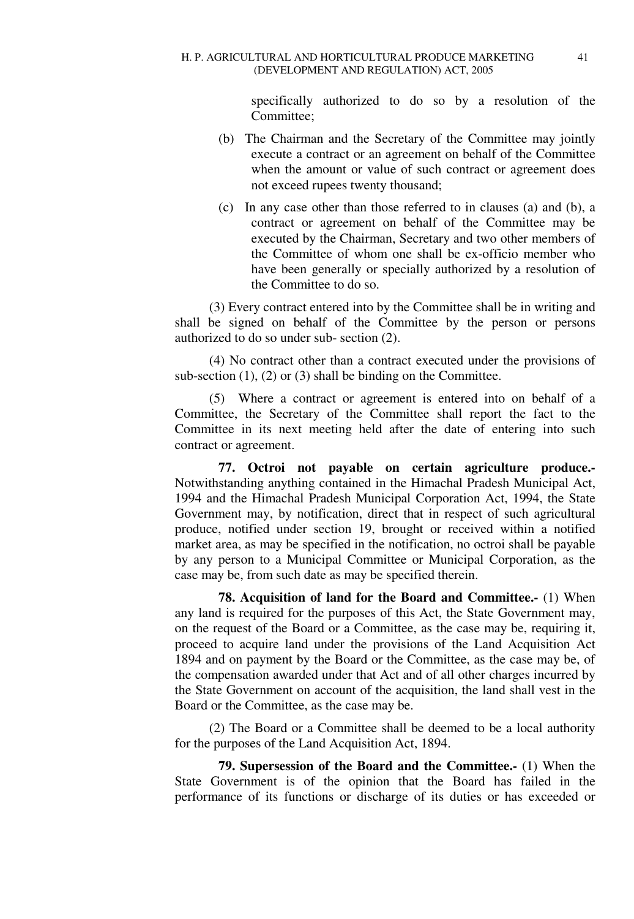specifically authorized to do so by a resolution of the Committee;

(b) The Chairman and the Secretary of the Committee may jointly execute a contract or an agreement on behalf of the Committee when the amount or value of such contract or agreement does not exceed rupees twenty thousand;

(c) In any case other than those referred to in clauses (a) and (b), a contract or agreement on behalf of the Committee may be executed by the Chairman, Secretary and two other members of the Committee of whom one shall be ex-officio member who have been generally or specially authorized by a resolution of the Committee to do so.

(3) Every contract entered into by the Committee shall be in writing and shall be signed on behalf of the Committee by the person or persons authorized to do so under sub- section (2).

(4) No contract other than a contract executed under the provisions of sub-section (1), (2) or (3) shall be binding on the Committee.

(5) Where a contract or agreement is entered into on behalf of a Committee, the Secretary of the Committee shall report the fact to the Committee in its next meeting held after the date of entering into such contract or agreement.

**77. Octroi not payable on certain agriculture produce.-** Notwithstanding anything contained in the Himachal Pradesh Municipal Act, 1994 and the Himachal Pradesh Municipal Corporation Act, 1994, the State Government may, by notification, direct that in respect of such agricultural produce, notified under section 19, brought or received within a notified market area, as may be specified in the notification, no octroi shall be payable by any person to a Municipal Committee or Municipal Corporation, as the case may be, from such date as may be specified therein.

**78. Acquisition of land for the Board and Committee.-** (1) When any land is required for the purposes of this Act, the State Government may, on the request of the Board or a Committee, as the case may be, requiring it, proceed to acquire land under the provisions of the Land Acquisition Act 1894 and on payment by the Board or the Committee, as the case may be, of the compensation awarded under that Act and of all other charges incurred by the State Government on account of the acquisition, the land shall vest in the Board or the Committee, as the case may be.

(2) The Board or a Committee shall be deemed to be a local authority for the purposes of the Land Acquisition Act, 1894.

**79. Supersession of the Board and the Committee.-** (1) When the State Government is of the opinion that the Board has failed in the performance of its functions or discharge of its duties or has exceeded or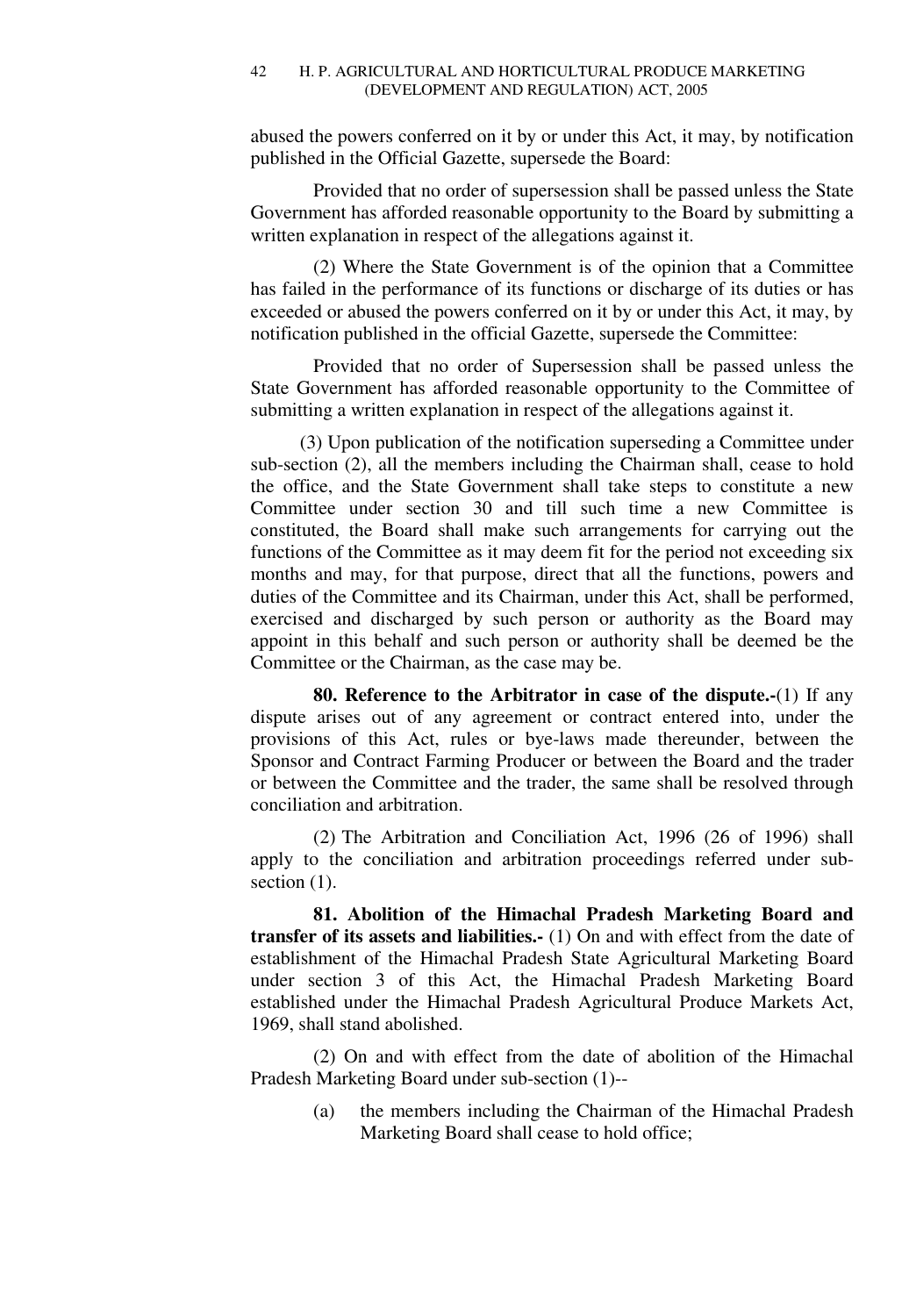abused the powers conferred on it by or under this Act, it may, by notification published in the Official Gazette, supersede the Board:

Provided that no order of supersession shall be passed unless the State Government has afforded reasonable opportunity to the Board by submitting a written explanation in respect of the allegations against it.

(2) Where the State Government is of the opinion that a Committee has failed in the performance of its functions or discharge of its duties or has exceeded or abused the powers conferred on it by or under this Act, it may, by notification published in the official Gazette, supersede the Committee:

Provided that no order of Supersession shall be passed unless the State Government has afforded reasonable opportunity to the Committee of submitting a written explanation in respect of the allegations against it.

(3) Upon publication of the notification superseding a Committee under sub-section (2), all the members including the Chairman shall, cease to hold the office, and the State Government shall take steps to constitute a new Committee under section 30 and till such time a new Committee is constituted, the Board shall make such arrangements for carrying out the functions of the Committee as it may deem fit for the period not exceeding six months and may, for that purpose, direct that all the functions, powers and duties of the Committee and its Chairman, under this Act, shall be performed, exercised and discharged by such person or authority as the Board may appoint in this behalf and such person or authority shall be deemed be the Committee or the Chairman, as the case may be.

**80. Reference to the Arbitrator in case of the dispute.-**(1) If any dispute arises out of any agreement or contract entered into, under the provisions of this Act, rules or bye-laws made thereunder, between the Sponsor and Contract Farming Producer or between the Board and the trader or between the Committee and the trader, the same shall be resolved through conciliation and arbitration.

(2) The Arbitration and Conciliation Act, 1996 (26 of 1996) shall apply to the conciliation and arbitration proceedings referred under sub-section (1).

**81. Abolition of the Himachal Pradesh Marketing Board and transfer of its assets and liabilities.-** (1) On and with effect from the date of establishment of the Himachal Pradesh State Agricultural Marketing Board under section 3 of this Act, the Himachal Pradesh Marketing Board established under the Himachal Pradesh Agricultural Produce Markets Act, 1969, shall stand abolished.

(2) On and with effect from the date of abolition of the Himachal Pradesh Marketing Board under sub-section (1)--

(a) the members including the Chairman of the Himachal Pradesh Marketing Board shall cease to hold office;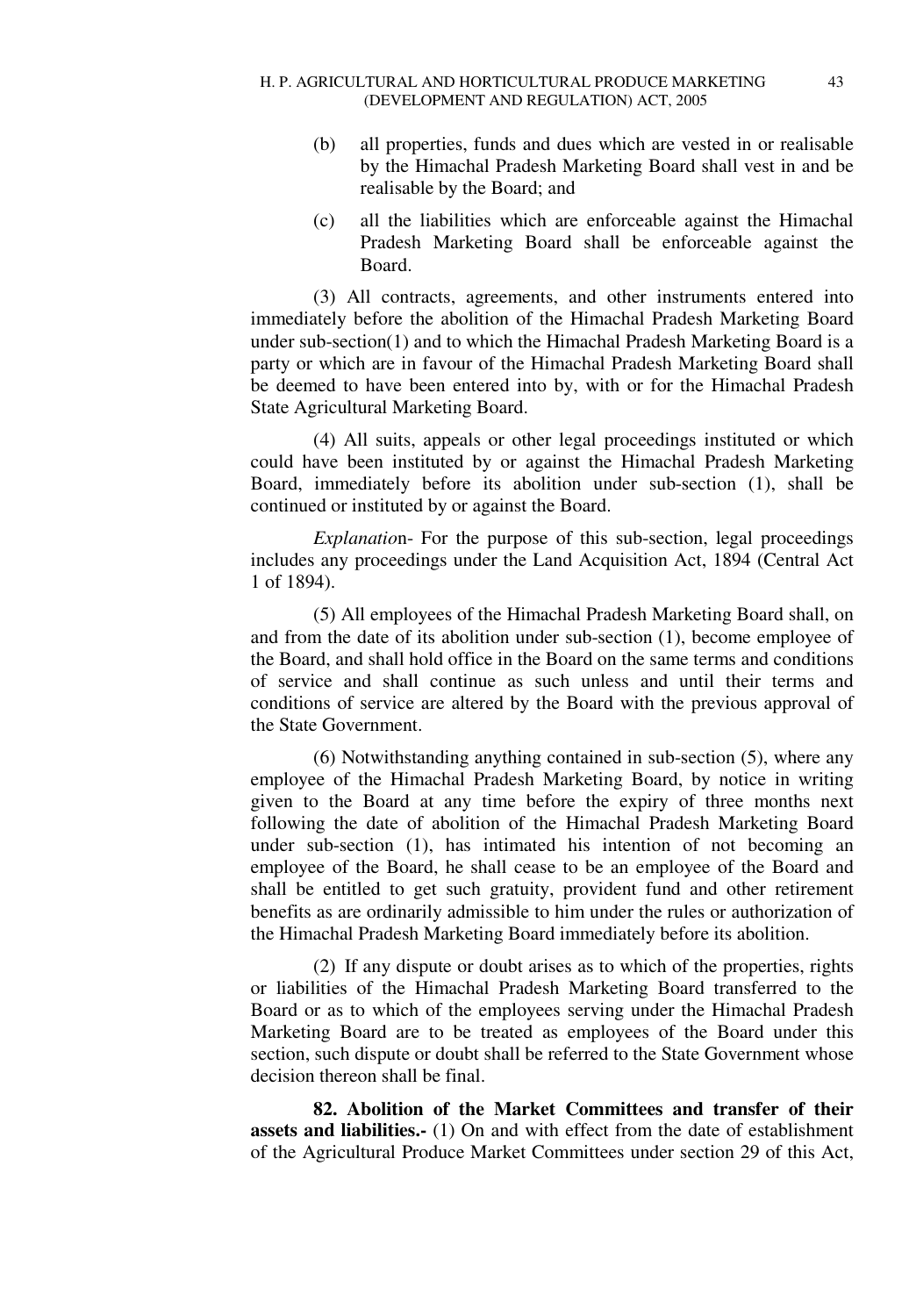(b) all properties, funds and dues which are vested in or realisable by the Himachal Pradesh Marketing Board shall vest in and be realisable by the Board; and

(c) all the liabilities which are enforceable against the Himachal Pradesh Marketing Board shall be enforceable against the Board.

(3) All contracts, agreements, and other instruments entered into immediately before the abolition of the Himachal Pradesh Marketing Board under sub-section(1) and to which the Himachal Pradesh Marketing Board is a party or which are in favour of the Himachal Pradesh Marketing Board shall be deemed to have been entered into by, with or for the Himachal Pradesh State Agricultural Marketing Board.

(4) All suits, appeals or other legal proceedings instituted or which could have been instituted by or against the Himachal Pradesh Marketing Board, immediately before its abolition under sub-section (1), shall be continued or instituted by or against the Board.

*Explanatio*n- For the purpose of this sub-section, legal proceedings includes any proceedings under the Land Acquisition Act, 1894 (Central Act 1 of 1894).

(5) All employees of the Himachal Pradesh Marketing Board shall, on and from the date of its abolition under sub-section (1), become employee of the Board, and shall hold office in the Board on the same terms and conditions of service and shall continue as such unless and until their terms and conditions of service are altered by the Board with the previous approval of the State Government.

(6) Notwithstanding anything contained in sub-section (5), where any employee of the Himachal Pradesh Marketing Board, by notice in writing given to the Board at any time before the expiry of three months next following the date of abolition of the Himachal Pradesh Marketing Board under sub-section (1), has intimated his intention of not becoming an employee of the Board, he shall cease to be an employee of the Board and shall be entitled to get such gratuity, provident fund and other retirement benefits as are ordinarily admissible to him under the rules or authorization of the Himachal Pradesh Marketing Board immediately before its abolition.

(2) If any dispute or doubt arises as to which of the properties, rights or liabilities of the Himachal Pradesh Marketing Board transferred to the Board or as to which of the employees serving under the Himachal Pradesh Marketing Board are to be treated as employees of the Board under this section, such dispute or doubt shall be referred to the State Government whose decision thereon shall be final.

**82. Abolition of the Market Committees and transfer of their assets and liabilities.-** (1) On and with effect from the date of establishment of the Agricultural Produce Market Committees under section 29 of this Act,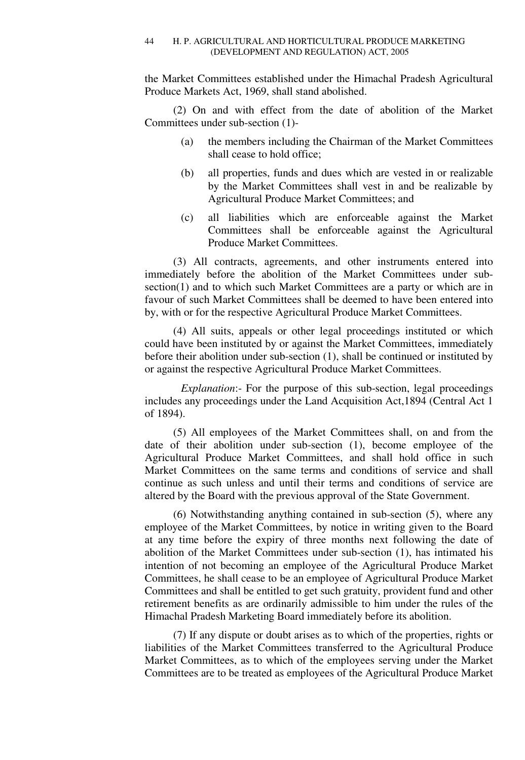the Market Committees established under the Himachal Pradesh Agricultural Produce Markets Act, 1969, shall stand abolished.

(2) On and with effect from the date of abolition of the Market Committees under sub-section (1)-

(a) the members including the Chairman of the Market Committees shall cease to hold office;

(b) all properties, funds and dues which are vested in or realizable by the Market Committees shall vest in and be realizable by Agricultural Produce Market Committees; and

(c) all liabilities which are enforceable against the Market Committees shall be enforceable against the Agricultural Produce Market Committees.

(3) All contracts, agreements, and other instruments entered into immediately before the abolition of the Market Committees under sub-section(1) and to which such Market Committees are a party or which are in favour of such Market Committees shall be deemed to have been entered into by, with or for the respective Agricultural Produce Market Committees.

(4) All suits, appeals or other legal proceedings instituted or which could have been instituted by or against the Market Committees, immediately before their abolition under sub-section (1), shall be continued or instituted by or against the respective Agricultural Produce Market Committees.

*Explanation*:- For the purpose of this sub-section, legal proceedings includes any proceedings under the Land Acquisition Act,1894 (Central Act 1 of 1894).

(5) All employees of the Market Committees shall, on and from the date of their abolition under sub-section (1), become employee of the Agricultural Produce Market Committees, and shall hold office in such Market Committees on the same terms and conditions of service and shall continue as such unless and until their terms and conditions of service are altered by the Board with the previous approval of the State Government.

(6) Notwithstanding anything contained in sub-section (5), where any employee of the Market Committees, by notice in writing given to the Board at any time before the expiry of three months next following the date of abolition of the Market Committees under sub-section (1), has intimated his intention of not becoming an employee of the Agricultural Produce Market Committees, he shall cease to be an employee of Agricultural Produce Market Committees and shall be entitled to get such gratuity, provident fund and other retirement benefits as are ordinarily admissible to him under the rules of the Himachal Pradesh Marketing Board immediately before its abolition.

(7) If any dispute or doubt arises as to which of the properties, rights or liabilities of the Market Committees transferred to the Agricultural Produce Market Committees, as to which of the employees serving under the Market Committees are to be treated as employees of the Agricultural Produce Market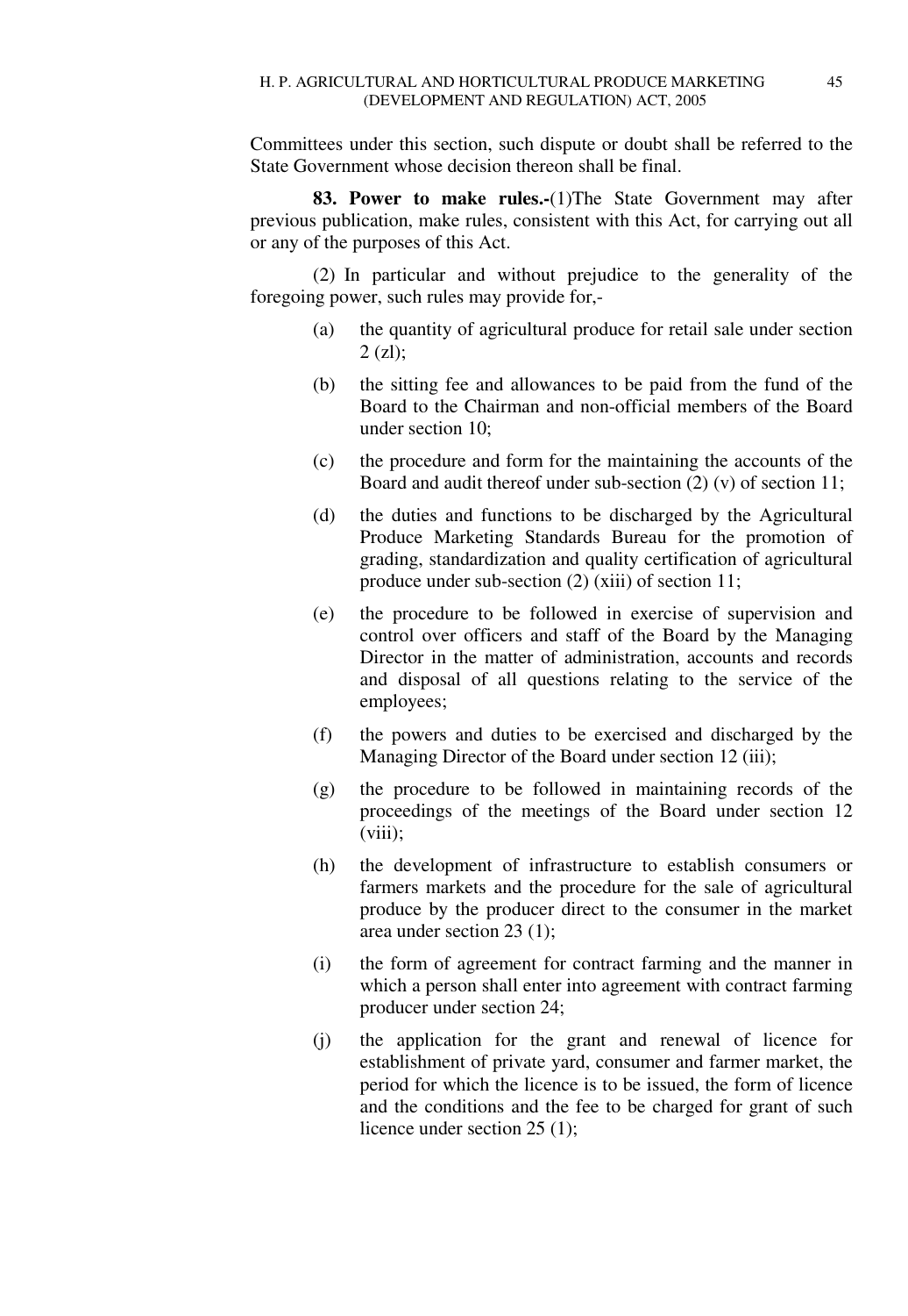Committees under this section, such dispute or doubt shall be referred to the State Government whose decision thereon shall be final.

**83. Power to make rules.-**(1)The State Government may after previous publication, make rules, consistent with this Act, for carrying out all or any of the purposes of this Act.

(2) In particular and without prejudice to the generality of the foregoing power, such rules may provide for,-

(a) the quantity of agricultural produce for retail sale under section 2 (zl);

(b) the sitting fee and allowances to be paid from the fund of the Board to the Chairman and non-official members of the Board under section 10;

(c) the procedure and form for the maintaining the accounts of the Board and audit thereof under sub-section (2) (v) of section 11;

(d) the duties and functions to be discharged by the Agricultural Produce Marketing Standards Bureau for the promotion of grading, standardization and quality certification of agricultural produce under sub-section (2) (xiii) of section 11;

(e) the procedure to be followed in exercise of supervision and control over officers and staff of the Board by the Managing Director in the matter of administration, accounts and records and disposal of all questions relating to the service of the employees;

(f) the powers and duties to be exercised and discharged by the Managing Director of the Board under section 12 (iii);

(g) the procedure to be followed in maintaining records of the proceedings of the meetings of the Board under section 12 (viii);

(h) the development of infrastructure to establish consumers or farmers markets and the procedure for the sale of agricultural produce by the producer direct to the consumer in the market area under section 23 (1);

(i) the form of agreement for contract farming and the manner in which a person shall enter into agreement with contract farming producer under section 24;

(j) the application for the grant and renewal of licence for establishment of private yard, consumer and farmer market, the period for which the licence is to be issued, the form of licence and the conditions and the fee to be charged for grant of such licence under section 25 (1);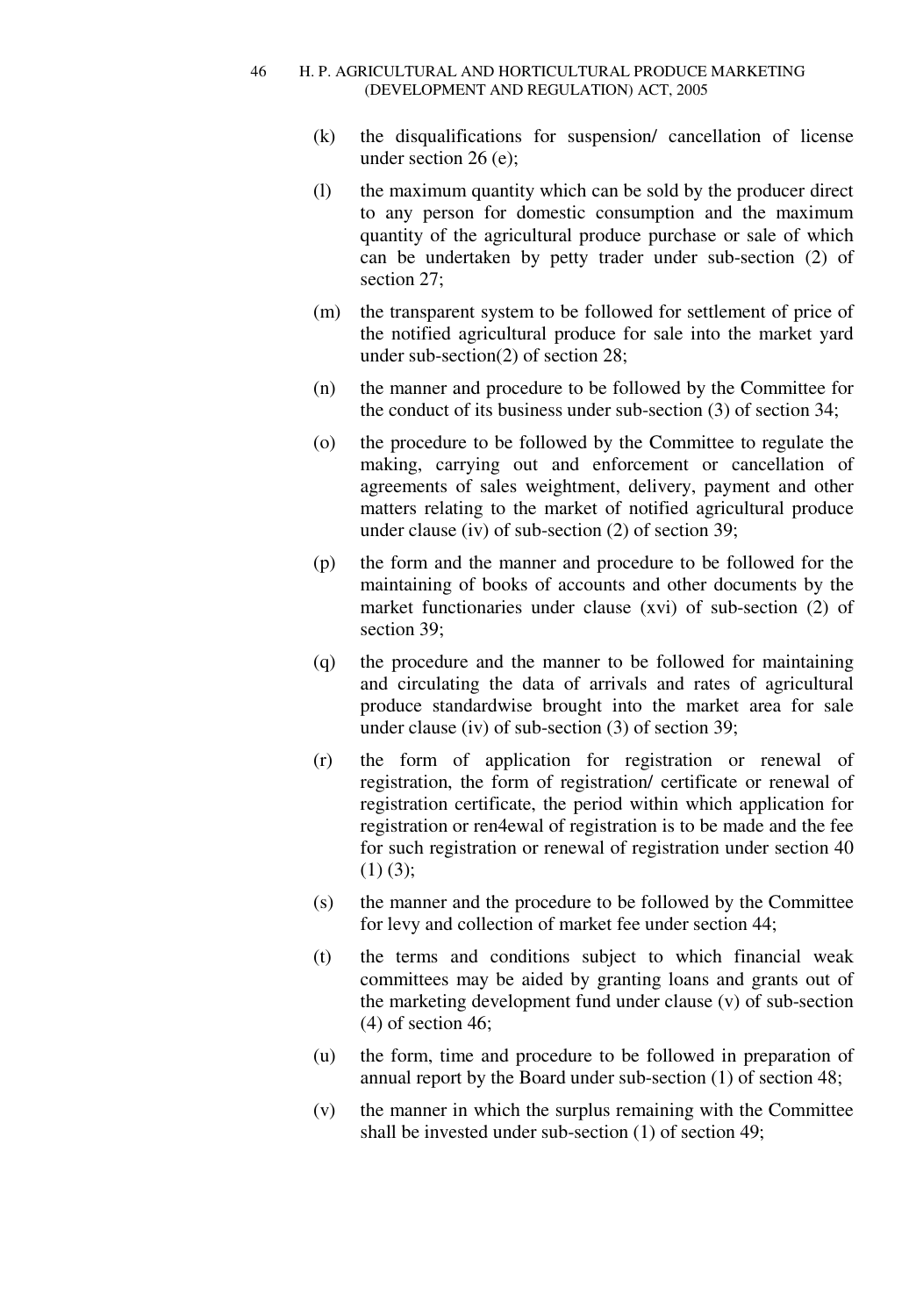(k) the disqualifications for suspension/ cancellation of license under section 26 (e);

(l) the maximum quantity which can be sold by the producer direct to any person for domestic consumption and the maximum quantity of the agricultural produce purchase or sale of which can be undertaken by petty trader under sub-section (2) of section 27;

(m) the transparent system to be followed for settlement of price of the notified agricultural produce for sale into the market yard under sub-section(2) of section 28;

(n) the manner and procedure to be followed by the Committee for the conduct of its business under sub-section (3) of section 34;

(o) the procedure to be followed by the Committee to regulate the making, carrying out and enforcement or cancellation of agreements of sales weightment, delivery, payment and other matters relating to the market of notified agricultural produce under clause (iv) of sub-section (2) of section 39;

(p) the form and the manner and procedure to be followed for the maintaining of books of accounts and other documents by the market functionaries under clause (xvi) of sub-section (2) of section 39;

(q) the procedure and the manner to be followed for maintaining and circulating the data of arrivals and rates of agricultural produce standardwise brought into the market area for sale under clause (iv) of sub-section (3) of section 39;

(r) the form of application for registration or renewal of registration, the form of registration/ certificate or renewal of registration certificate, the period within which application for registration or ren4ewal of registration is to be made and the fee for such registration or renewal of registration under section 40 (1) (3);

(s) the manner and the procedure to be followed by the Committee for levy and collection of market fee under section 44;

(t) the terms and conditions subject to which financial weak committees may be aided by granting loans and grants out of the marketing development fund under clause (v) of sub-section (4) of section 46;

(u) the form, time and procedure to be followed in preparation of annual report by the Board under sub-section (1) of section 48;

(v) the manner in which the surplus remaining with the Committee shall be invested under sub-section (1) of section 49;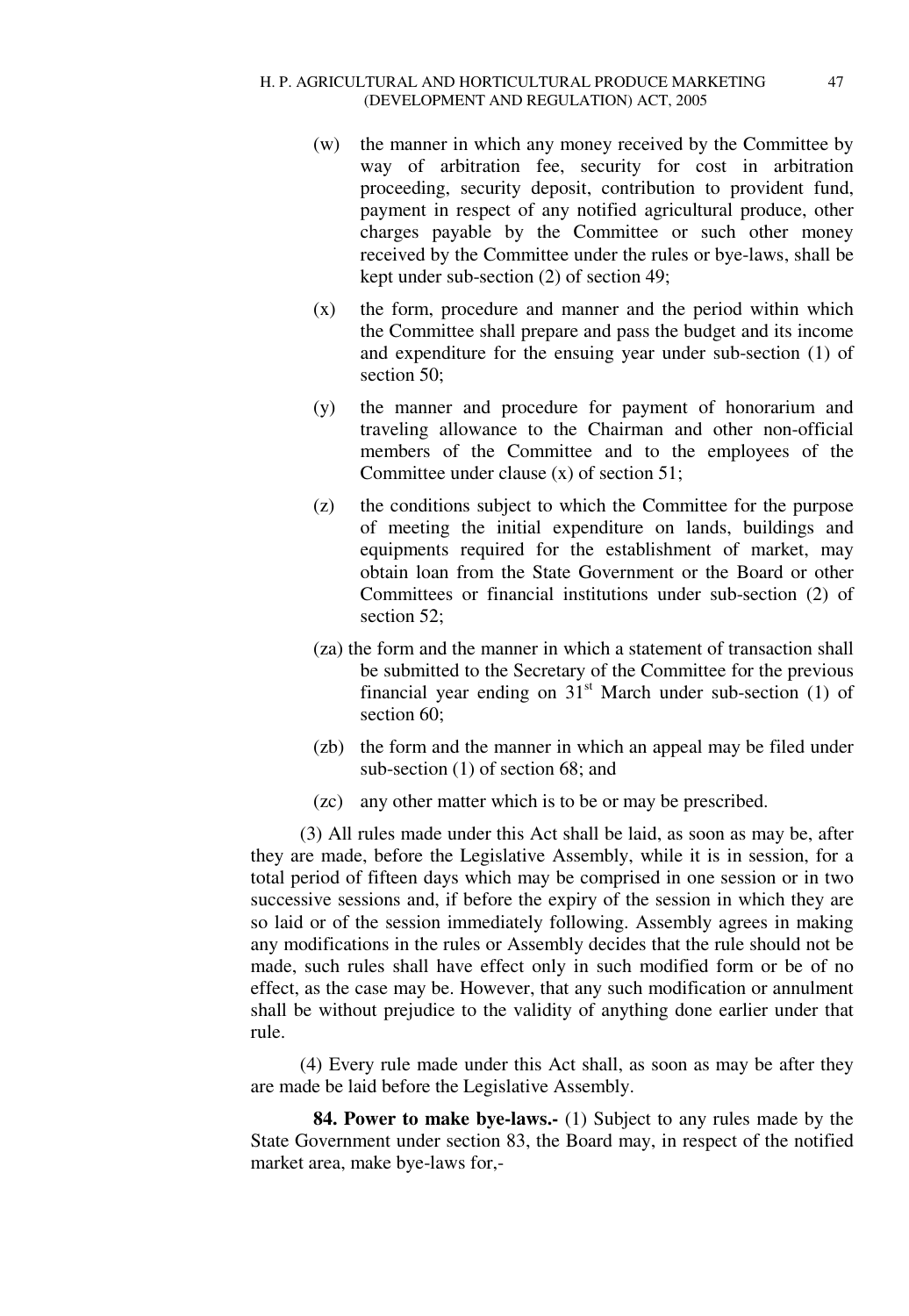(w) the manner in which any money received by the Committee by way of arbitration fee, security for cost in arbitration proceeding, security deposit, contribution to provident fund, payment in respect of any notified agricultural produce, other charges payable by the Committee or such other money received by the Committee under the rules or bye-laws, shall be kept under sub-section (2) of section 49;

(x) the form, procedure and manner and the period within which the Committee shall prepare and pass the budget and its income and expenditure for the ensuing year under sub-section (1) of section 50;

(y) the manner and procedure for payment of honorarium and traveling allowance to the Chairman and other non-official members of the Committee and to the employees of the Committee under clause (x) of section 51;

(z) the conditions subject to which the Committee for the purpose of meeting the initial expenditure on lands, buildings and equipments required for the establishment of market, may obtain loan from the State Government or the Board or other Committees or financial institutions under sub-section (2) of section 52;

(za) the form and the manner in which a statement of transaction shall be submitted to the Secretary of the Committee for the previous financial year ending on 31st March under sub-section (1) of section 60;

(zb) the form and the manner in which an appeal may be filed under sub-section (1) of section 68; and

(zc) any other matter which is to be or may be prescribed.

(3) All rules made under this Act shall be laid, as soon as may be, after they are made, before the Legislative Assembly, while it is in session, for a total period of fifteen days which may be comprised in one session or in two successive sessions and, if before the expiry of the session in which they are so laid or of the session immediately following. Assembly agrees in making any modifications in the rules or Assembly decides that the rule should not be made, such rules shall have effect only in such modified form or be of no effect, as the case may be. However, that any such modification or annulment shall be without prejudice to the validity of anything done earlier under that rule.

(4) Every rule made under this Act shall, as soon as may be after they are made be laid before the Legislative Assembly.

**84. Power to make bye-laws.-** (1) Subject to any rules made by the State Government under section 83, the Board may, in respect of the notified market area, make bye-laws for,-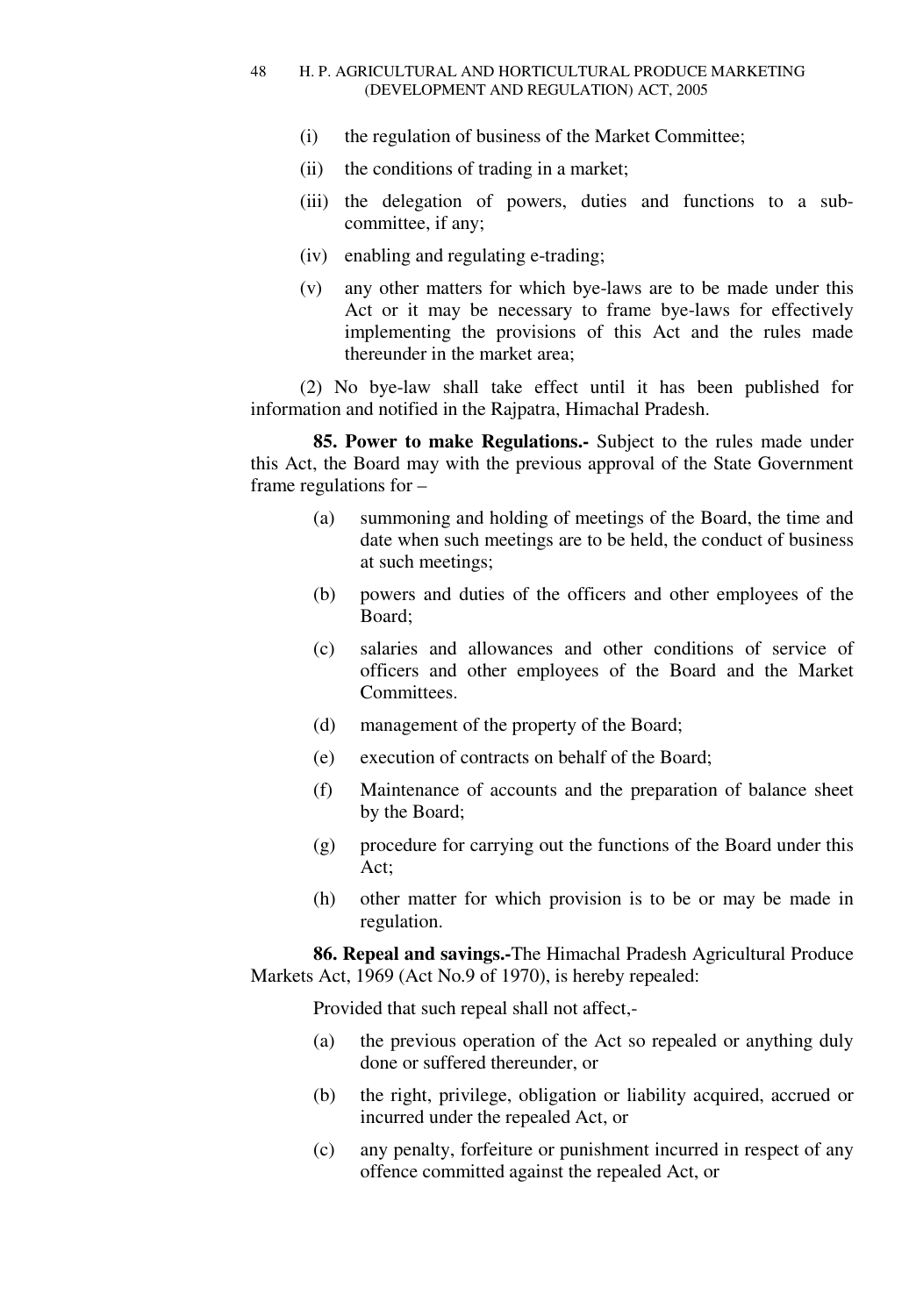(i) the regulation of business of the Market Committee;

(ii) the conditions of trading in a market;

(iii) the delegation of powers, duties and functions to a sub-committee, if any;

(iv) enabling and regulating e-trading;

(v) any other matters for which bye-laws are to be made under this Act or it may be necessary to frame bye-laws for effectively implementing the provisions of this Act and the rules made thereunder in the market area;

(2) No bye-law shall take effect until it has been published for information and notified in the Rajpatra, Himachal Pradesh.

**85. Power to make Regulations.-** Subject to the rules made under this Act, the Board may with the previous approval of the State Government frame regulations for –

(a) summoning and holding of meetings of the Board, the time and date when such meetings are to be held, the conduct of business at such meetings;

(b) powers and duties of the officers and other employees of the Board;

(c) salaries and allowances and other conditions of service of officers and other employees of the Board and the Market Committees.

(d) management of the property of the Board;

(e) execution of contracts on behalf of the Board;

(f) Maintenance of accounts and the preparation of balance sheet by the Board;

(g) procedure for carrying out the functions of the Board under this Act;

(h) other matter for which provision is to be or may be made in regulation.

**86. Repeal and savings.-**The Himachal Pradesh Agricultural Produce Markets Act, 1969 (Act No.9 of 1970), is hereby repealed:

Provided that such repeal shall not affect,-

(a) the previous operation of the Act so repealed or anything duly done or suffered thereunder, or

(b) the right, privilege, obligation or liability acquired, accrued or incurred under the repealed Act, or

(c) any penalty, forfeiture or punishment incurred in respect of any offence committed against the repealed Act, or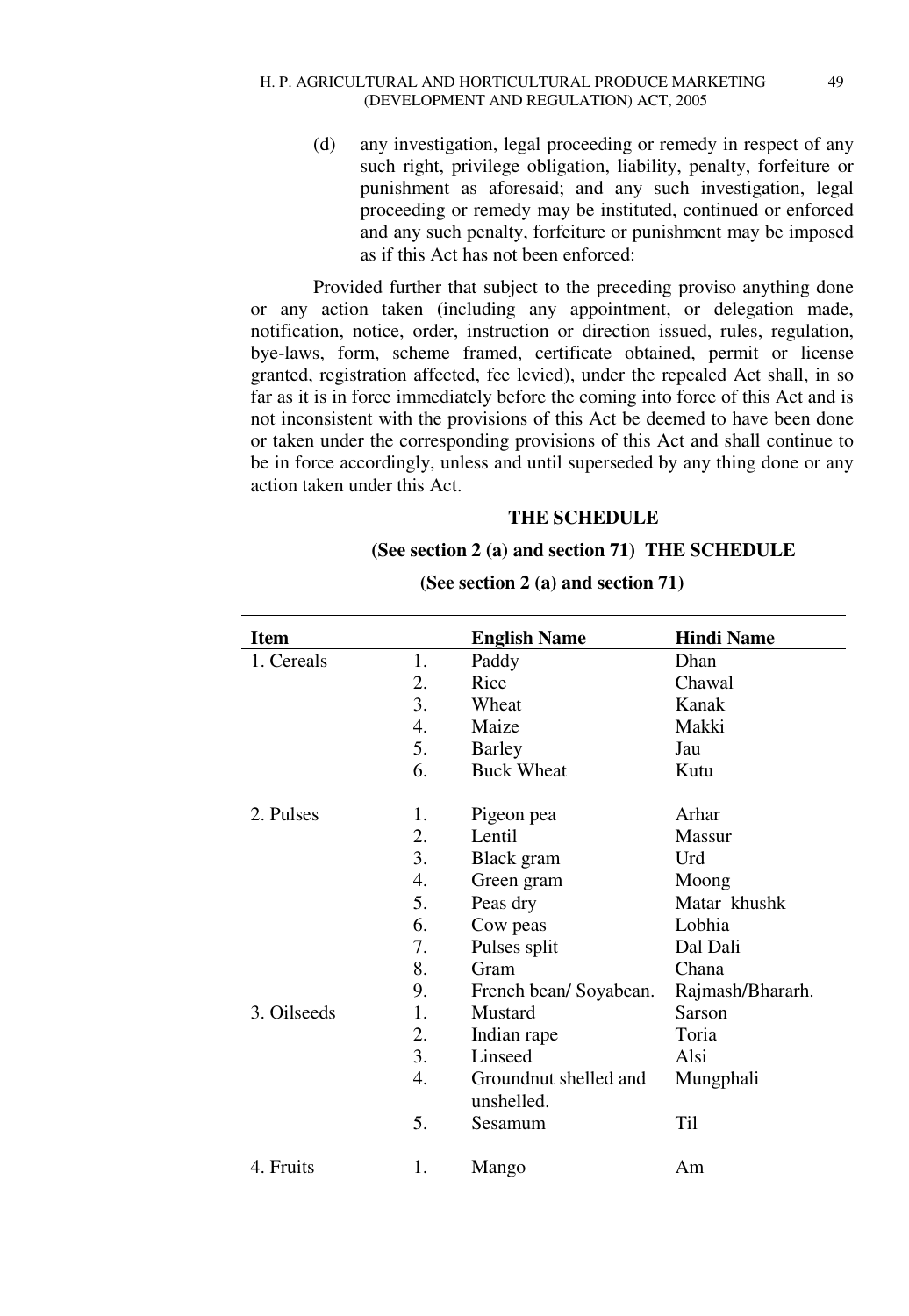(d) any investigation, legal proceeding or remedy in respect of any such right, privilege obligation, liability, penalty, forfeiture or punishment as aforesaid; and any such investigation, legal proceeding or remedy may be instituted, continued or enforced and any such penalty, forfeiture or punishment may be imposed as if this Act has not been enforced:

Provided further that subject to the preceding proviso anything done or any action taken (including any appointment, or delegation made, notification, notice, order, instruction or direction issued, rules, regulation, bye-laws, form, scheme framed, certificate obtained, permit or license granted, registration affected, fee levied), under the repealed Act shall, in so far as it is in force immediately before the coming into force of this Act and is not inconsistent with the provisions of this Act be deemed to have been done or taken under the corresponding provisions of this Act and shall continue to be in force accordingly, unless and until superseded by any thing done or any action taken under this Act.

## THE SCHEDULE

**(See section 2 (a) and section 71) THE SCHEDULE**

**(See section 2 (a) and section 71)**

| Item | | English Name | Hindi Name |
|---|---|---|---|
| 1. Cereals | 1. | Paddy | Dhan |
| | 2. | Rice | Chawal |
| | 3. | Wheat | Kanak |
| | 4. | Maize | Makki |
| | 5. | Barley | Jau |
| | 6. | Buck Wheat | Kutu |
| 2. Pulses | 1. | Pigeon pea | Arhar |
| | 2. | Lentil | Massur |
| | 3. | Black gram | Urd |
| | 4. | Green gram | Moong |
| | 5. | Peas dry | Matar khushk |
| | 6. | Cow peas | Lobhia |
| | 7. | Pulses split | Dal Dali |
| | 8. | Gram | Chana |
| | 9. | French bean/ Soyabean. | Rajmash/Bhararh. |
| 3. Oilseeds | 1. | Mustard | Sarson |
| | 2. | Indian rape | Toria |
| | 3. | Linseed | Alsi |
| | 4. | Groundnut shelled and unshelled. | Mungphali |
| | 5. | Sesamum | Til |
| 4. Fruits | 1. | Mango | Am |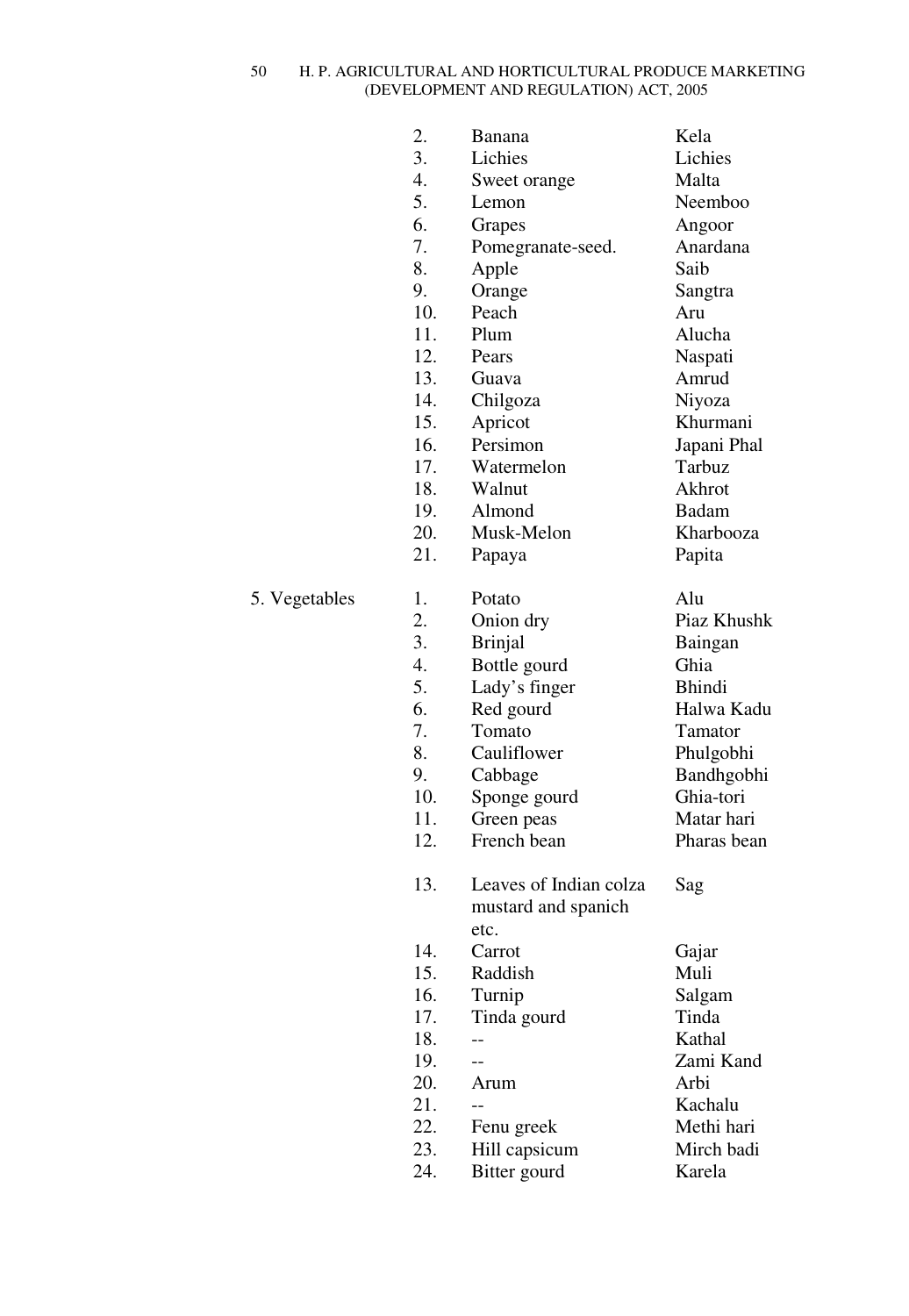| | | | |
|---|---|---|---|
| | 2. | Banana | Kela |
| | 3. | Lichies | Lichies |
| | 4. | Sweet orange | Malta |
| | 5. | Lemon | Neemboo |
| | 6. | Grapes | Angoor |
| | 7. | Pomegranate-seed. | Anardana |
| | 8. | Apple | Saib |
| | 9. | Orange | Sangtra |
| | 10. | Peach | Aru |
| | 11. | Plum | Alucha |
| | 12. | Pears | Naspati |
| | 13. | Guava | Amrud |
| | 14. | Chilgoza | Niyoza |
| | 15. | Apricot | Khurmani |
| | 16. | Persimon | Japani Phal |
| | 17. | Watermelon | Tarbuz |
| | 18. | Walnut | Akhrot |
| | 19. | Almond | Badam |
| | 20. | Musk-Melon | Kharbooza |
| | 21. | Papaya | Papita |
| 5. Vegetables | 1. | Potato | Alu |
| | 2. | Onion dry | Piaz Khushk |
| | 3. | Brinjal | Baingan |
| | 4. | Bottle gourd | Ghia |
| | 5. | Lady's finger | Bhindi |
| | 6. | Red gourd | Halwa Kadu |
| | 7. | Tomato | Tamator |
| | 8. | Cauliflower | Phulgobhi |
| | 9. | Cabbage | Bandhgobhi |
| | 10. | Sponge gourd | Ghia-tori |
| | 11. | Green peas | Matar hari |
| | 12. | French bean | Pharas bean |
| | 13. | Leaves of Indian colza mustard and spanich etc. | Sag |
| | 14. | Carrot | Gajar |
| | 15. | Raddish | Muli |
| | 16. | Turnip | Salgam |
| | 17. | Tinda gourd | Tinda |
| | 18. | -- | Kathal |
| | 19. | -- | Zami Kand |
| | 20. | Arum | Arbi |
| | 21. | -- | Kachalu |
| | 22. | Fenu greek | Methi hari |
| | 23. | Hill capsicum | Mirch badi |
| | 24. | Bitter gourd | Karela |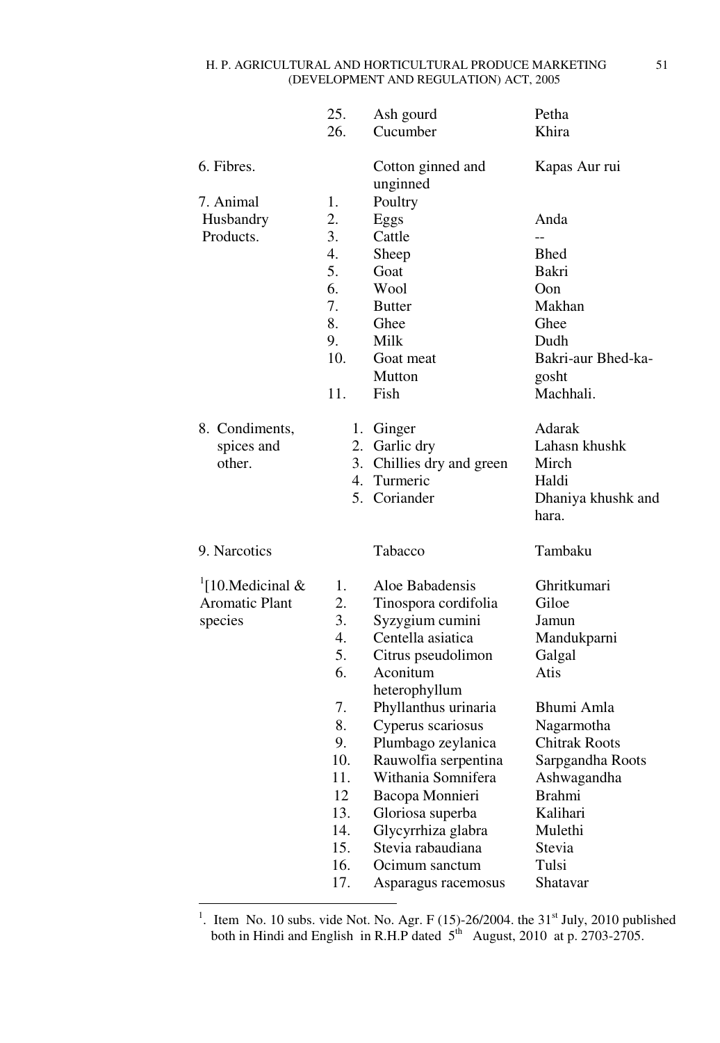| | | | |
|---|---|---|---|
| | 25. | Ash gourd | Petha |
| | 26. | Cucumber | Khira |
| 6. Fibres. | | Cotton ginned and unginned | Kapas Aur rui |
| 7. Animal Husbandry Products. | 1. | Poultry | |
| | 2. | Eggs | Anda |
| | 3. | Cattle | -- |
| | 4. | Sheep | Bhed |
| | 5. | Goat | Bakri |
| | 6. | Wool | Oon |
| | 7. | Butter | Makhan |
| | 8. | Ghee | Ghee |
| | 9. | Milk | Dudh |
| | 10. | Goat meat Mutton | Bakri-aur Bhed-ka-gosht |
| | 11. | Fish | Machhali. |
| 8. Condiments, spices and other. | 1. | Ginger | Adarak |
| | 2. | Garlic dry | Lahasn khushk |
| | 3. | Chillies dry and green | Mirch |
| | 4. | Turmeric | Haldi |
| | 5. | Coriander | Dhaniya khushk and hara. |
| 9. Narcotics | | Tabacco | Tambaku |
| [1][10.Medicinal & Aromatic Plant species | 1. | Aloe Babadensis | Ghritkumari |
| | 2. | Tinospora cordifolia | Giloe |
| | 3. | Syzygium cumini | Jamun |
| | 4. | Centella asiatica | Mandukparni |
| | 5. | Citrus pseudolimon | Galgal |
| | 6. | Aconitum heterophyllum | Atis |
| | 7. | Phyllanthus urinaria | Bhumi Amla |
| | 8. | Cyperus scariosus | Nagarmotha |
| | 9. | Plumbago zeylanica | Chitrak Roots |
| | 10. | Rauwolfia serpentina | Sarpgandha Roots |
| | 11. | Withania Somnifera | Ashwagandha |
| | 12 | Bacopa Monnieri | Brahmi |
| | 13. | Gloriosa superba | Kalihari |
| | 14. | Glycyrrhiza glabra | Mulethi |
| | 15. | Stevia rabaudiana | Stevia |
| | 16. | Ocimum sanctum | Tulsi |
| | 17. | Asparagus racemosus | Shatavar |

---

[1]. Item No. 10 subs. vide Not. No. Agr. F (15)-26/2004. the 31st July, 2010 published both in Hindi and English in R.H.P dated 5th August, 2010 at p. 2703-2705.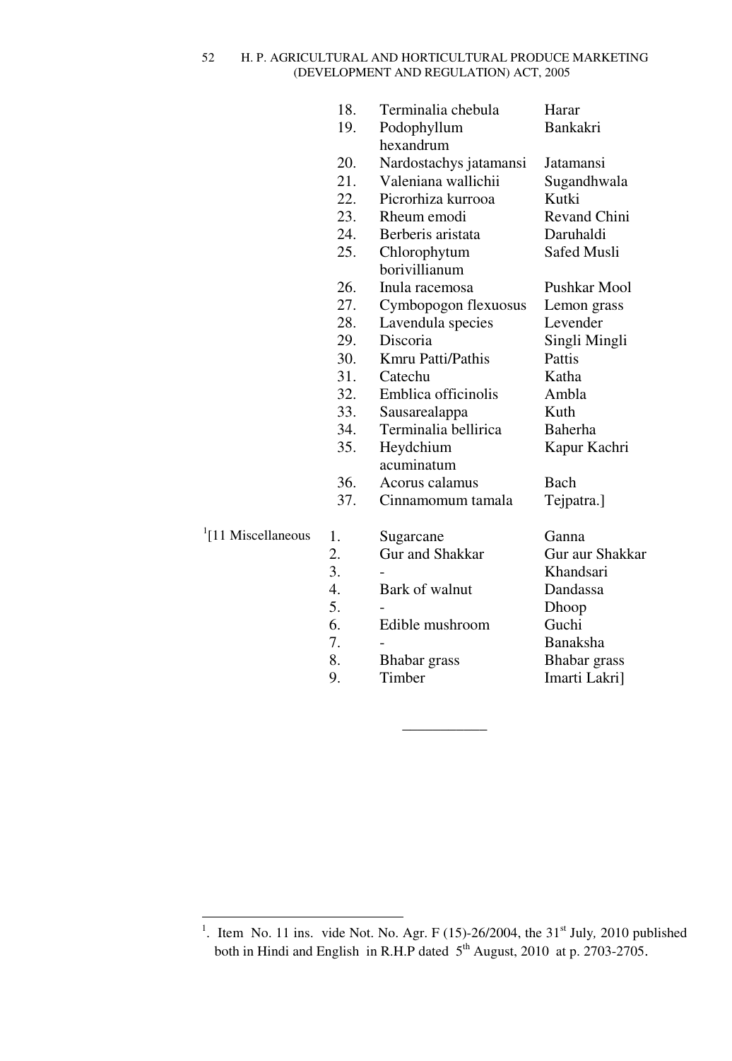| | | | |
|---|---|---|---|
| | 18. | Terminalia chebula | Harar |
| | 19. | Podophyllum hexandrum | Bankakri |
| | 20. | Nardostachys jatamansi | Jatamansi |
| | 21. | Valeniana wallichii | Sugandhwala |
| | 22. | Picrorhiza kurrooa | Kutki |
| | 23. | Rheum emodi | Revand Chini |
| | 24. | Berberis aristata | Daruhaldi |
| | 25. | Chlorophytum borivillianum | Safed Musli |
| | 26. | Inula racemosa | Pushkar Mool |
| | 27. | Cymbopogon flexuosus | Lemon grass |
| | 28. | Lavendula species | Levender |
| | 29. | Discoria | Singli Mingli |
| | 30. | Kmru Patti/Pathis | Pattis |
| | 31. | Catechu | Katha |
| | 32. | Emblica officinolis | Ambla |
| | 33. | Sausarealappa | Kuth |
| | 34. | Terminalia bellirica | Baherha |
| | 35. | Heydchium acuminatum | Kapur Kachri |
| | 36. | Acorus calamus | Bach |
| | 37. | Cinnamomum tamala | Tejpatra.] |
| [1][11 Miscellaneous | 1. | Sugarcane | Ganna |
| | 2. | Gur and Shakkar | Gur aur Shakkar |
| | 3. | - | Khandsari |
| | 4. | Bark of walnut | Dandassa |
| | 5. | - | Dhoop |
| | 6. | Edible mushroom | Guchi |
| | 7. | - | Banaksha |
| | 8. | Bhabar grass | Bhabar grass |
| | 9. | Timber | Imarti Lakri] |

___________

[1]. Item No. 11 ins. vide Not. No. Agr. F (15)-26/2004, the 31st July, 2010 published both in Hindi and English in R.H.P dated 5th August, 2010 at p. 2703-2705.